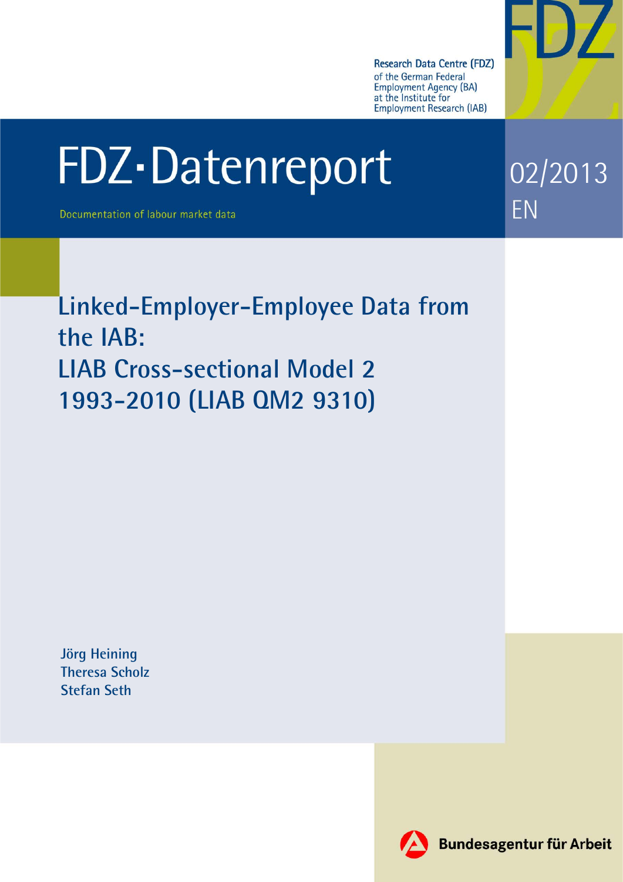Research Data Centre (FDZ)
of the German Federal Employment Agency (BA)
at the Institute for Employment Research (IAB)

# FDZ-Datenreport

Documentation of labour market data

02/2013 EN

## Linked-Employer-Employee Data from the IAB: LIAB Cross-sectional Model 2 1993-2010 (LIAB QM2 9310)

Jörg Heining
Theresa Scholz
Stefan Seth

Bundesagentur für Arbeit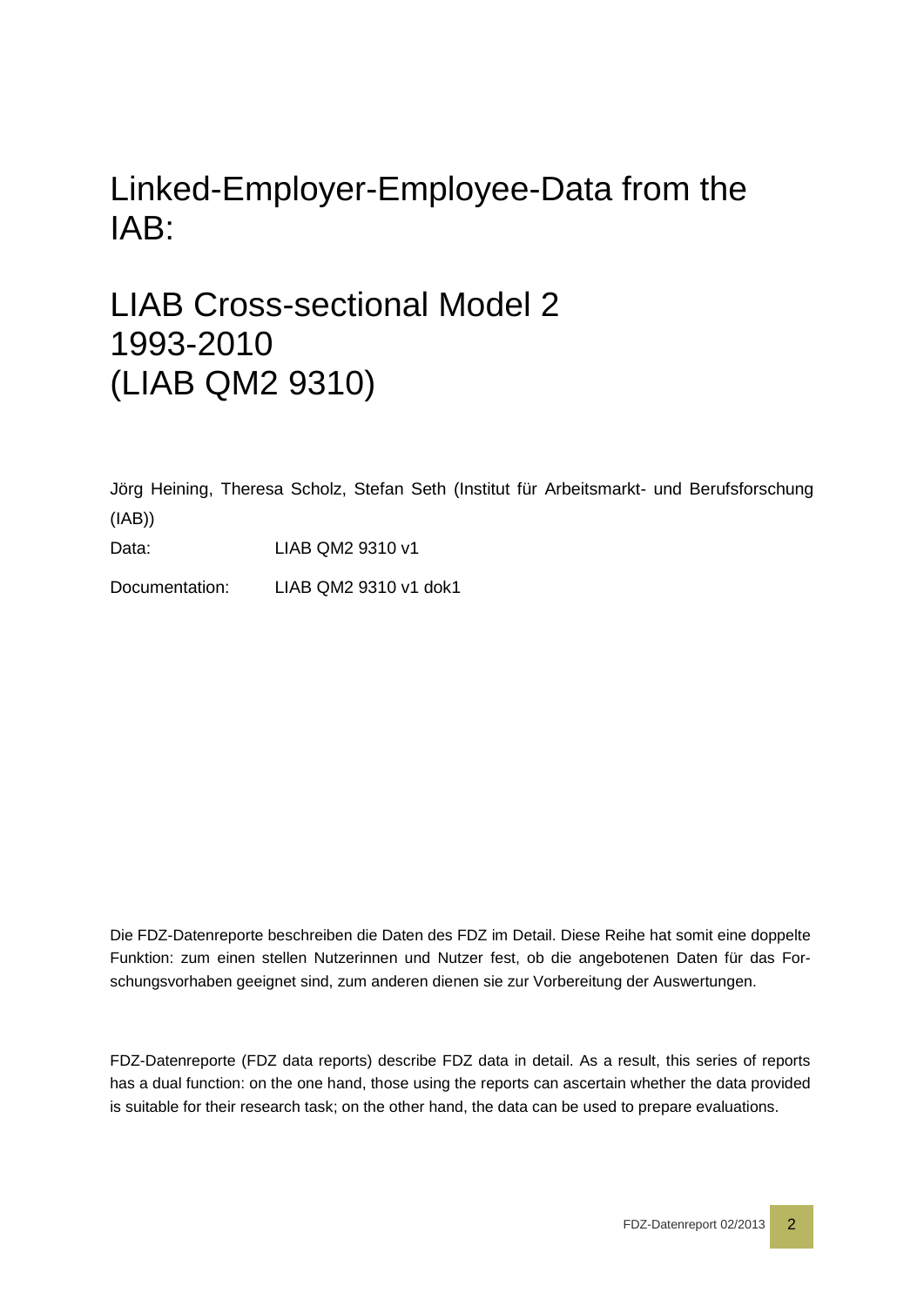# Linked-Employer-Employee-Data from the IAB:

# LIAB Cross-sectional Model 2 1993-2010 (LIAB QM2 9310)

Jörg Heining, Theresa Scholz, Stefan Seth (Institut für Arbeitsmarkt- und Berufsforschung (IAB))

Data: LIAB QM2 9310 v1

Documentation: LIAB QM2 9310 v1 dok1

Die FDZ-Datenreporte beschreiben die Daten des FDZ im Detail. Diese Reihe hat somit eine doppelte Funktion: zum einen stellen Nutzerinnen und Nutzer fest, ob die angebotenen Daten für das Forschungsvorhaben geeignet sind, zum anderen dienen sie zur Vorbereitung der Auswertungen.

FDZ-Datenreporte (FDZ data reports) describe FDZ data in detail. As a result, this series of reports has a dual function: on the one hand, those using the reports can ascertain whether the data provided is suitable for their research task; on the other hand, the data can be used to prepare evaluations.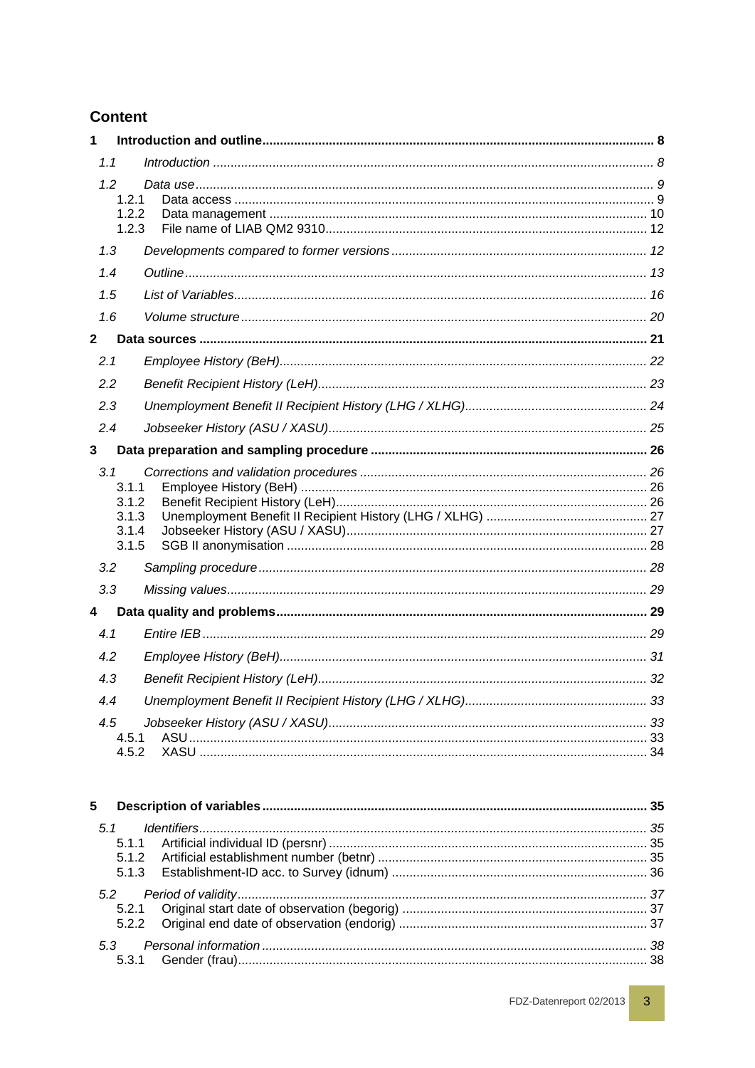# Content

**1 Introduction and outline** ........ **8**

*1.1 Introduction* ........ *8*

*1.2 Data use* ........ *9*

1.2.1 Data access ........ 9

1.2.2 Data management ........ 10

1.2.3 File name of LIAB QM2 9310 ........ 12

*1.3 Developments compared to former versions* ........ *12*

*1.4 Outline* ........ *13*

*1.5 List of Variables* ........ *16*

*1.6 Volume structure* ........ *20*

**2 Data sources** ........ **21**

*2.1 Employee History (BeH)* ........ *22*

*2.2 Benefit Recipient History (LeH)* ........ *23*

*2.3 Unemployment Benefit II Recipient History (LHG / XLHG)* ........ *24*

*2.4 Jobseeker History (ASU / XASU)* ........ *25*

**3 Data preparation and sampling procedure** ........ **26**

*3.1 Corrections and validation procedures* ........ *26*

3.1.1 Employee History (BeH) ........ 26

3.1.2 Benefit Recipient History (LeH) ........ 26

3.1.3 Unemployment Benefit II Recipient History (LHG / XLHG) ........ 27

3.1.4 Jobseeker History (ASU / XASU) ........ 27

3.1.5 SGB II anonymisation ........ 28

*3.2 Sampling procedure* ........ *28*

*3.3 Missing values* ........ *29*

**4 Data quality and problems** ........ **29**

*4.1 Entire IEB* ........ *29*

*4.2 Employee History (BeH)* ........ *31*

*4.3 Benefit Recipient History (LeH)* ........ *32*

*4.4 Unemployment Benefit II Recipient History (LHG / XLHG)* ........ *33*

*4.5 Jobseeker History (ASU / XASU)* ........ *33*

4.5.1 ASU ........ 33

4.5.2 XASU ........ 34

**5 Description of variables** ........ **35**

*5.1 Identifiers* ........ *35*

5.1.1 Artificial individual ID (persnr) ........ 35

5.1.2 Artificial establishment number (betnr) ........ 35

5.1.3 Establishment-ID acc. to Survey (idnum) ........ 36

*5.2 Period of validity* ........ *37*

5.2.1 Original start date of observation (begorig) ........ 37

5.2.2 Original end date of observation (endorig) ........ 37

*5.3 Personal information* ........ *38*

5.3.1 Gender (frau) ........ 38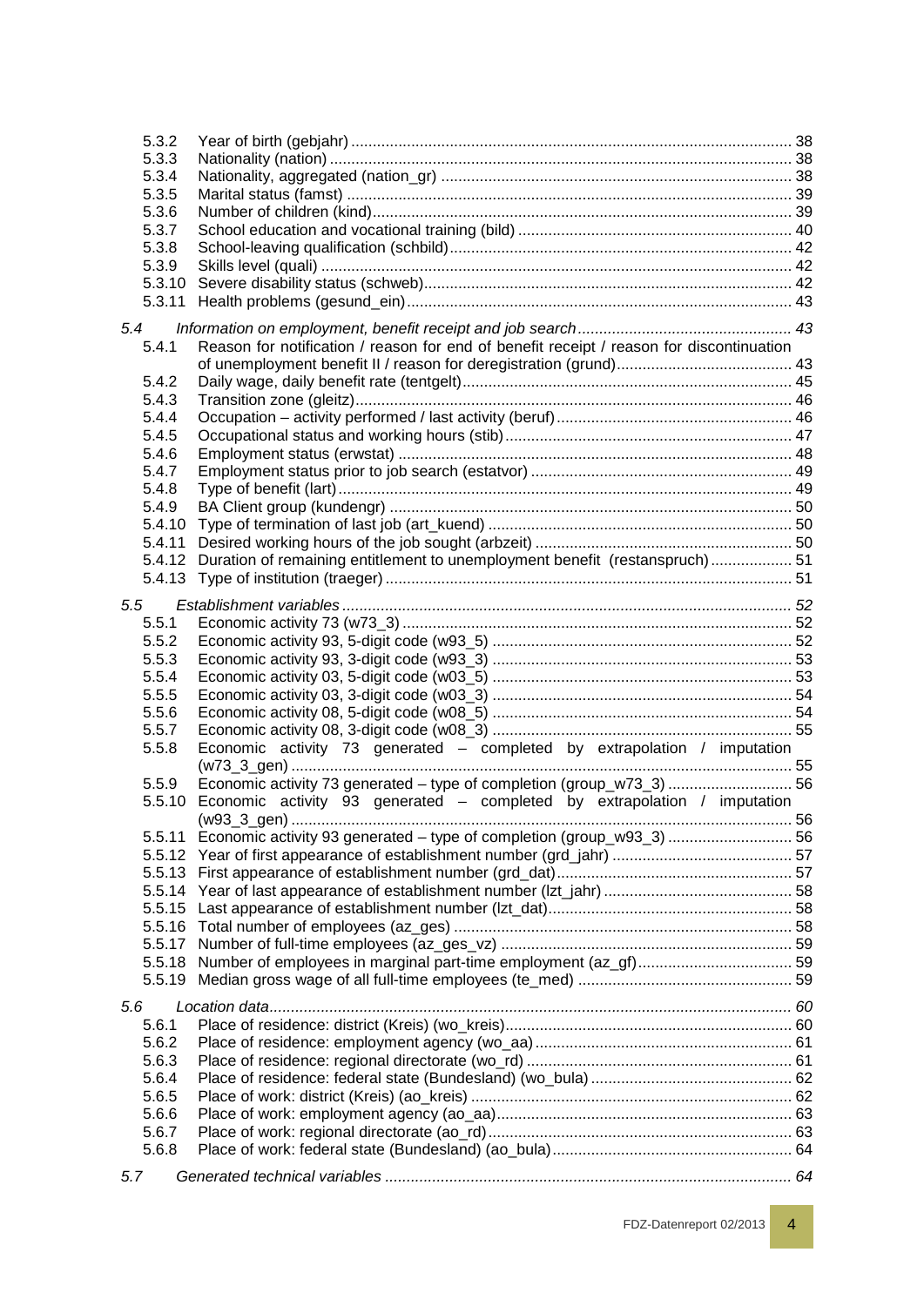5.3.2 Year of birth (gebjahr) ............................................................................................... 38
5.3.3 Nationality (nation) .................................................................................................. 38
5.3.4 Nationality, aggregated (nation_gr) .......................................................................... 38
5.3.5 Marital status (famst) ............................................................................................... 39
5.3.6 Number of children (kind)......................................................................................... 39
5.3.7 School education and vocational training (bild) ....................................................... 40
5.3.8 School-leaving qualification (schbild)........................................................................ 42
5.3.9 Skills level (quali) ..................................................................................................... 42
5.3.10 Severe disability status (schweb)............................................................................. 42
5.3.11 Health problems (gesund_ein).................................................................................. 43

*5.4 Information on employment, benefit receipt and job search ........................................... 43*

5.4.1 Reason for notification / reason for end of benefit receipt / reason for discontinuation of unemployment benefit II / reason for deregistration (grund)......................................... 43
5.4.2 Daily wage, daily benefit rate (tentgelt)..................................................................... 45
5.4.3 Transition zone (gleitz)............................................................................................. 46
5.4.4 Occupation – activity performed / last activity (beruf)............................................... 46
5.4.5 Occupational status and working hours (stib)........................................................... 47
5.4.6 Employment status (erwstat) .................................................................................... 48
5.4.7 Employment status prior to job search (estatvor) ..................................................... 49
5.4.8 Type of benefit (lart).................................................................................................. 49
5.4.9 BA Client group (kundengr) ...................................................................................... 50
5.4.10 Type of termination of last job (art_kuend) ............................................................... 50
5.4.11 Desired working hours of the job sought (arbzeit) .................................................... 50
5.4.12 Duration of remaining entitlement to unemployment benefit (restanspruch)............... 51
5.4.13 Type of institution (traeger) ....................................................................................... 51

*5.5 Establishment variables ................................................................................................. 52*

5.5.1 Economic activity 73 (w73_3) ................................................................................... 52
5.5.2 Economic activity 93, 5-digit code (w93_5) .............................................................. 52
5.5.3 Economic activity 93, 3-digit code (w93_3) .............................................................. 53
5.5.4 Economic activity 03, 5-digit code (w03_5) .............................................................. 53
5.5.5 Economic activity 03, 3-digit code (w03_3) .............................................................. 54
5.5.6 Economic activity 08, 5-digit code (w08_5) .............................................................. 54
5.5.7 Economic activity 08, 3-digit code (w08_3) .............................................................. 55
5.5.8 Economic activity 73 generated – completed by extrapolation / imputation (w73_3_gen) ............................................................................................................. 55
5.5.9 Economic activity 73 generated – type of completion (group_w73_3) ....................... 56
5.5.10 Economic activity 93 generated – completed by extrapolation / imputation (w93_3_gen) ............................................................................................................. 56
5.5.11 Economic activity 93 generated – type of completion (group_w93_3) ....................... 56
5.5.12 Year of first appearance of establishment number (grd_jahr) ................................... 57
5.5.13 First appearance of establishment number (grd_dat)................................................ 57
5.5.14 Year of last appearance of establishment number (lzt_jahr) ..................................... 58
5.5.15 Last appearance of establishment number (lzt_dat).................................................. 58
5.5.16 Total number of employees (az_ges) ....................................................................... 58
5.5.17 Number of full-time employees (az_ges_vz) ............................................................. 59
5.5.18 Number of employees in marginal part-time employment (az_gf).............................. 59
5.5.19 Median gross wage of all full-time employees (te_med) ............................................ 59

*5.6 Location data.................................................................................................................. 60*

5.6.1 Place of residence: district (Kreis) (wo_kreis)........................................................... 60
5.6.2 Place of residence: employment agency (wo_aa)...................................................... 61
5.6.3 Place of residence: regional directorate (wo_rd) ....................................................... 61
5.6.4 Place of residence: federal state (Bundesland) (wo_bula) ......................................... 62
5.6.5 Place of work: district (Kreis) (ao_kreis) .................................................................. 62
5.6.6 Place of work: employment agency (ao_aa).............................................................. 63
5.6.7 Place of work: regional directorate (ao_rd)................................................................ 63
5.6.8 Place of work: federal state (Bundesland) (ao_bula).................................................. 64

*5.7 Generated technical variables ........................................................................................ 64*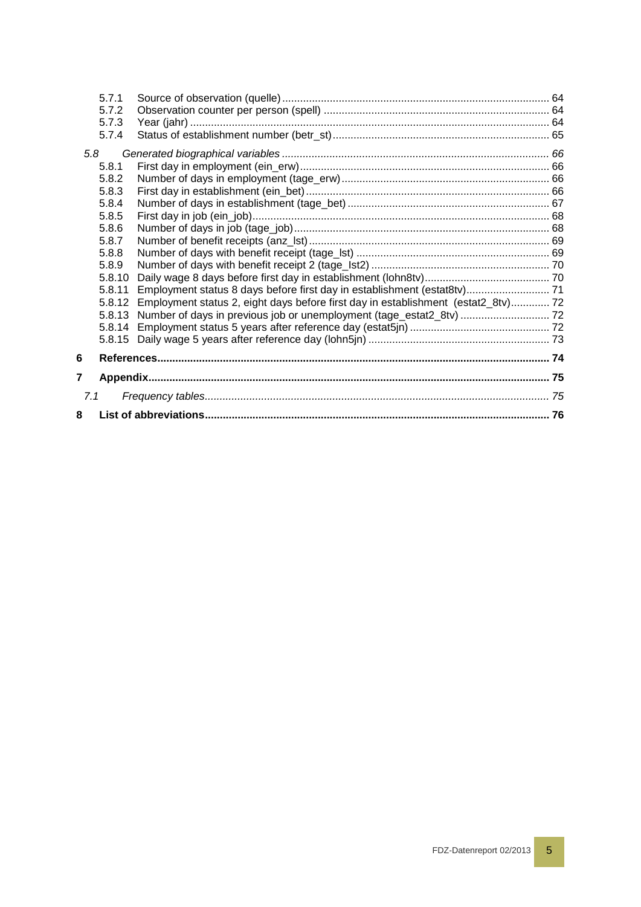5.7.1 Source of observation (quelle) ... 64
5.7.2 Observation counter per person (spell) ... 64
5.7.3 Year (jahr) ... 64
5.7.4 Status of establishment number (betr_st) ... 65

*5.8 Generated biographical variables ... 66*

5.8.1 First day in employment (ein_erw) ... 66
5.8.2 Number of days in employment (tage_erw) ... 66
5.8.3 First day in establishment (ein_bet) ... 66
5.8.4 Number of days in establishment (tage_bet) ... 67
5.8.5 First day in job (ein_job) ... 68
5.8.6 Number of days in job (tage_job) ... 68
5.8.7 Number of benefit receipts (anz_lst) ... 69
5.8.8 Number of days with benefit receipt (tage_lst) ... 69
5.8.9 Number of days with benefit receipt 2 (tage_lst2) ... 70
5.8.10 Daily wage 8 days before first day in establishment (lohn8tv) ... 70
5.8.11 Employment status 8 days before first day in establishment (estat8tv) ... 71
5.8.12 Employment status 2, eight days before first day in establishment (estat2_8tv) ... 72
5.8.13 Number of days in previous job or unemployment (tage_estat2_8tv) ... 72
5.8.14 Employment status 5 years after reference day (estat5jn) ... 72
5.8.15 Daily wage 5 years after reference day (lohn5jn) ... 73

**6 References ... 74**

**7 Appendix ... 75**

*7.1 Frequency tables ... 75*

**8 List of abbreviations ... 76**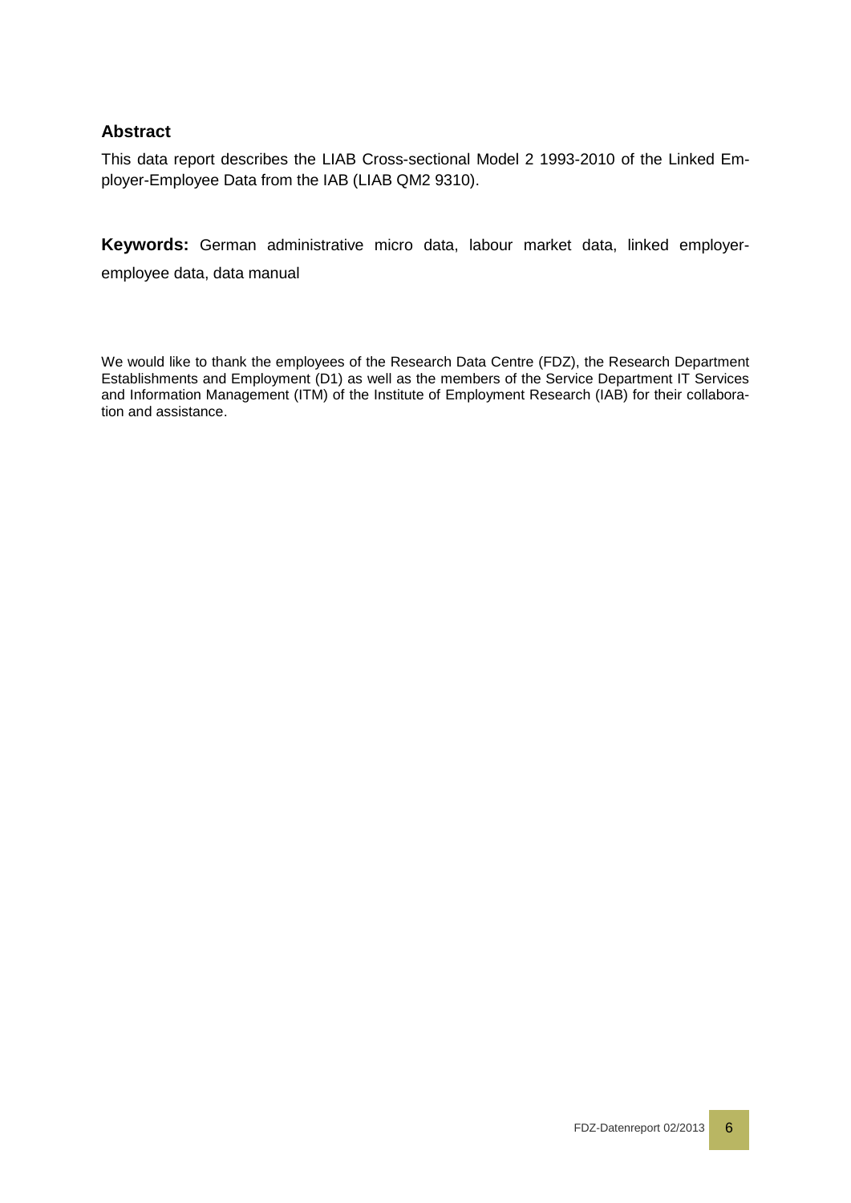## Abstract

This data report describes the LIAB Cross-sectional Model 2 1993-2010 of the Linked Employer-Employee Data from the IAB (LIAB QM2 9310).

**Keywords:** German administrative micro data, labour market data, linked employer-employee data, data manual

We would like to thank the employees of the Research Data Centre (FDZ), the Research Department Establishments and Employment (D1) as well as the members of the Service Department IT Services and Information Management (ITM) of the Institute of Employment Research (IAB) for their collaboration and assistance.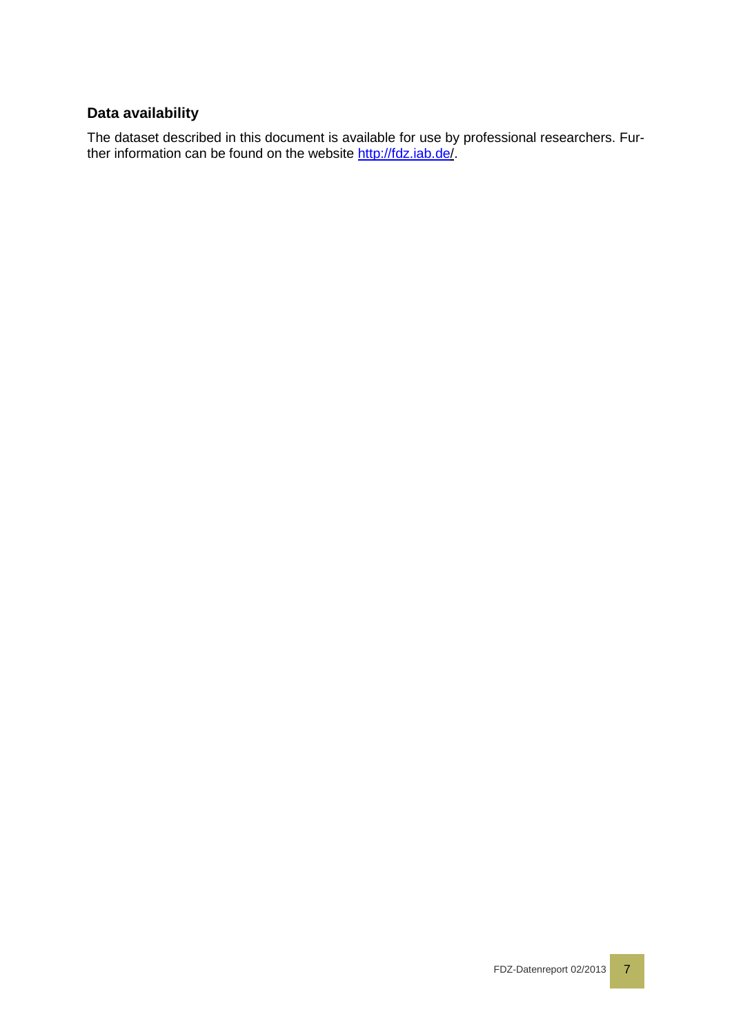## Data availability

The dataset described in this document is available for use by professional researchers. Further information can be found on the website http://fdz.iab.de/.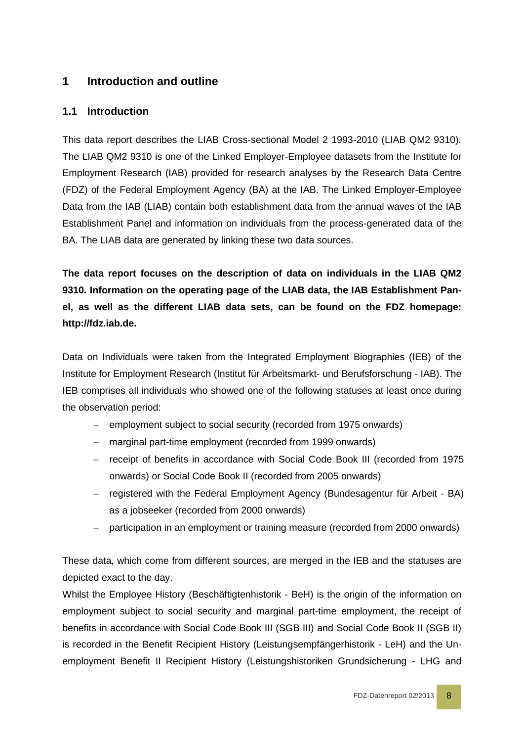# 1 Introduction and outline

## 1.1 Introduction

This data report describes the LIAB Cross-sectional Model 2 1993-2010 (LIAB QM2 9310). The LIAB QM2 9310 is one of the Linked Employer-Employee datasets from the Institute for Employment Research (IAB) provided for research analyses by the Research Data Centre (FDZ) of the Federal Employment Agency (BA) at the IAB. The Linked Employer-Employee Data from the IAB (LIAB) contain both establishment data from the annual waves of the IAB Establishment Panel and information on individuals from the process-generated data of the BA. The LIAB data are generated by linking these two data sources.

**The data report focuses on the description of data on individuals in the LIAB QM2 9310. Information on the operating page of the LIAB data, the IAB Establishment Panel, as well as the different LIAB data sets, can be found on the FDZ homepage: http://fdz.iab.de.**

Data on Individuals were taken from the Integrated Employment Biographies (IEB) of the Institute for Employment Research (Institut für Arbeitsmarkt- und Berufsforschung - IAB). The IEB comprises all individuals who showed one of the following statuses at least once during the observation period:

- employment subject to social security (recorded from 1975 onwards)
- marginal part-time employment (recorded from 1999 onwards)
- receipt of benefits in accordance with Social Code Book III (recorded from 1975 onwards) or Social Code Book II (recorded from 2005 onwards)
- registered with the Federal Employment Agency (Bundesagentur für Arbeit - BA) as a jobseeker (recorded from 2000 onwards)
- participation in an employment or training measure (recorded from 2000 onwards)

These data, which come from different sources, are merged in the IEB and the statuses are depicted exact to the day.

Whilst the Employee History (Beschäftigtenhistorik - BeH) is the origin of the information on employment subject to social security and marginal part-time employment, the receipt of benefits in accordance with Social Code Book III (SGB III) and Social Code Book II (SGB II) is recorded in the Benefit Recipient History (Leistungsempfängerhistorik - LeH) and the Unemployment Benefit II Recipient History (Leistungshistoriken Grundsicherung - LHG and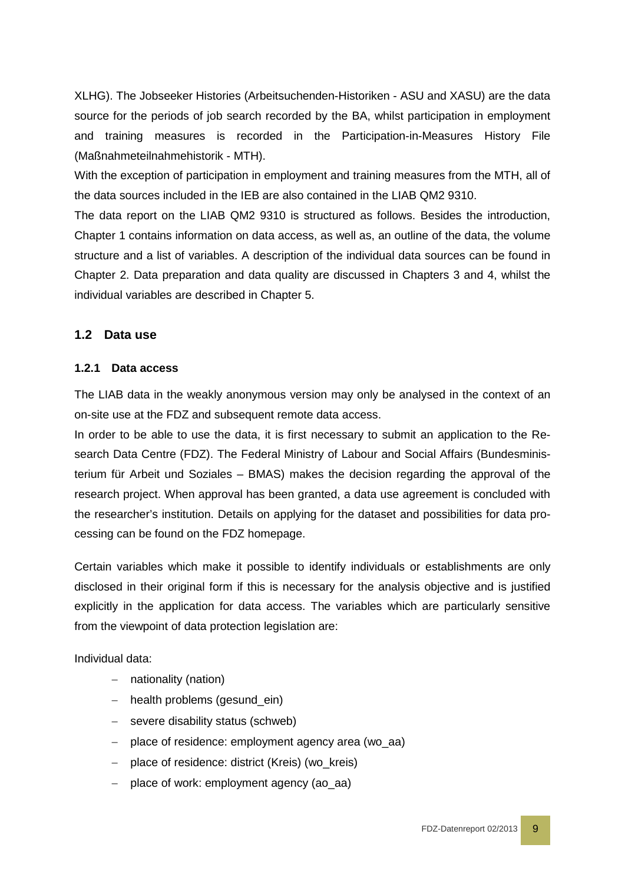XLHG). The Jobseeker Histories (Arbeitsuchenden-Historiken - ASU and XASU) are the data source for the periods of job search recorded by the BA, whilst participation in employment and training measures is recorded in the Participation-in-Measures History File (Maßnahmeteilnahmehistorik - MTH).

With the exception of participation in employment and training measures from the MTH, all of the data sources included in the IEB are also contained in the LIAB QM2 9310.

The data report on the LIAB QM2 9310 is structured as follows. Besides the introduction, Chapter 1 contains information on data access, as well as, an outline of the data, the volume structure and a list of variables. A description of the individual data sources can be found in Chapter 2. Data preparation and data quality are discussed in Chapters 3 and 4, whilst the individual variables are described in Chapter 5.

## 1.2 Data use

### 1.2.1 Data access

The LIAB data in the weakly anonymous version may only be analysed in the context of an on-site use at the FDZ and subsequent remote data access.

In order to be able to use the data, it is first necessary to submit an application to the Research Data Centre (FDZ). The Federal Ministry of Labour and Social Affairs (Bundesministerium für Arbeit und Soziales – BMAS) makes the decision regarding the approval of the research project. When approval has been granted, a data use agreement is concluded with the researcher's institution. Details on applying for the dataset and possibilities for data processing can be found on the FDZ homepage.

Certain variables which make it possible to identify individuals or establishments are only disclosed in their original form if this is necessary for the analysis objective and is justified explicitly in the application for data access. The variables which are particularly sensitive from the viewpoint of data protection legislation are:

Individual data:

- nationality (nation)
- health problems (gesund_ein)
- severe disability status (schweb)
- place of residence: employment agency area (wo_aa)
- place of residence: district (Kreis) (wo_kreis)
- place of work: employment agency (ao_aa)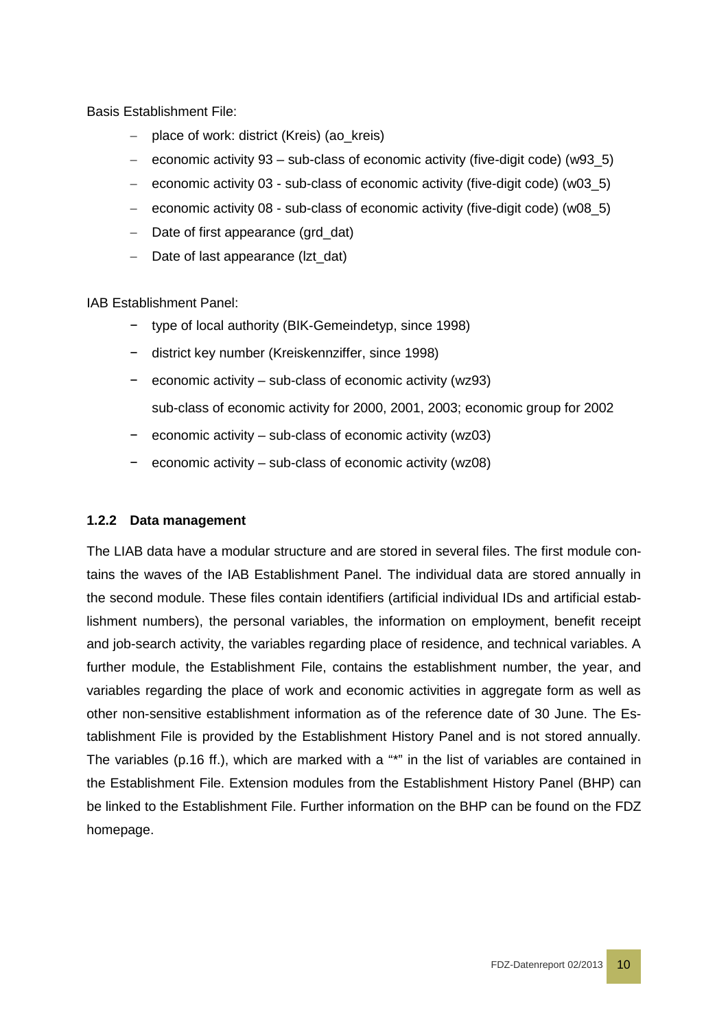Basis Establishment File:

- place of work: district (Kreis) (ao_kreis)
- economic activity 93 – sub-class of economic activity (five-digit code) (w93_5)
- economic activity 03 - sub-class of economic activity (five-digit code) (w03_5)
- economic activity 08 - sub-class of economic activity (five-digit code) (w08_5)
- Date of first appearance (grd_dat)
- Date of last appearance (lzt_dat)

IAB Establishment Panel:

- type of local authority (BIK-Gemeindetyp, since 1998)
- district key number (Kreiskennziffer, since 1998)
- economic activity – sub-class of economic activity (wz93)
  sub-class of economic activity for 2000, 2001, 2003; economic group for 2002
- economic activity – sub-class of economic activity (wz03)
- economic activity – sub-class of economic activity (wz08)

### 1.2.2 Data management

The LIAB data have a modular structure and are stored in several files. The first module contains the waves of the IAB Establishment Panel. The individual data are stored annually in the second module. These files contain identifiers (artificial individual IDs and artificial establishment numbers), the personal variables, the information on employment, benefit receipt and job-search activity, the variables regarding place of residence, and technical variables. A further module, the Establishment File, contains the establishment number, the year, and variables regarding the place of work and economic activities in aggregate form as well as other non-sensitive establishment information as of the reference date of 30 June. The Establishment File is provided by the Establishment History Panel and is not stored annually. The variables (p.16 ff.), which are marked with a "*" in the list of variables are contained in the Establishment File. Extension modules from the Establishment History Panel (BHP) can be linked to the Establishment File. Further information on the BHP can be found on the FDZ homepage.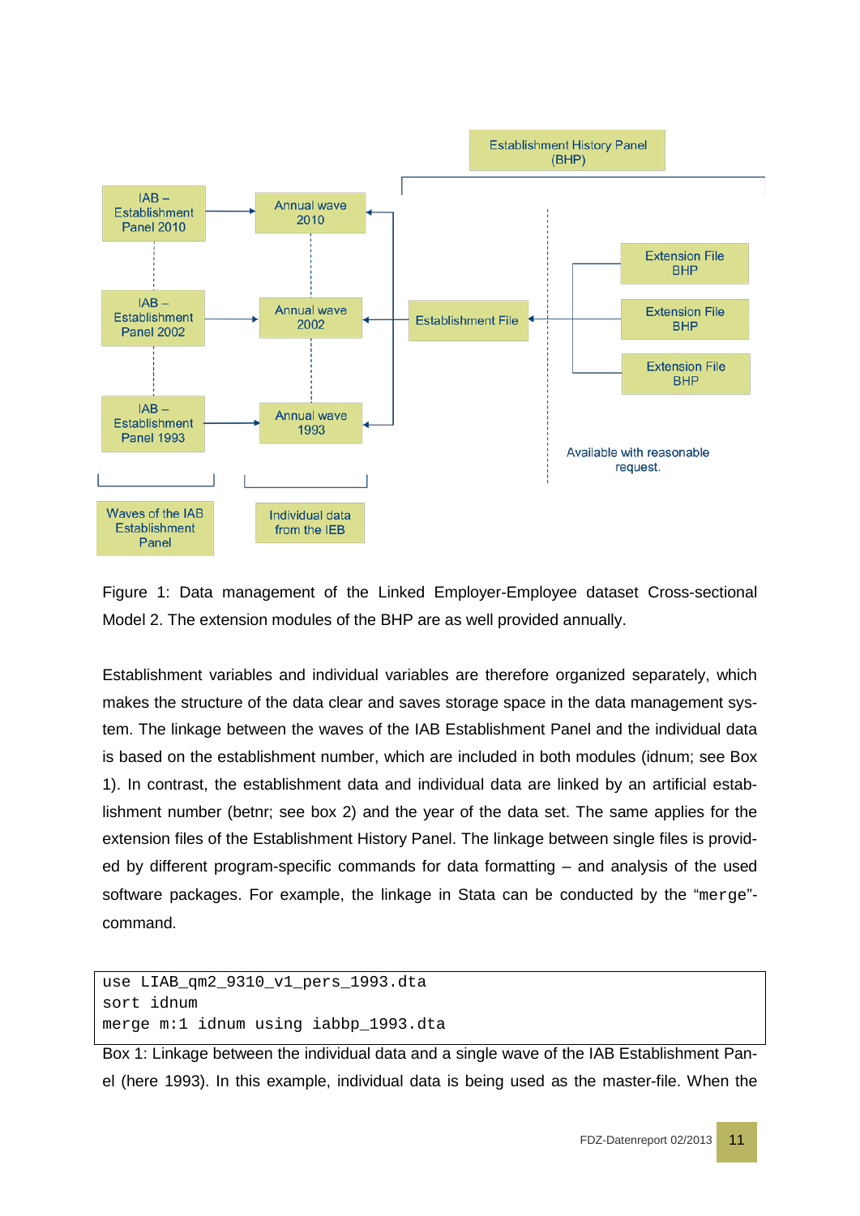Figure 1: Data management of the Linked Employer-Employee dataset Cross-sectional Model 2. The extension modules of the BHP are as well provided annually.

Establishment variables and individual variables are therefore organized separately, which makes the structure of the data clear and saves storage space in the data management system. The linkage between the waves of the IAB Establishment Panel and the individual data is based on the establishment number, which are included in both modules (idnum; see Box 1). In contrast, the establishment data and individual data are linked by an artificial establishment number (betnr; see box 2) and the year of the data set. The same applies for the extension files of the Establishment History Panel. The linkage between single files is provided by different program-specific commands for data formatting – and analysis of the used software packages. For example, the linkage in Stata can be conducted by the "`merge`"-command.

```
use LIAB_qm2_9310_v1_pers_1993.dta
sort idnum
merge m:1 idnum using iabbp_1993.dta
```

Box 1: Linkage between the individual data and a single wave of the IAB Establishment Panel (here 1993). In this example, individual data is being used as the master-file. When the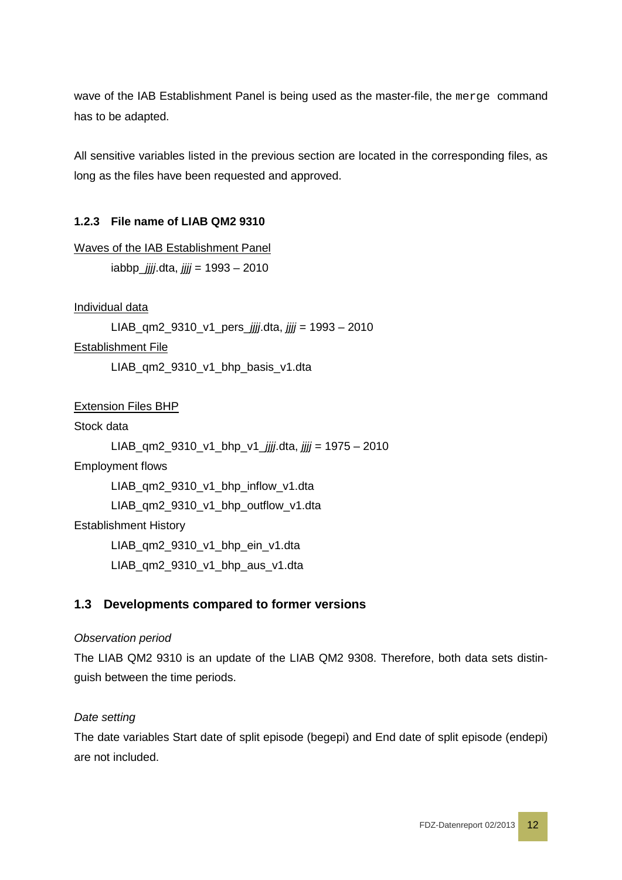wave of the IAB Establishment Panel is being used as the master-file, the `merge` command has to be adapted.

All sensitive variables listed in the previous section are located in the corresponding files, as long as the files have been requested and approved.

### 1.2.3 File name of LIAB QM2 9310

Waves of the IAB Establishment Panel

iabbp_*jjjj*.dta, *jjjj* = 1993 – 2010

Individual data

LIAB_qm2_9310_v1_pers_*jjjj*.dta, *jjjj* = 1993 – 2010

Establishment File

LIAB_qm2_9310_v1_bhp_basis_v1.dta

Extension Files BHP

Stock data

LIAB_qm2_9310_v1_bhp_v1_*jjjj*.dta, *jjjj* = 1975 – 2010

Employment flows

LIAB_qm2_9310_v1_bhp_inflow_v1.dta

LIAB_qm2_9310_v1_bhp_outflow_v1.dta

Establishment History

LIAB_qm2_9310_v1_bhp_ein_v1.dta

LIAB_qm2_9310_v1_bhp_aus_v1.dta

## 1.3 Developments compared to former versions

*Observation period*

The LIAB QM2 9310 is an update of the LIAB QM2 9308. Therefore, both data sets distinguish between the time periods.

*Date setting*

The date variables Start date of split episode (begepi) and End date of split episode (endepi) are not included.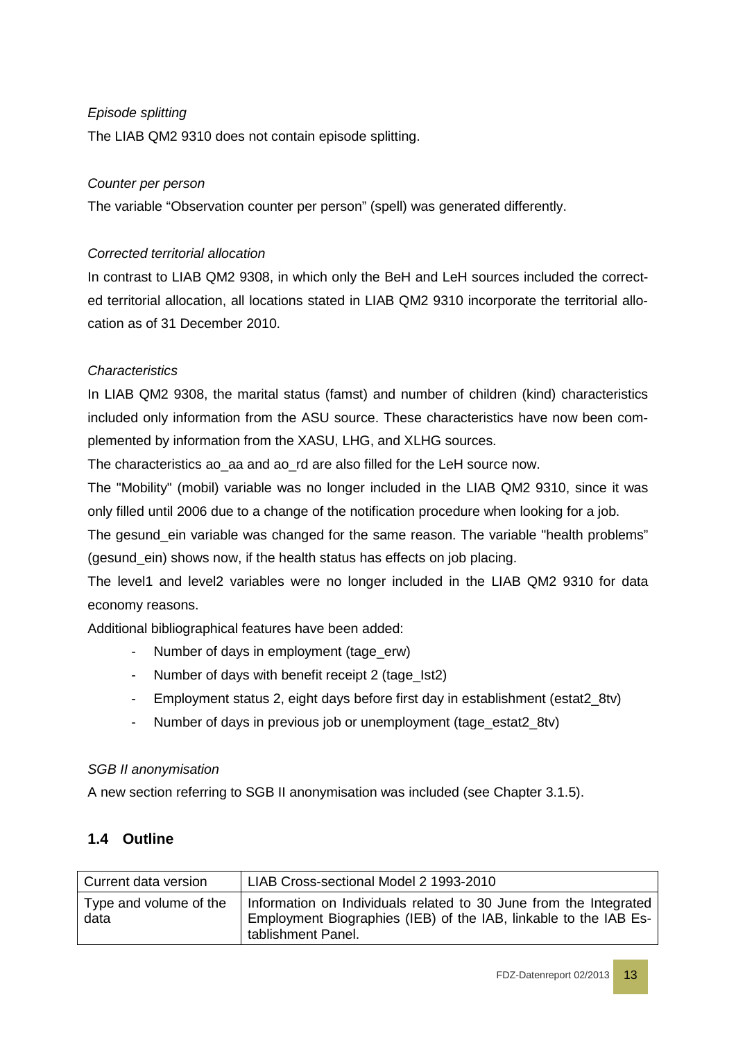*Episode splitting*

The LIAB QM2 9310 does not contain episode splitting.

*Counter per person*

The variable "Observation counter per person" (spell) was generated differently.

*Corrected territorial allocation*

In contrast to LIAB QM2 9308, in which only the BeH and LeH sources included the corrected territorial allocation, all locations stated in LIAB QM2 9310 incorporate the territorial allocation as of 31 December 2010.

*Characteristics*

In LIAB QM2 9308, the marital status (famst) and number of children (kind) characteristics included only information from the ASU source. These characteristics have now been complemented by information from the XASU, LHG, and XLHG sources.

The characteristics ao_aa and ao_rd are also filled for the LeH source now.

The "Mobility" (mobil) variable was no longer included in the LIAB QM2 9310, since it was only filled until 2006 due to a change of the notification procedure when looking for a job.

The gesund_ein variable was changed for the same reason. The variable "health problems" (gesund_ein) shows now, if the health status has effects on job placing.

The level1 and level2 variables were no longer included in the LIAB QM2 9310 for data economy reasons.

Additional bibliographical features have been added:

- Number of days in employment (tage_erw)
- Number of days with benefit receipt 2 (tage_lst2)
- Employment status 2, eight days before first day in establishment (estat2_8tv)
- Number of days in previous job or unemployment (tage_estat2_8tv)

*SGB II anonymisation*

A new section referring to SGB II anonymisation was included (see Chapter 3.1.5).

## 1.4 Outline

| Current data version | LIAB Cross-sectional Model 2 1993-2010 |
|---|---|
| Type and volume of the data | Information on Individuals related to 30 June from the Integrated Employment Biographies (IEB) of the IAB, linkable to the IAB Establishment Panel. |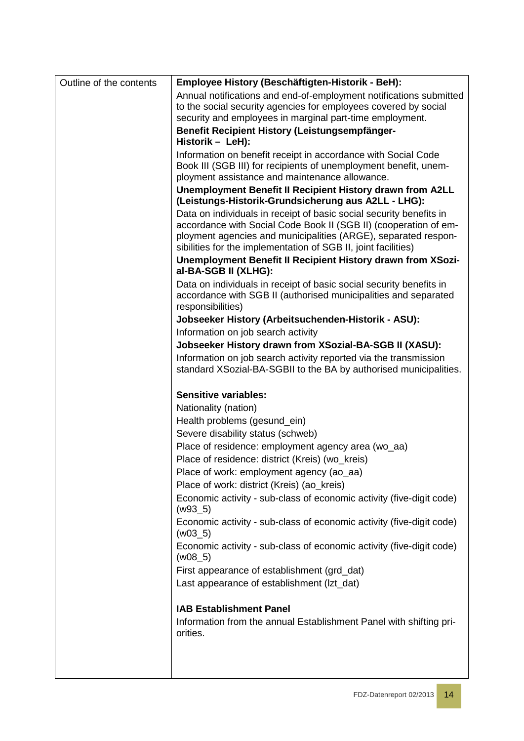| Outline of the contents | **Employee History (Beschäftigten-Historik - BeH):**<br>Annual notifications and end-of-employment notifications submitted to the social security agencies for employees covered by social security and employees in marginal part-time employment.<br>**Benefit Recipient History (Leistungsempfänger-Historik – LeH):**<br>Information on benefit receipt in accordance with Social Code Book III (SGB III) for recipients of unemployment benefit, unemployment assistance and maintenance allowance.<br>**Unemployment Benefit II Recipient History drawn from A2LL (Leistungs-Historik-Grundsicherung aus A2LL - LHG):**<br>Data on individuals in receipt of basic social security benefits in accordance with Social Code Book II (SGB II) (cooperation of employment agencies and municipalities (ARGE), separated responsibilities for the implementation of SGB II, joint facilities)<br>**Unemployment Benefit II Recipient History drawn from XSozial-BA-SGB II (XLHG):**<br>Data on individuals in receipt of basic social security benefits in accordance with SGB II (authorised municipalities and separated responsibilities)<br>**Jobseeker History (Arbeitsuchenden-Historik - ASU):**<br>Information on job search activity<br>**Jobseeker History drawn from XSozial-BA-SGB II (XASU):**<br>Information on job search activity reported via the transmission standard XSozial-BA-SGBII to the BA by authorised municipalities.<br><br>**Sensitive variables:**<br>Nationality (nation)<br>Health problems (gesund_ein)<br>Severe disability status (schweb)<br>Place of residence: employment agency area (wo_aa)<br>Place of residence: district (Kreis) (wo_kreis)<br>Place of work: employment agency (ao_aa)<br>Place of work: district (Kreis) (ao_kreis)<br>Economic activity - sub-class of economic activity (five-digit code) (w93_5)<br>Economic activity - sub-class of economic activity (five-digit code) (w03_5)<br>Economic activity - sub-class of economic activity (five-digit code) (w08_5)<br>First appearance of establishment (grd_dat)<br>Last appearance of establishment (lzt_dat)<br><br>**IAB Establishment Panel**<br>Information from the annual Establishment Panel with shifting priorities. |
|---|---|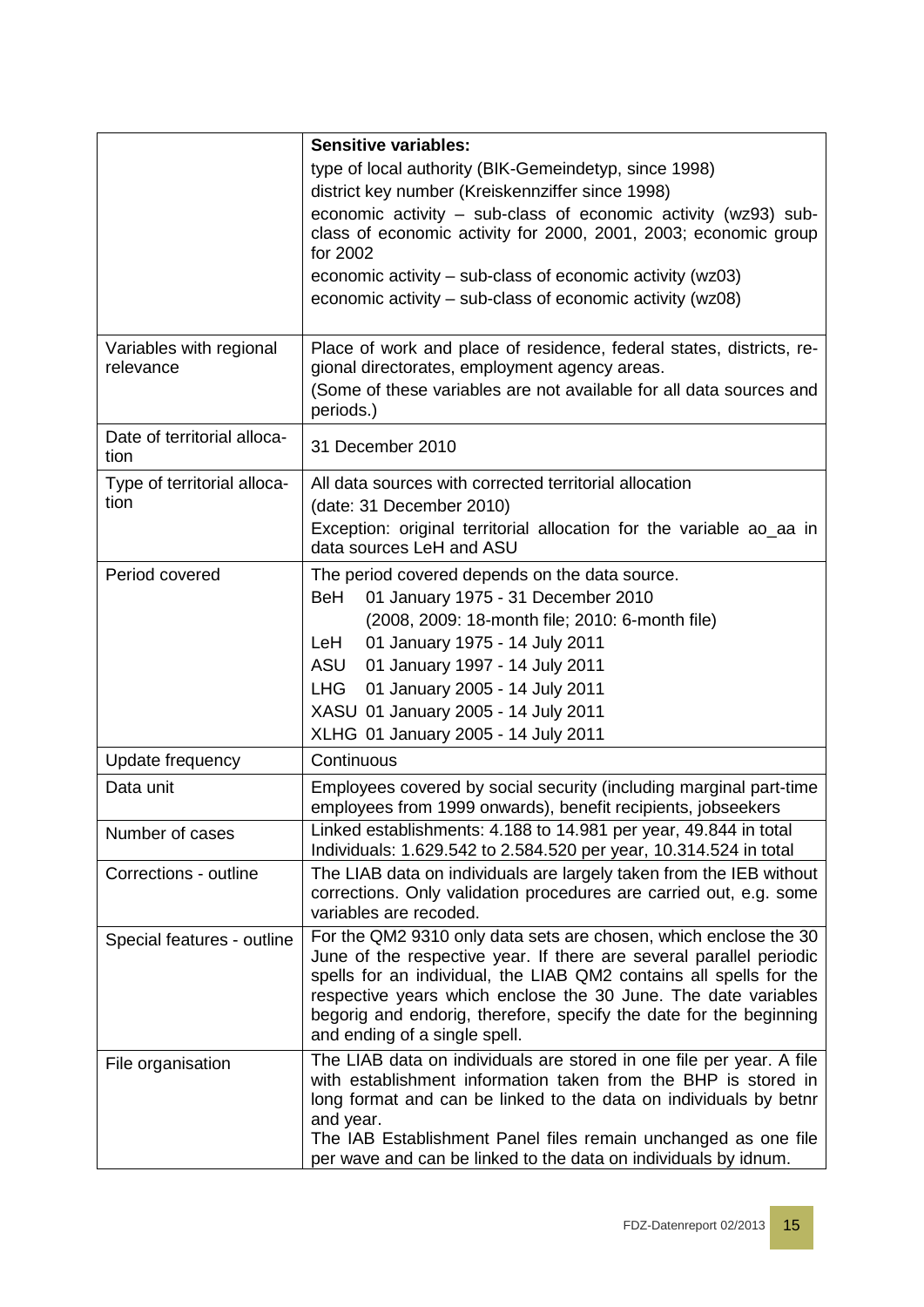| | |
|---|---|
| | **Sensitive variables:**<br>type of local authority (BIK-Gemeindetyp, since 1998)<br>district key number (Kreiskennziffer since 1998)<br>economic activity – sub-class of economic activity (wz93) sub-class of economic activity for 2000, 2001, 2003; economic group for 2002<br>economic activity – sub-class of economic activity (wz03)<br>economic activity – sub-class of economic activity (wz08) |
| Variables with regional relevance | Place of work and place of residence, federal states, districts, regional directorates, employment agency areas.<br>(Some of these variables are not available for all data sources and periods.) |
| Date of territorial allocation | 31 December 2010 |
| Type of territorial allocation | All data sources with corrected territorial allocation<br>(date: 31 December 2010)<br>Exception: original territorial allocation for the variable ao_aa in data sources LeH and ASU |
| Period covered | The period covered depends on the data source.<br>BeH 01 January 1975 - 31 December 2010<br>(2008, 2009: 18-month file; 2010: 6-month file)<br>LeH 01 January 1975 - 14 July 2011<br>ASU 01 January 1997 - 14 July 2011<br>LHG 01 January 2005 - 14 July 2011<br>XASU 01 January 2005 - 14 July 2011<br>XLHG 01 January 2005 - 14 July 2011 |
| Update frequency | Continuous |
| Data unit | Employees covered by social security (including marginal part-time employees from 1999 onwards), benefit recipients, jobseekers |
| Number of cases | Linked establishments: 4.188 to 14.981 per year, 49.844 in total<br>Individuals: 1.629.542 to 2.584.520 per year, 10.314.524 in total |
| Corrections - outline | The LIAB data on individuals are largely taken from the IEB without corrections. Only validation procedures are carried out, e.g. some variables are recoded. |
| Special features - outline | For the QM2 9310 only data sets are chosen, which enclose the 30 June of the respective year. If there are several parallel periodic spells for an individual, the LIAB QM2 contains all spells for the respective years which enclose the 30 June. The date variables begorig and endorig, therefore, specify the date for the beginning and ending of a single spell. |
| File organisation | The LIAB data on individuals are stored in one file per year. A file with establishment information taken from the BHP is stored in long format and can be linked to the data on individuals by betnr and year.<br>The IAB Establishment Panel files remain unchanged as one file per wave and can be linked to the data on individuals by idnum. |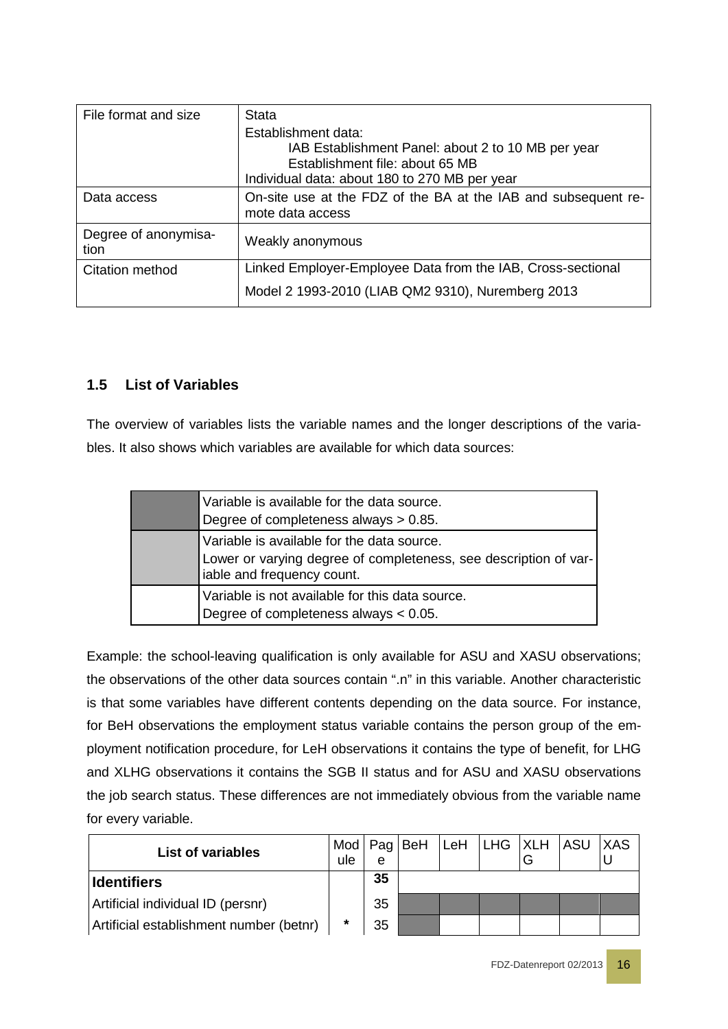| File format and size | Stata<br>Establishment data:<br>IAB Establishment Panel: about 2 to 10 MB per year<br>Establishment file: about 65 MB<br>Individual data: about 180 to 270 MB per year |
|---|---|
| Data access | On-site use at the FDZ of the BA at the IAB and subsequent remote data access |
| Degree of anonymisation | Weakly anonymous |
| Citation method | Linked Employer-Employee Data from the IAB, Cross-sectional Model 2 1993-2010 (LIAB QM2 9310), Nuremberg 2013 |

## 1.5 List of Variables

The overview of variables lists the variable names and the longer descriptions of the variables. It also shows which variables are available for which data sources:

| | |
|---|---|
| (dark grey) | Variable is available for the data source.<br>Degree of completeness always > 0.85. |
| (light grey) | Variable is available for the data source.<br>Lower or varying degree of completeness, see description of variable and frequency count. |
| (white) | Variable is not available for this data source.<br>Degree of completeness always < 0.05. |

Example: the school-leaving qualification is only available for ASU and XASU observations; the observations of the other data sources contain ".n" in this variable. Another characteristic is that some variables have different contents depending on the data source. For instance, for BeH observations the employment status variable contains the person group of the employment notification procedure, for LeH observations it contains the type of benefit, for LHG and XLHG observations it contains the SGB II status and for ASU and XASU observations the job search status. These differences are not immediately obvious from the variable name for every variable.

| List of variables | Module | Page | BeH | LeH | LHG | XLHG | ASU | XASU |
|---|---|---|---|---|---|---|---|---|
| **Identifiers** | | **35** | | | | | | |
| Artificial individual ID (persnr) | | 35 | (dark grey) | (dark grey) | (dark grey) | (dark grey) | (dark grey) | (dark grey) |
| Artificial establishment number (betnr) | * | 35 | (dark grey) | | | | | |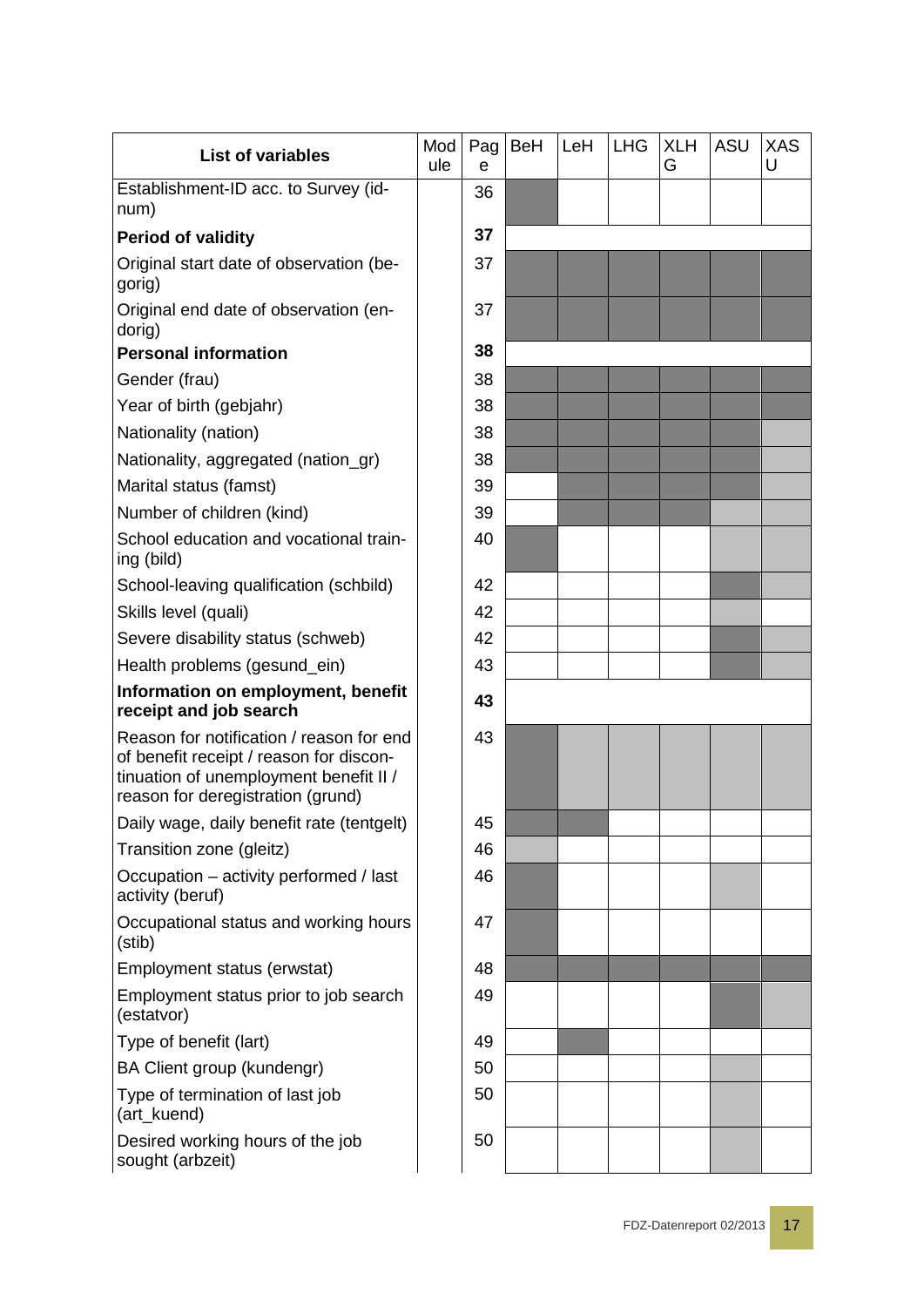| List of variables | Module | Page | BeH | LeH | LHG | XLHG | ASU | XASU |
|---|---|---|---|---|---|---|---|---|
| Establishment-ID acc. to Survey (idnum) | | 36 | ■ | | | | | |
| **Period of validity** | | **37** | | | | | | |
| Original start date of observation (begorig) | | 37 | ■ | ■ | ■ | ■ | ■ | ■ |
| Original end date of observation (endorig) | | 37 | ■ | ■ | ■ | ■ | ■ | ■ |
| **Personal information** | | **38** | | | | | | |
| Gender (frau) | | 38 | ■ | ■ | ■ | ■ | ■ | ■ |
| Year of birth (gebjahr) | | 38 | ■ | ■ | ■ | ■ | ■ | ■ |
| Nationality (nation) | | 38 | ■ | ■ | ■ | ■ | ■ | ▒ |
| Nationality, aggregated (nation_gr) | | 38 | ■ | ■ | ■ | ■ | ■ | ▒ |
| Marital status (famst) | | 39 | | ■ | ■ | ■ | ■ | ▒ |
| Number of children (kind) | | 39 | | ■ | ■ | ■ | ▒ | ▒ |
| School education and vocational training (bild) | | 40 | ■ | | | | ▒ | ▒ |
| School-leaving qualification (schbild) | | 42 | | | | | ■ | ▒ |
| Skills level (quali) | | 42 | | | | | ▒ | |
| Severe disability status (schweb) | | 42 | | | | | ■ | ▒ |
| Health problems (gesund_ein) | | 43 | | | | | ■ | ▒ |
| **Information on employment, benefit receipt and job search** | | **43** | | | | | | |
| Reason for notification / reason for end of benefit receipt / reason for discontinuation of unemployment benefit II / reason for deregistration (grund) | | 43 | ■ | ▒ | ▒ | ▒ | ▒ | ▒ |
| Daily wage, daily benefit rate (tentgelt) | | 45 | ■ | ■ | | | | |
| Transition zone (gleitz) | | 46 | ▒ | | | | | |
| Occupation – activity performed / last activity (beruf) | | 46 | ■ | | | | ▒ | |
| Occupational status and working hours (stib) | | 47 | ■ | | | | | |
| Employment status (erwstat) | | 48 | ■ | ■ | ■ | ■ | ■ | ■ |
| Employment status prior to job search (estatvor) | | 49 | | | | | ■ | ▒ |
| Type of benefit (lart) | | 49 | | ■ | | | | |
| BA Client group (kundengr) | | 50 | | | | | ▒ | |
| Type of termination of last job (art_kuend) | | 50 | | | | | ▒ | |
| Desired working hours of the job sought (arbzeit) | | 50 | | | | | ▒ | |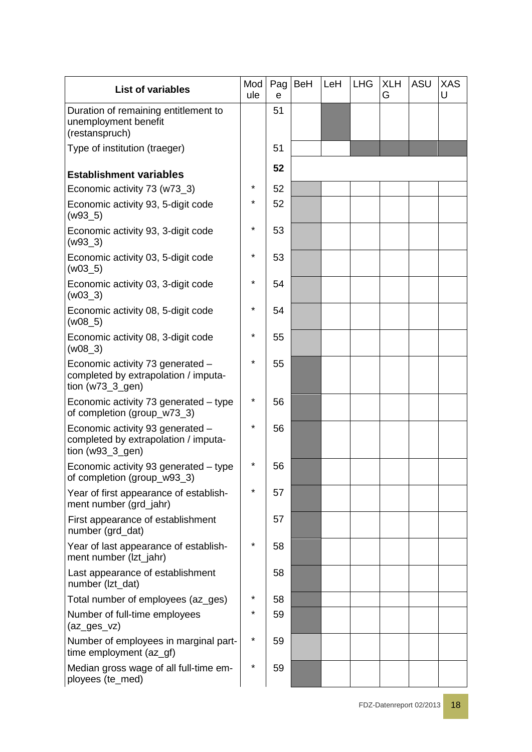| List of variables | Module | Page | BeH | LeH | LHG | XLHG | ASU | XASU |
|---|---|---|---|---|---|---|---|---|
| Duration of remaining entitlement to unemployment benefit (restanspruch) | | 51 | | | | | | |
| Type of institution (traeger) | | 51 | | | | | | |
| **Establishment variables** | | **52** | | | | | | |
| Economic activity 73 (w73_3) | * | 52 | | | | | | |
| Economic activity 93, 5-digit code (w93_5) | * | 52 | | | | | | |
| Economic activity 93, 3-digit code (w93_3) | * | 53 | | | | | | |
| Economic activity 03, 5-digit code (w03_5) | * | 53 | | | | | | |
| Economic activity 03, 3-digit code (w03_3) | * | 54 | | | | | | |
| Economic activity 08, 5-digit code (w08_5) | * | 54 | | | | | | |
| Economic activity 08, 3-digit code (w08_3) | * | 55 | | | | | | |
| Economic activity 73 generated – completed by extrapolation / imputation (w73_3_gen) | * | 55 | | | | | | |
| Economic activity 73 generated – type of completion (group_w73_3) | * | 56 | | | | | | |
| Economic activity 93 generated – completed by extrapolation / imputation (w93_3_gen) | * | 56 | | | | | | |
| Economic activity 93 generated – type of completion (group_w93_3) | * | 56 | | | | | | |
| Year of first appearance of establishment number (grd_jahr) | * | 57 | | | | | | |
| First appearance of establishment number (grd_dat) | | 57 | | | | | | |
| Year of last appearance of establishment number (lzt_jahr) | * | 58 | | | | | | |
| Last appearance of establishment number (lzt_dat) | | 58 | | | | | | |
| Total number of employees (az_ges) | * | 58 | | | | | | |
| Number of full-time employees (az_ges_vz) | * | 59 | | | | | | |
| Number of employees in marginal part-time employment (az_gf) | * | 59 | | | | | | |
| Median gross wage of all full-time employees (te_med) | * | 59 | | | | | | |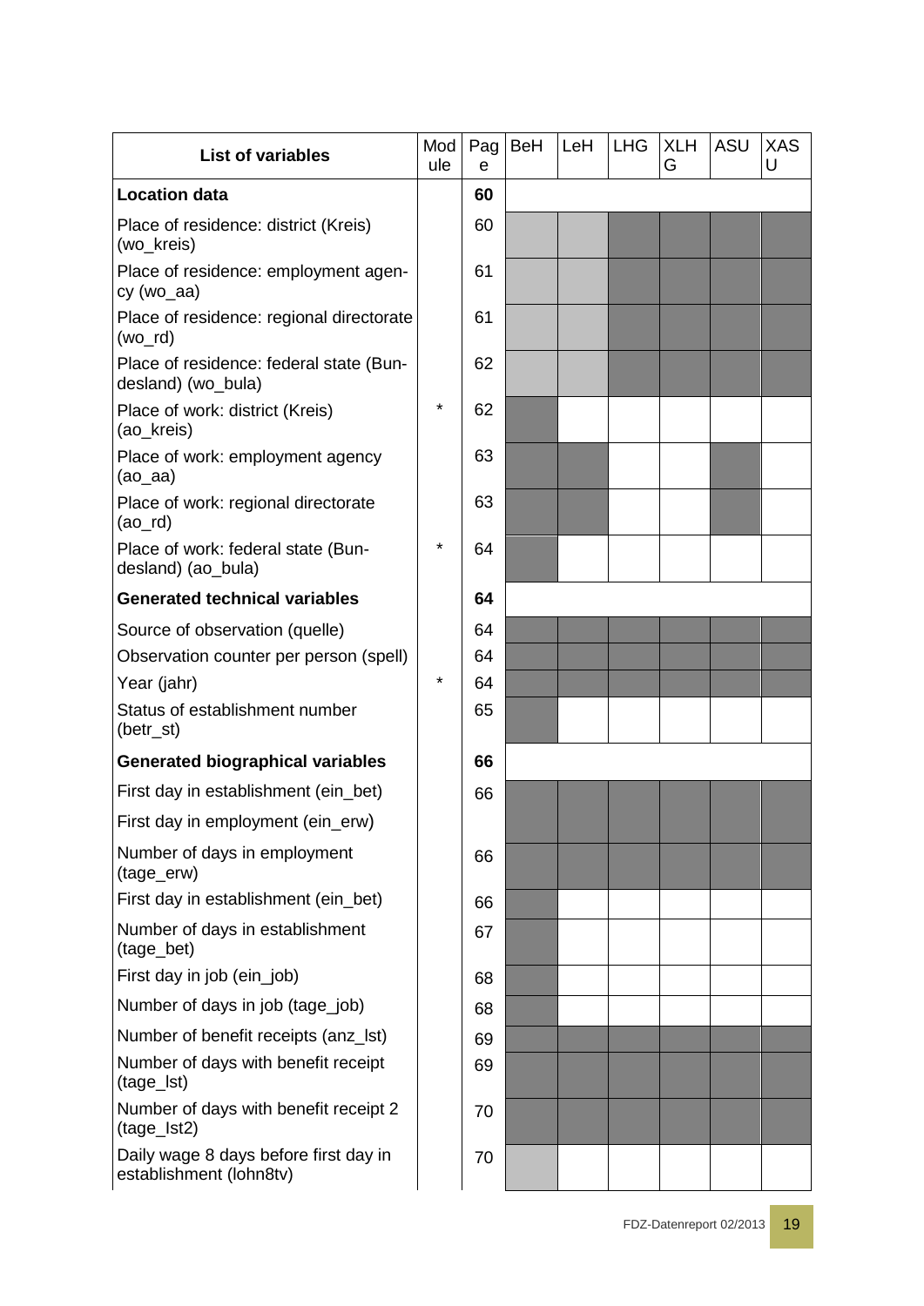| List of variables | Module | Page | BeH | LeH | LHG | XLHG | ASU | XASU |
|---|---|---|---|---|---|---|---|---|
| **Location data** | | **60** | | | | | | |
| Place of residence: district (Kreis) (wo_kreis) | | 60 | ░ | ░ | ▓ | ▓ | ▓ | ▓ |
| Place of residence: employment agency (wo_aa) | | 61 | ░ | ░ | ▓ | ▓ | ▓ | ▓ |
| Place of residence: regional directorate (wo_rd) | | 61 | ░ | ░ | ▓ | ▓ | ▓ | ▓ |
| Place of residence: federal state (Bundesland) (wo_bula) | | 62 | ░ | ░ | ▓ | ▓ | ▓ | ▓ |
| Place of work: district (Kreis) (ao_kreis) | * | 62 | ▓ | | | | | |
| Place of work: employment agency (ao_aa) | | 63 | ▓ | ▓ | | | ▓ | |
| Place of work: regional directorate (ao_rd) | | 63 | ▓ | ▓ | | | ▓ | |
| Place of work: federal state (Bundesland) (ao_bula) | * | 64 | ▓ | | | | | |
| **Generated technical variables** | | **64** | | | | | | |
| Source of observation (quelle) | | 64 | ▓ | ▓ | ▓ | ▓ | ▓ | ▓ |
| Observation counter per person (spell) | | 64 | ▓ | ▓ | ▓ | ▓ | ▓ | ▓ |
| Year (jahr) | * | 64 | ▓ | ▓ | ▓ | ▓ | ▓ | ▓ |
| Status of establishment number (betr_st) | | 65 | ▓ | | | | | |
| **Generated biographical variables** | | **66** | | | | | | |
| First day in establishment (ein_bet)<br>First day in employment (ein_erw) | | 66 | ▓ | ▓ | ▓ | ▓ | ▓ | ▓ |
| Number of days in employment (tage_erw) | | 66 | ▓ | ▓ | ▓ | ▓ | ▓ | ▓ |
| First day in establishment (ein_bet) | | 66 | ▓ | | | | | |
| Number of days in establishment (tage_bet) | | 67 | ▓ | | | | | |
| First day in job (ein_job) | | 68 | ▓ | | | | | |
| Number of days in job (tage_job) | | 68 | ▓ | | | | | |
| Number of benefit receipts (anz_lst) | | 69 | ▓ | ▓ | ▓ | ▓ | ▓ | ▓ |
| Number of days with benefit receipt (tage_lst) | | 69 | ▓ | ▓ | ▓ | ▓ | ▓ | ▓ |
| Number of days with benefit receipt 2 (tage_lst2) | | 70 | ▓ | ▓ | ▓ | ▓ | ▓ | ▓ |
| Daily wage 8 days before first day in establishment (lohn8tv) | | 70 | ░ | | | | | |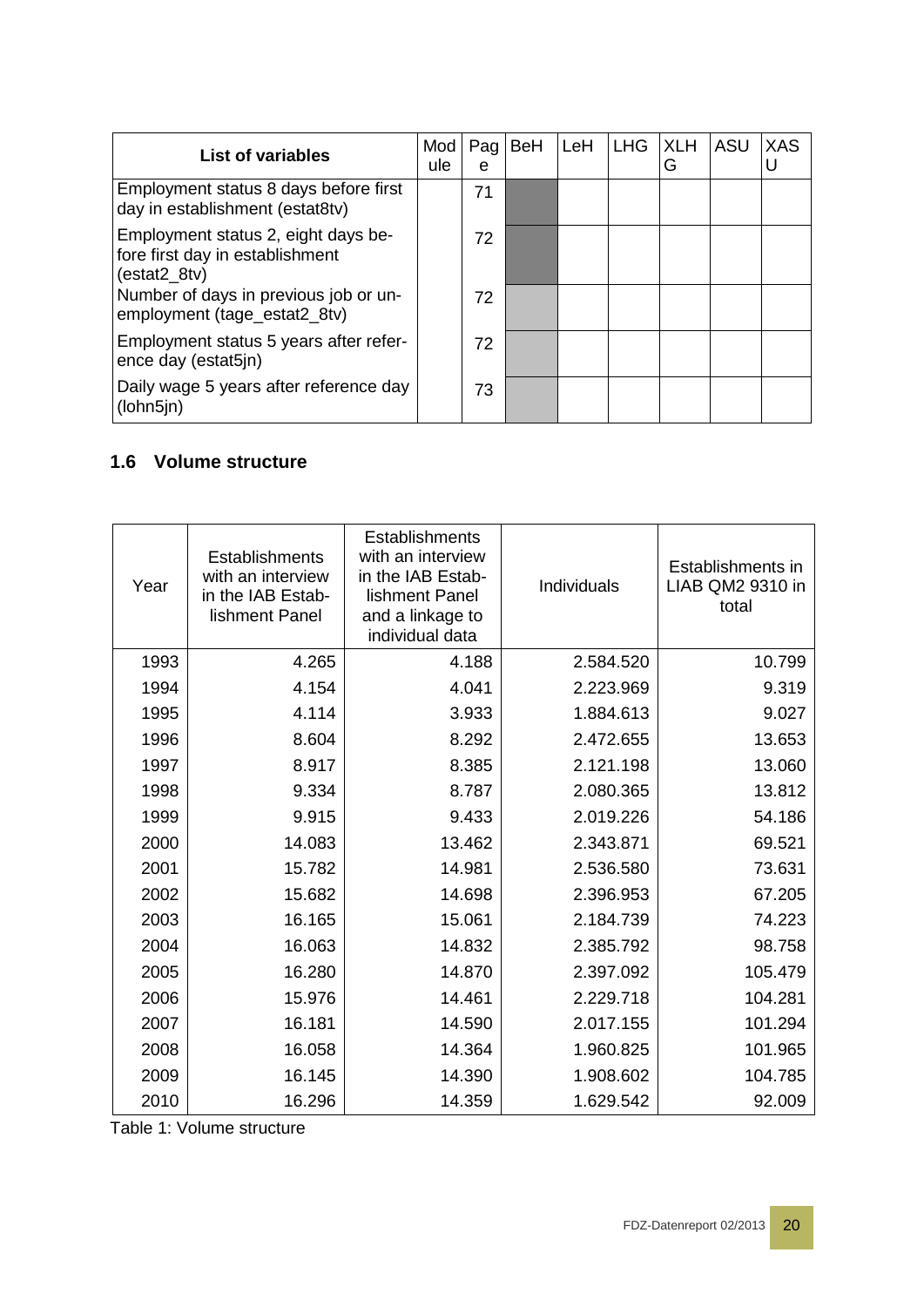| List of variables | Module | Page | BeH | LeH | LHG | XLHG | ASU | XASU |
|---|---|---|---|---|---|---|---|---|
| Employment status 8 days before first day in establishment (estat8tv) | | 71 | | | | | | |
| Employment status 2, eight days before first day in establishment (estat2_8tv) | | 72 | | | | | | |
| Number of days in previous job or unemployment (tage_estat2_8tv) | | 72 | | | | | | |
| Employment status 5 years after reference day (estat5jn) | | 72 | | | | | | |
| Daily wage 5 years after reference day (lohn5jn) | | 73 | | | | | | |

## 1.6 Volume structure

| Year | Establishments with an interview in the IAB Establishment Panel | Establishments with an interview in the IAB Establishment Panel and a linkage to individual data | Individuals | Establishments in LIAB QM2 9310 in total |
|---|---|---|---|---|
| 1993 | 4.265 | 4.188 | 2.584.520 | 10.799 |
| 1994 | 4.154 | 4.041 | 2.223.969 | 9.319 |
| 1995 | 4.114 | 3.933 | 1.884.613 | 9.027 |
| 1996 | 8.604 | 8.292 | 2.472.655 | 13.653 |
| 1997 | 8.917 | 8.385 | 2.121.198 | 13.060 |
| 1998 | 9.334 | 8.787 | 2.080.365 | 13.812 |
| 1999 | 9.915 | 9.433 | 2.019.226 | 54.186 |
| 2000 | 14.083 | 13.462 | 2.343.871 | 69.521 |
| 2001 | 15.782 | 14.981 | 2.536.580 | 73.631 |
| 2002 | 15.682 | 14.698 | 2.396.953 | 67.205 |
| 2003 | 16.165 | 15.061 | 2.184.739 | 74.223 |
| 2004 | 16.063 | 14.832 | 2.385.792 | 98.758 |
| 2005 | 16.280 | 14.870 | 2.397.092 | 105.479 |
| 2006 | 15.976 | 14.461 | 2.229.718 | 104.281 |
| 2007 | 16.181 | 14.590 | 2.017.155 | 101.294 |
| 2008 | 16.058 | 14.364 | 1.960.825 | 101.965 |
| 2009 | 16.145 | 14.390 | 1.908.602 | 104.785 |
| 2010 | 16.296 | 14.359 | 1.629.542 | 92.009 |

Table 1: Volume structure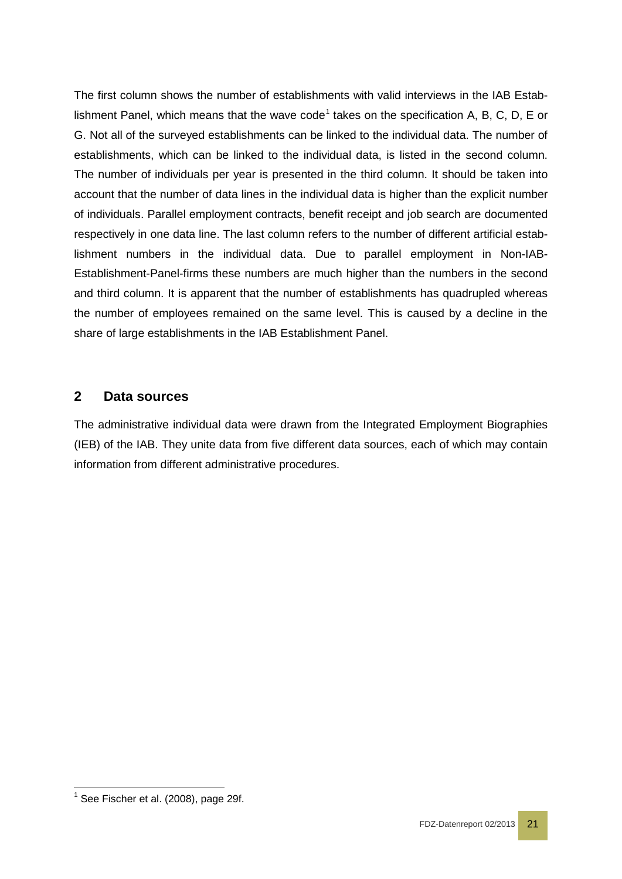The first column shows the number of establishments with valid interviews in the IAB Establishment Panel, which means that the wave code[1] takes on the specification A, B, C, D, E or G. Not all of the surveyed establishments can be linked to the individual data. The number of establishments, which can be linked to the individual data, is listed in the second column. The number of individuals per year is presented in the third column. It should be taken into account that the number of data lines in the individual data is higher than the explicit number of individuals. Parallel employment contracts, benefit receipt and job search are documented respectively in one data line. The last column refers to the number of different artificial establishment numbers in the individual data. Due to parallel employment in Non-IAB-Establishment-Panel-firms these numbers are much higher than the numbers in the second and third column. It is apparent that the number of establishments has quadrupled whereas the number of employees remained on the same level. This is caused by a decline in the share of large establishments in the IAB Establishment Panel.

## 2 Data sources

The administrative individual data were drawn from the Integrated Employment Biographies (IEB) of the IAB. They unite data from five different data sources, each of which may contain information from different administrative procedures.

[1] See Fischer et al. (2008), page 29f.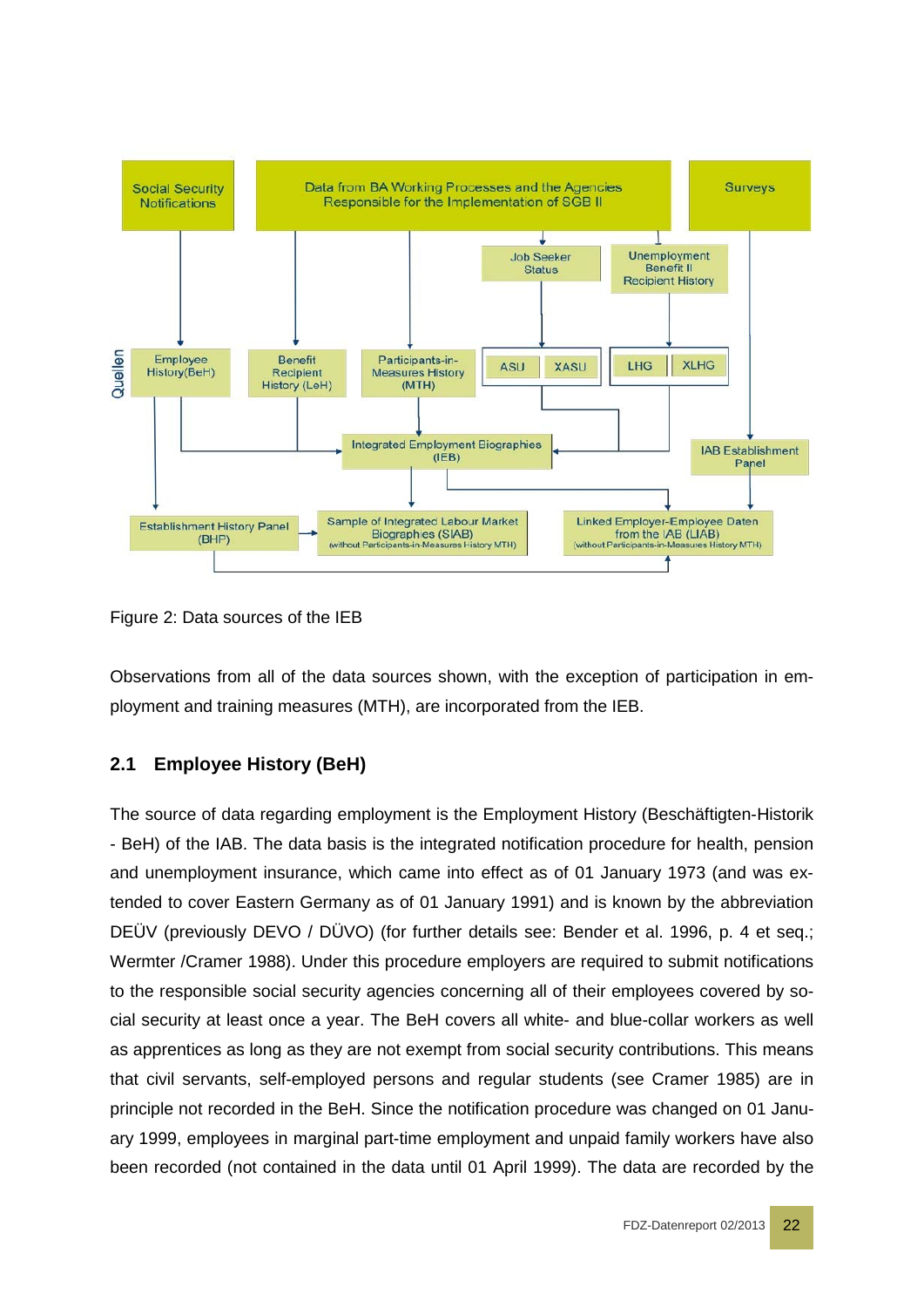Figure 2: Data sources of the IEB

Observations from all of the data sources shown, with the exception of participation in employment and training measures (MTH), are incorporated from the IEB.

## 2.1 Employee History (BeH)

The source of data regarding employment is the Employment History (Beschäftigten-Historik - BeH) of the IAB. The data basis is the integrated notification procedure for health, pension and unemployment insurance, which came into effect as of 01 January 1973 (and was extended to cover Eastern Germany as of 01 January 1991) and is known by the abbreviation DEÜV (previously DEVO / DÜVO) (for further details see: Bender et al. 1996, p. 4 et seq.; Wermter /Cramer 1988). Under this procedure employers are required to submit notifications to the responsible social security agencies concerning all of their employees covered by social security at least once a year. The BeH covers all white- and blue-collar workers as well as apprentices as long as they are not exempt from social security contributions. This means that civil servants, self-employed persons and regular students (see Cramer 1985) are in principle not recorded in the BeH. Since the notification procedure was changed on 01 January 1999, employees in marginal part-time employment and unpaid family workers have also been recorded (not contained in the data until 01 April 1999). The data are recorded by the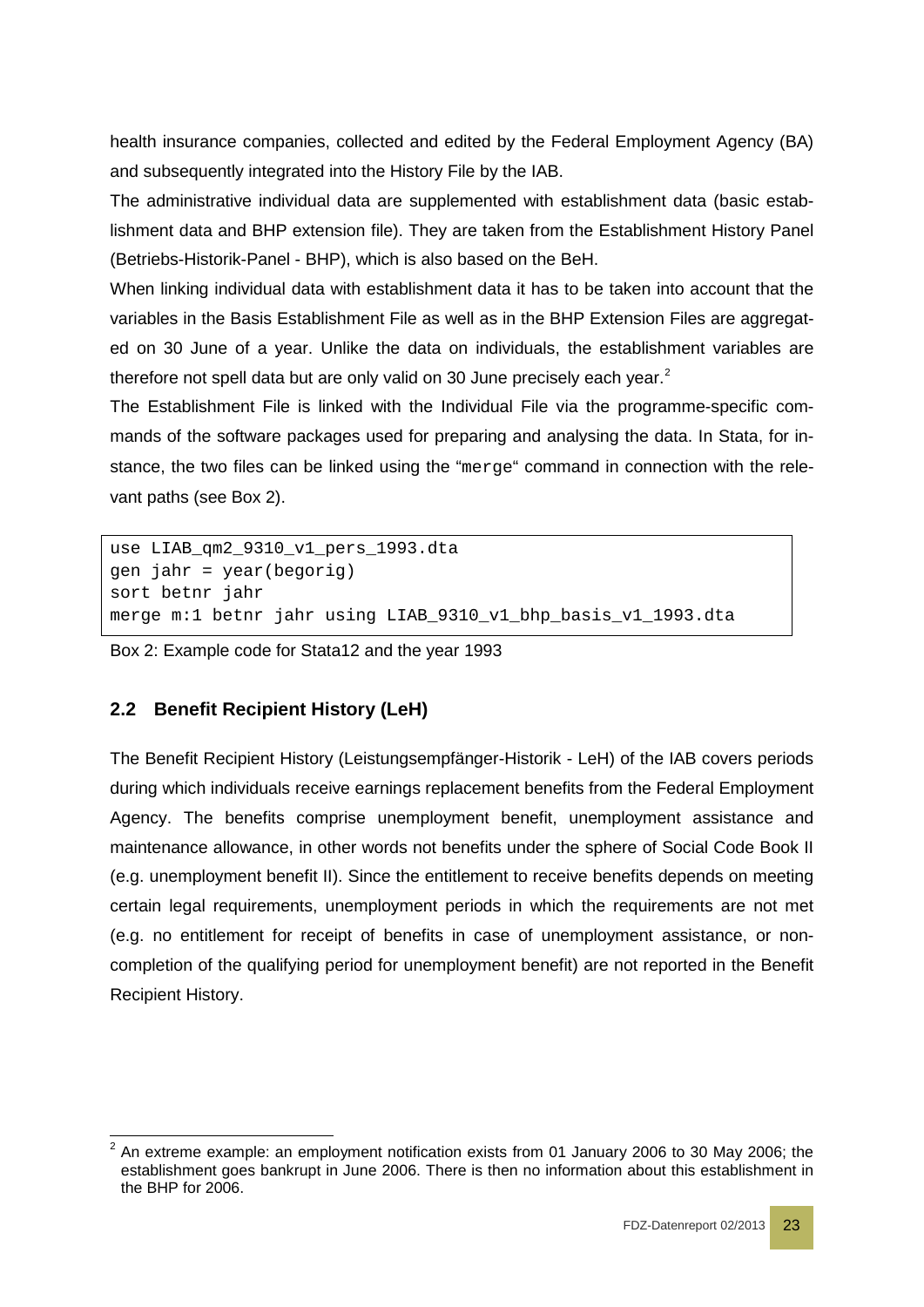health insurance companies, collected and edited by the Federal Employment Agency (BA) and subsequently integrated into the History File by the IAB.

The administrative individual data are supplemented with establishment data (basic establishment data and BHP extension file). They are taken from the Establishment History Panel (Betriebs-Historik-Panel - BHP), which is also based on the BeH.

When linking individual data with establishment data it has to be taken into account that the variables in the Basis Establishment File as well as in the BHP Extension Files are aggregated on 30 June of a year. Unlike the data on individuals, the establishment variables are therefore not spell data but are only valid on 30 June precisely each year.[2]

The Establishment File is linked with the Individual File via the programme-specific commands of the software packages used for preparing and analysing the data. In Stata, for instance, the two files can be linked using the "merge" command in connection with the relevant paths (see Box 2).

```
use LIAB_qm2_9310_v1_pers_1993.dta
gen jahr = year(begorig)
sort betnr jahr
merge m:1 betnr jahr using LIAB_9310_v1_bhp_basis_v1_1993.dta
```

Box 2: Example code for Stata12 and the year 1993

## 2.2 Benefit Recipient History (LeH)

The Benefit Recipient History (Leistungsempfänger-Historik - LeH) of the IAB covers periods during which individuals receive earnings replacement benefits from the Federal Employment Agency. The benefits comprise unemployment benefit, unemployment assistance and maintenance allowance, in other words not benefits under the sphere of Social Code Book II (e.g. unemployment benefit II). Since the entitlement to receive benefits depends on meeting certain legal requirements, unemployment periods in which the requirements are not met (e.g. no entitlement for receipt of benefits in case of unemployment assistance, or non-completion of the qualifying period for unemployment benefit) are not reported in the Benefit Recipient History.

[2] An extreme example: an employment notification exists from 01 January 2006 to 30 May 2006; the establishment goes bankrupt in June 2006. There is then no information about this establishment in the BHP for 2006.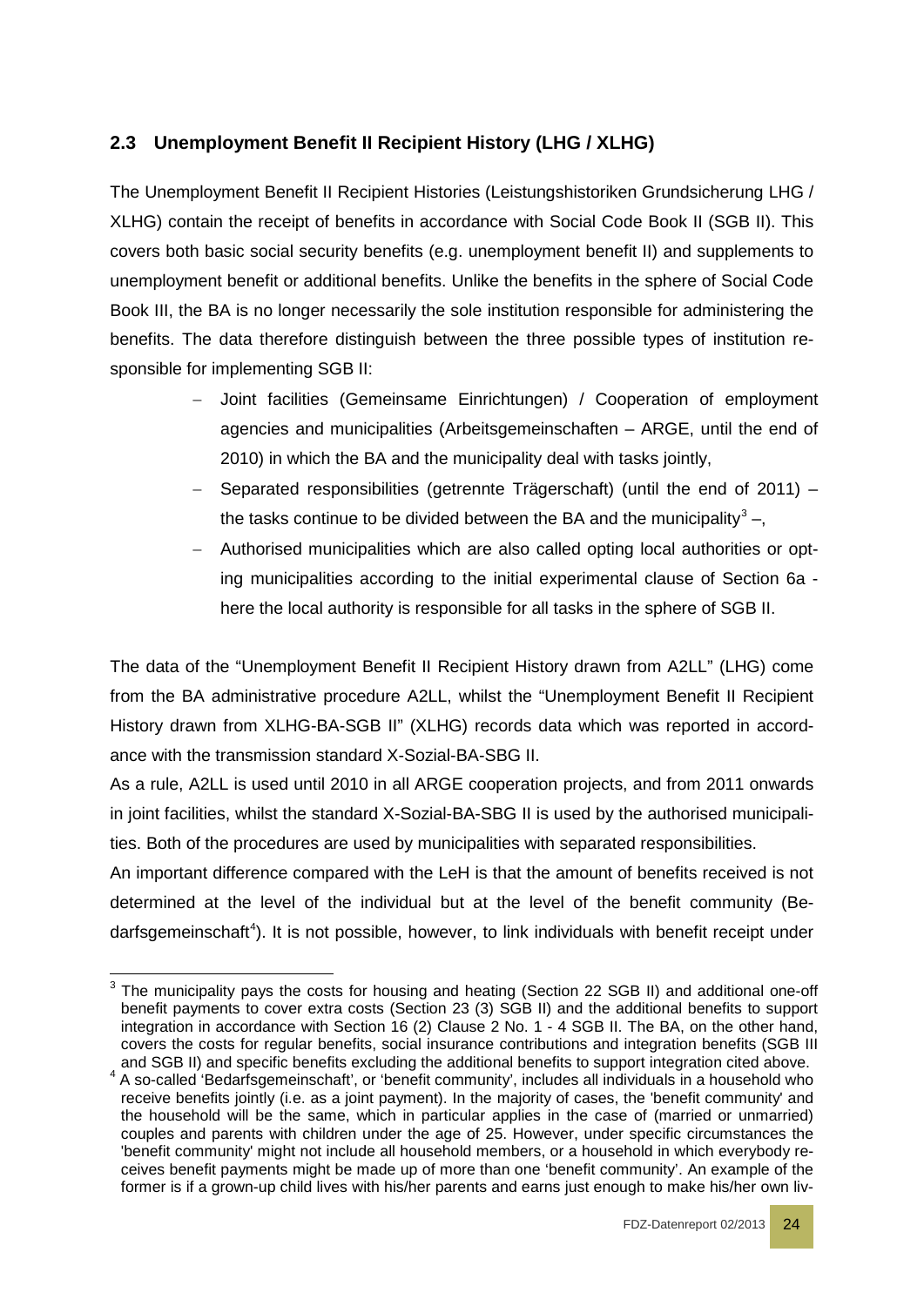## 2.3 Unemployment Benefit II Recipient History (LHG / XLHG)

The Unemployment Benefit II Recipient Histories (Leistungshistoriken Grundsicherung LHG / XLHG) contain the receipt of benefits in accordance with Social Code Book II (SGB II). This covers both basic social security benefits (e.g. unemployment benefit II) and supplements to unemployment benefit or additional benefits. Unlike the benefits in the sphere of Social Code Book III, the BA is no longer necessarily the sole institution responsible for administering the benefits. The data therefore distinguish between the three possible types of institution responsible for implementing SGB II:

- Joint facilities (Gemeinsame Einrichtungen) / Cooperation of employment agencies and municipalities (Arbeitsgemeinschaften – ARGE, until the end of 2010) in which the BA and the municipality deal with tasks jointly,
- Separated responsibilities (getrennte Trägerschaft) (until the end of 2011) – the tasks continue to be divided between the BA and the municipality[3] –,
- Authorised municipalities which are also called opting local authorities or opting municipalities according to the initial experimental clause of Section 6a - here the local authority is responsible for all tasks in the sphere of SGB II.

The data of the "Unemployment Benefit II Recipient History drawn from A2LL" (LHG) come from the BA administrative procedure A2LL, whilst the "Unemployment Benefit II Recipient History drawn from XLHG-BA-SGB II" (XLHG) records data which was reported in accordance with the transmission standard X-Sozial-BA-SBG II.

As a rule, A2LL is used until 2010 in all ARGE cooperation projects, and from 2011 onwards in joint facilities, whilst the standard X-Sozial-BA-SBG II is used by the authorised municipalities. Both of the procedures are used by municipalities with separated responsibilities.

An important difference compared with the LeH is that the amount of benefits received is not determined at the level of the individual but at the level of the benefit community (Bedarfsgemeinschaft[4]). It is not possible, however, to link individuals with benefit receipt under

---

[3] The municipality pays the costs for housing and heating (Section 22 SGB II) and additional one-off benefit payments to cover extra costs (Section 23 (3) SGB II) and the additional benefits to support integration in accordance with Section 16 (2) Clause 2 No. 1 - 4 SGB II. The BA, on the other hand, covers the costs for regular benefits, social insurance contributions and integration benefits (SGB III and SGB II) and specific benefits excluding the additional benefits to support integration cited above.

[4] A so-called 'Bedarfsgemeinschaft', or 'benefit community', includes all individuals in a household who receive benefits jointly (i.e. as a joint payment). In the majority of cases, the 'benefit community' and the household will be the same, which in particular applies in the case of (married or unmarried) couples and parents with children under the age of 25. However, under specific circumstances the 'benefit community' might not include all household members, or a household in which everybody receives benefit payments might be made up of more than one 'benefit community'. An example of the former is if a grown-up child lives with his/her parents and earns just enough to make his/her own liv-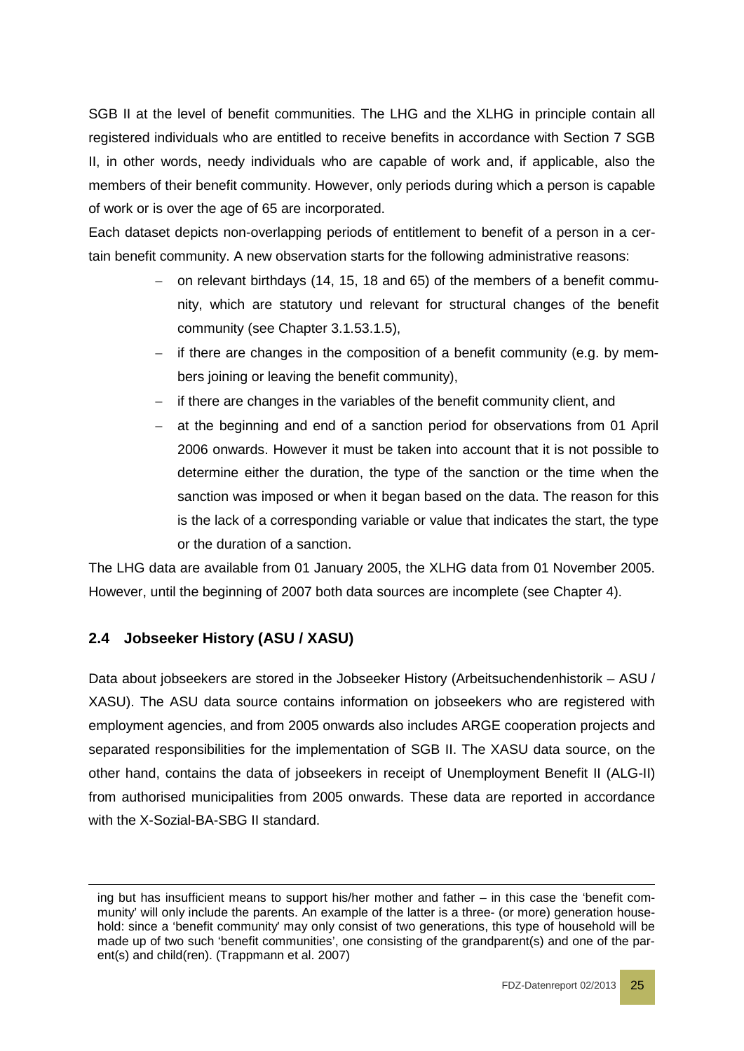SGB II at the level of benefit communities. The LHG and the XLHG in principle contain all registered individuals who are entitled to receive benefits in accordance with Section 7 SGB II, in other words, needy individuals who are capable of work and, if applicable, also the members of their benefit community. However, only periods during which a person is capable of work or is over the age of 65 are incorporated.

Each dataset depicts non-overlapping periods of entitlement to benefit of a person in a certain benefit community. A new observation starts for the following administrative reasons:

- on relevant birthdays (14, 15, 18 and 65) of the members of a benefit community, which are statutory und relevant for structural changes of the benefit community (see Chapter 3.1.53.1.5),
- if there are changes in the composition of a benefit community (e.g. by members joining or leaving the benefit community),
- if there are changes in the variables of the benefit community client, and
- at the beginning and end of a sanction period for observations from 01 April 2006 onwards. However it must be taken into account that it is not possible to determine either the duration, the type of the sanction or the time when the sanction was imposed or when it began based on the data. The reason for this is the lack of a corresponding variable or value that indicates the start, the type or the duration of a sanction.

The LHG data are available from 01 January 2005, the XLHG data from 01 November 2005. However, until the beginning of 2007 both data sources are incomplete (see Chapter 4).

## 2.4 Jobseeker History (ASU / XASU)

Data about jobseekers are stored in the Jobseeker History (Arbeitsuchendenhistorik – ASU / XASU). The ASU data source contains information on jobseekers who are registered with employment agencies, and from 2005 onwards also includes ARGE cooperation projects and separated responsibilities for the implementation of SGB II. The XASU data source, on the other hand, contains the data of jobseekers in receipt of Unemployment Benefit II (ALG-II) from authorised municipalities from 2005 onwards. These data are reported in accordance with the X-Sozial-BA-SBG II standard.

---

ing but has insufficient means to support his/her mother and father – in this case the 'benefit community' will only include the parents. An example of the latter is a three- (or more) generation household: since a 'benefit community' may only consist of two generations, this type of household will be made up of two such 'benefit communities', one consisting of the grandparent(s) and one of the parent(s) and child(ren). (Trappmann et al. 2007)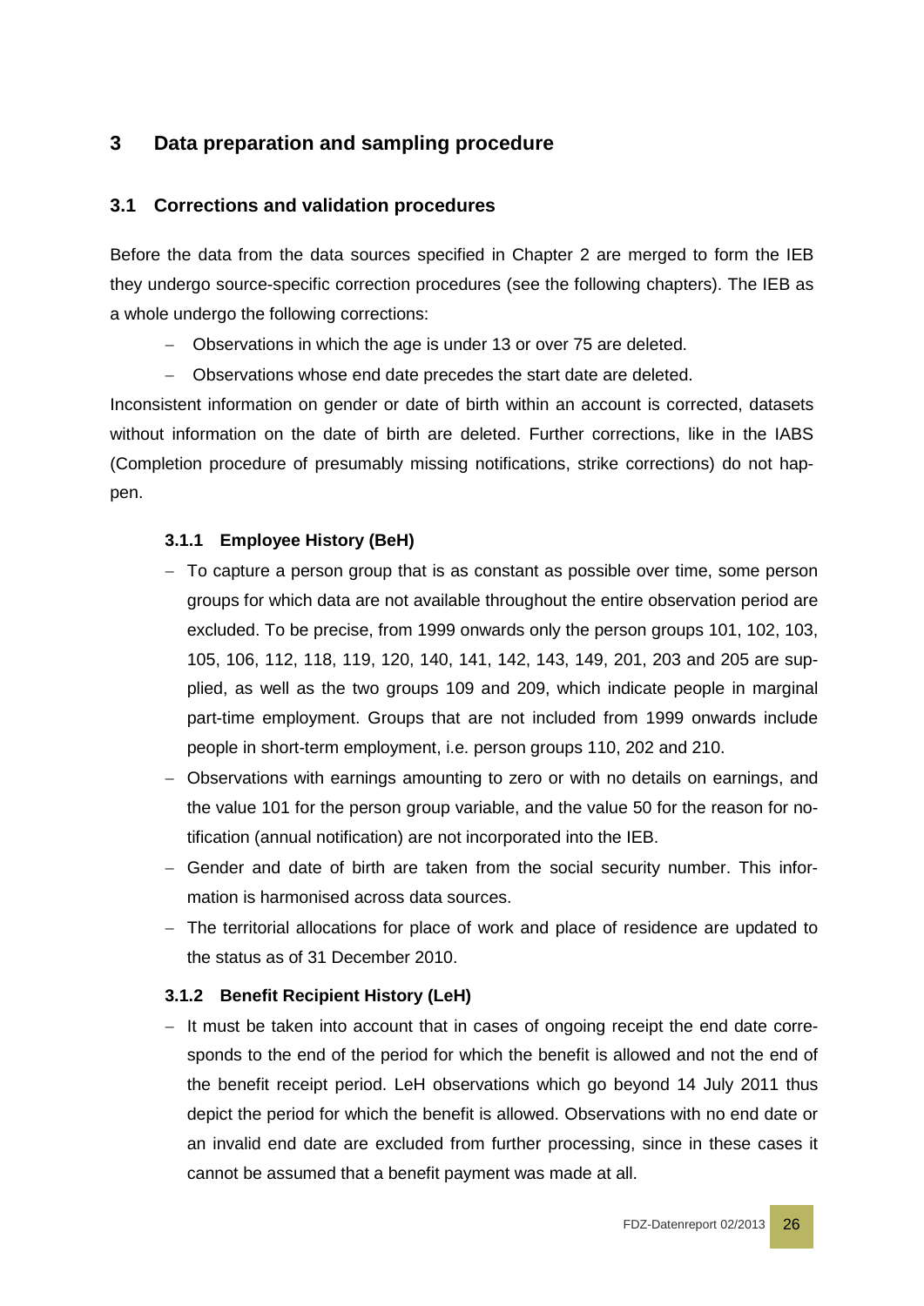# 3 Data preparation and sampling procedure

## 3.1 Corrections and validation procedures

Before the data from the data sources specified in Chapter 2 are merged to form the IEB they undergo source-specific correction procedures (see the following chapters). The IEB as a whole undergo the following corrections:

- Observations in which the age is under 13 or over 75 are deleted.
- Observations whose end date precedes the start date are deleted.

Inconsistent information on gender or date of birth within an account is corrected, datasets without information on the date of birth are deleted. Further corrections, like in the IABS (Completion procedure of presumably missing notifications, strike corrections) do not happen.

### 3.1.1 Employee History (BeH)

- To capture a person group that is as constant as possible over time, some person groups for which data are not available throughout the entire observation period are excluded. To be precise, from 1999 onwards only the person groups 101, 102, 103, 105, 106, 112, 118, 119, 120, 140, 141, 142, 143, 149, 201, 203 and 205 are supplied, as well as the two groups 109 and 209, which indicate people in marginal part-time employment. Groups that are not included from 1999 onwards include people in short-term employment, i.e. person groups 110, 202 and 210.
- Observations with earnings amounting to zero or with no details on earnings, and the value 101 for the person group variable, and the value 50 for the reason for notification (annual notification) are not incorporated into the IEB.
- Gender and date of birth are taken from the social security number. This information is harmonised across data sources.
- The territorial allocations for place of work and place of residence are updated to the status as of 31 December 2010.

### 3.1.2 Benefit Recipient History (LeH)

- It must be taken into account that in cases of ongoing receipt the end date corresponds to the end of the period for which the benefit is allowed and not the end of the benefit receipt period. LeH observations which go beyond 14 July 2011 thus depict the period for which the benefit is allowed. Observations with no end date or an invalid end date are excluded from further processing, since in these cases it cannot be assumed that a benefit payment was made at all.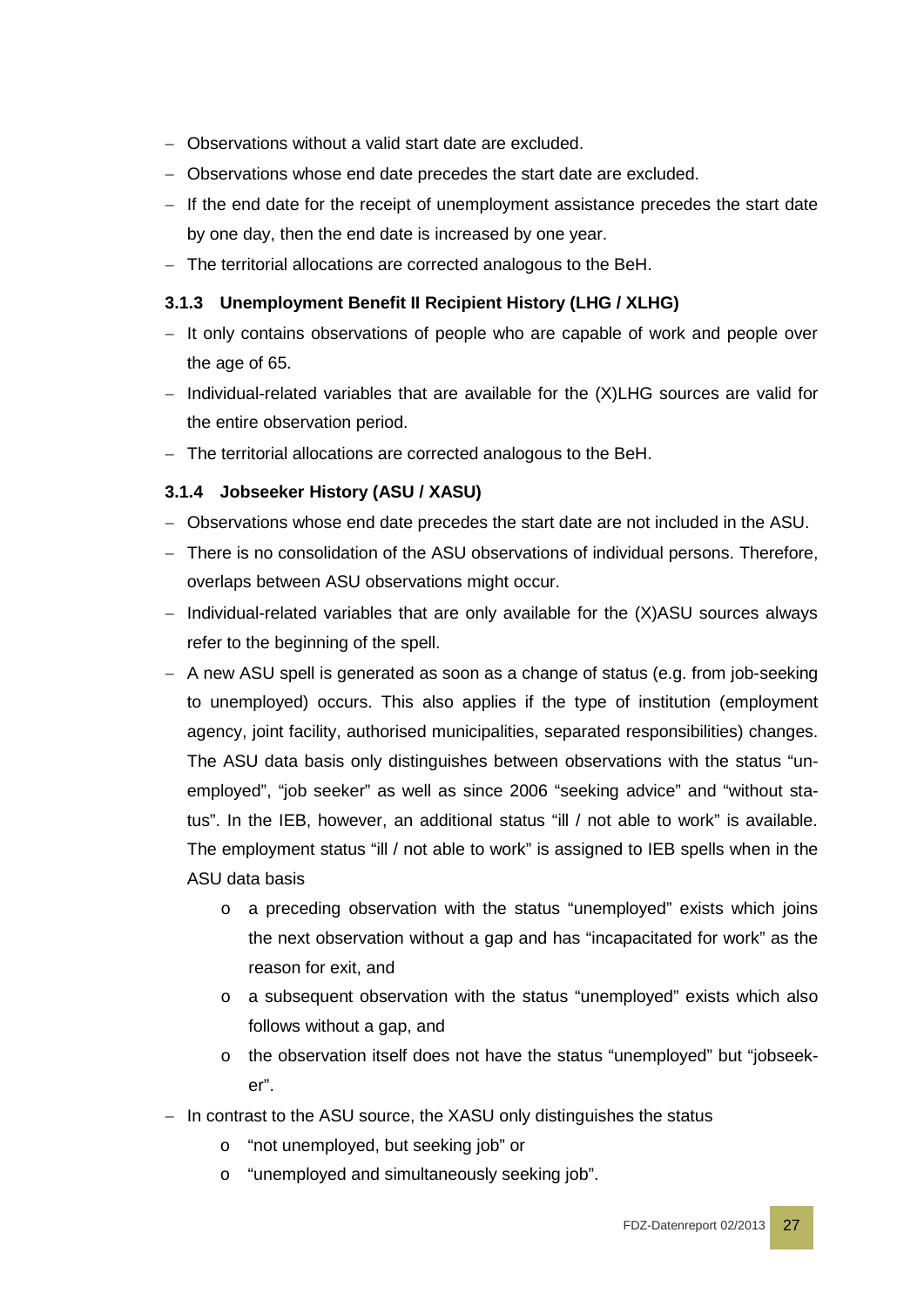- Observations without a valid start date are excluded.
- Observations whose end date precedes the start date are excluded.
- If the end date for the receipt of unemployment assistance precedes the start date by one day, then the end date is increased by one year.
- The territorial allocations are corrected analogous to the BeH.

### 3.1.3 Unemployment Benefit II Recipient History (LHG / XLHG)

- It only contains observations of people who are capable of work and people over the age of 65.
- Individual-related variables that are available for the (X)LHG sources are valid for the entire observation period.
- The territorial allocations are corrected analogous to the BeH.

### 3.1.4 Jobseeker History (ASU / XASU)

- Observations whose end date precedes the start date are not included in the ASU.
- There is no consolidation of the ASU observations of individual persons. Therefore, overlaps between ASU observations might occur.
- Individual-related variables that are only available for the (X)ASU sources always refer to the beginning of the spell.
- A new ASU spell is generated as soon as a change of status (e.g. from job-seeking to unemployed) occurs. This also applies if the type of institution (employment agency, joint facility, authorised municipalities, separated responsibilities) changes. The ASU data basis only distinguishes between observations with the status "unemployed", "job seeker" as well as since 2006 "seeking advice" and "without status". In the IEB, however, an additional status "ill / not able to work" is available. The employment status "ill / not able to work" is assigned to IEB spells when in the ASU data basis
    - a preceding observation with the status "unemployed" exists which joins the next observation without a gap and has "incapacitated for work" as the reason for exit, and
    - a subsequent observation with the status "unemployed" exists which also follows without a gap, and
    - the observation itself does not have the status "unemployed" but "jobseeker".
- In contrast to the ASU source, the XASU only distinguishes the status
    - "not unemployed, but seeking job" or
    - "unemployed and simultaneously seeking job".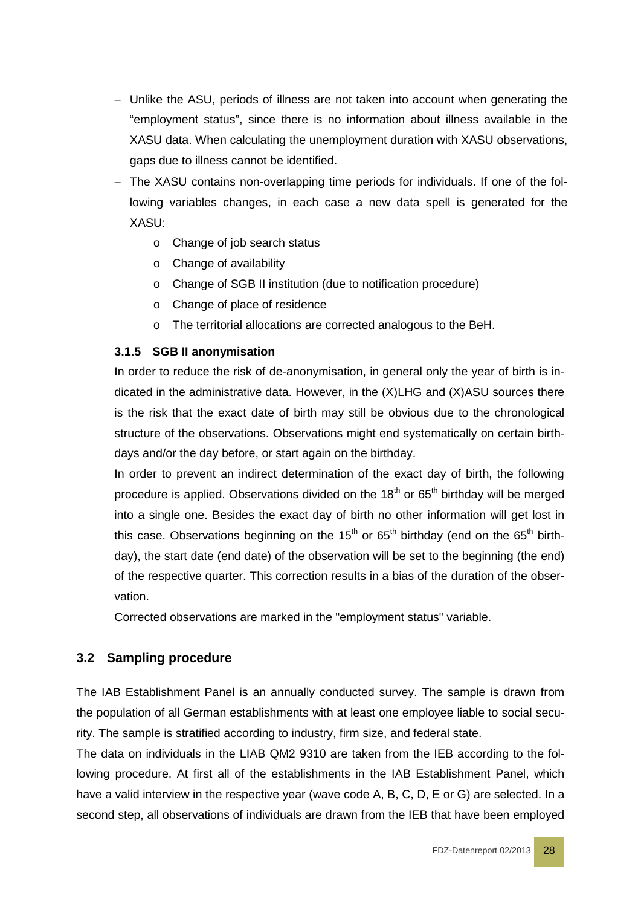- Unlike the ASU, periods of illness are not taken into account when generating the "employment status", since there is no information about illness available in the XASU data. When calculating the unemployment duration with XASU observations, gaps due to illness cannot be identified.
- The XASU contains non-overlapping time periods for individuals. If one of the following variables changes, in each case a new data spell is generated for the XASU:
  - Change of job search status
  - Change of availability
  - Change of SGB II institution (due to notification procedure)
  - Change of place of residence
  - The territorial allocations are corrected analogous to the BeH.

### 3.1.5 SGB II anonymisation

In order to reduce the risk of de-anonymisation, in general only the year of birth is indicated in the administrative data. However, in the (X)LHG and (X)ASU sources there is the risk that the exact date of birth may still be obvious due to the chronological structure of the observations. Observations might end systematically on certain birthdays and/or the day before, or start again on the birthday.

In order to prevent an indirect determination of the exact day of birth, the following procedure is applied. Observations divided on the 18th or 65th birthday will be merged into a single one. Besides the exact day of birth no other information will get lost in this case. Observations beginning on the 15th or 65th birthday (end on the 65th birthday), the start date (end date) of the observation will be set to the beginning (the end) of the respective quarter. This correction results in a bias of the duration of the observation.

Corrected observations are marked in the "employment status" variable.

## 3.2 Sampling procedure

The IAB Establishment Panel is an annually conducted survey. The sample is drawn from the population of all German establishments with at least one employee liable to social security. The sample is stratified according to industry, firm size, and federal state.

The data on individuals in the LIAB QM2 9310 are taken from the IEB according to the following procedure. At first all of the establishments in the IAB Establishment Panel, which have a valid interview in the respective year (wave code A, B, C, D, E or G) are selected. In a second step, all observations of individuals are drawn from the IEB that have been employed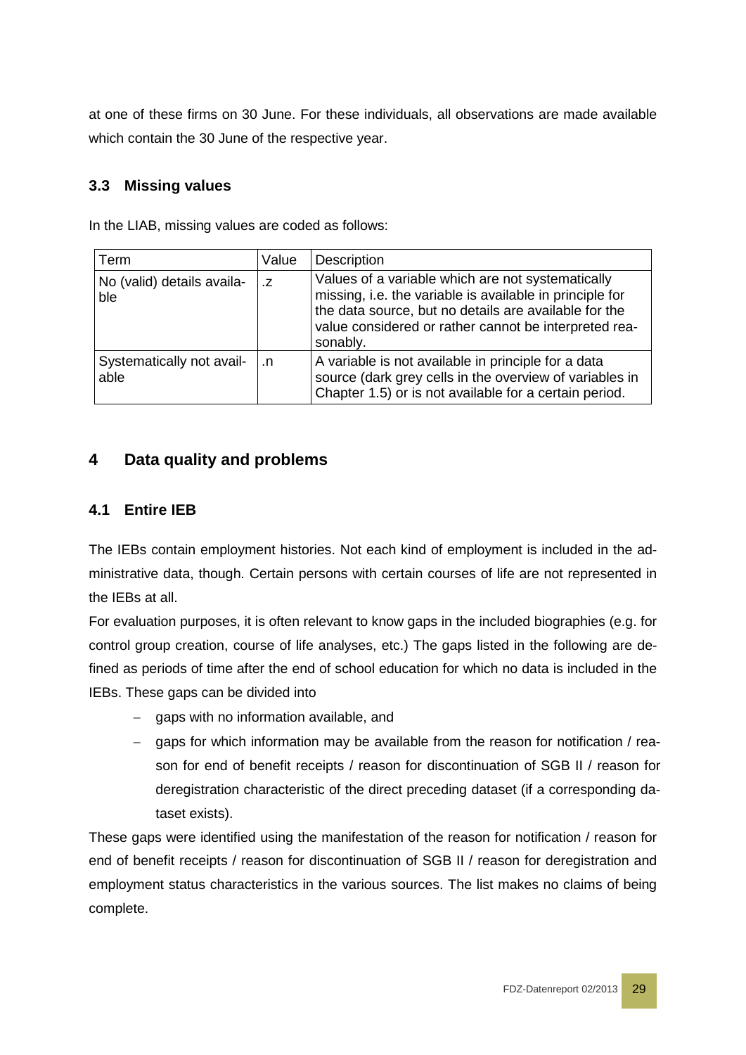at one of these firms on 30 June. For these individuals, all observations are made available which contain the 30 June of the respective year.

### 3.3 Missing values

In the LIAB, missing values are coded as follows:

| Term | Value | Description |
|---|---|---|
| No (valid) details available | .z | Values of a variable which are not systematically missing, i.e. the variable is available in principle for the data source, but no details are available for the value considered or rather cannot be interpreted reasonably. |
| Systematically not available | .n | A variable is not available in principle for a data source (dark grey cells in the overview of variables in Chapter 1.5) or is not available for a certain period. |

## 4 Data quality and problems

### 4.1 Entire IEB

The IEBs contain employment histories. Not each kind of employment is included in the administrative data, though. Certain persons with certain courses of life are not represented in the IEBs at all.

For evaluation purposes, it is often relevant to know gaps in the included biographies (e.g. for control group creation, course of life analyses, etc.) The gaps listed in the following are defined as periods of time after the end of school education for which no data is included in the IEBs. These gaps can be divided into

- gaps with no information available, and
- gaps for which information may be available from the reason for notification / reason for end of benefit receipts / reason for discontinuation of SGB II / reason for deregistration characteristic of the direct preceding dataset (if a corresponding dataset exists).

These gaps were identified using the manifestation of the reason for notification / reason for end of benefit receipts / reason for discontinuation of SGB II / reason for deregistration and employment status characteristics in the various sources. The list makes no claims of being complete.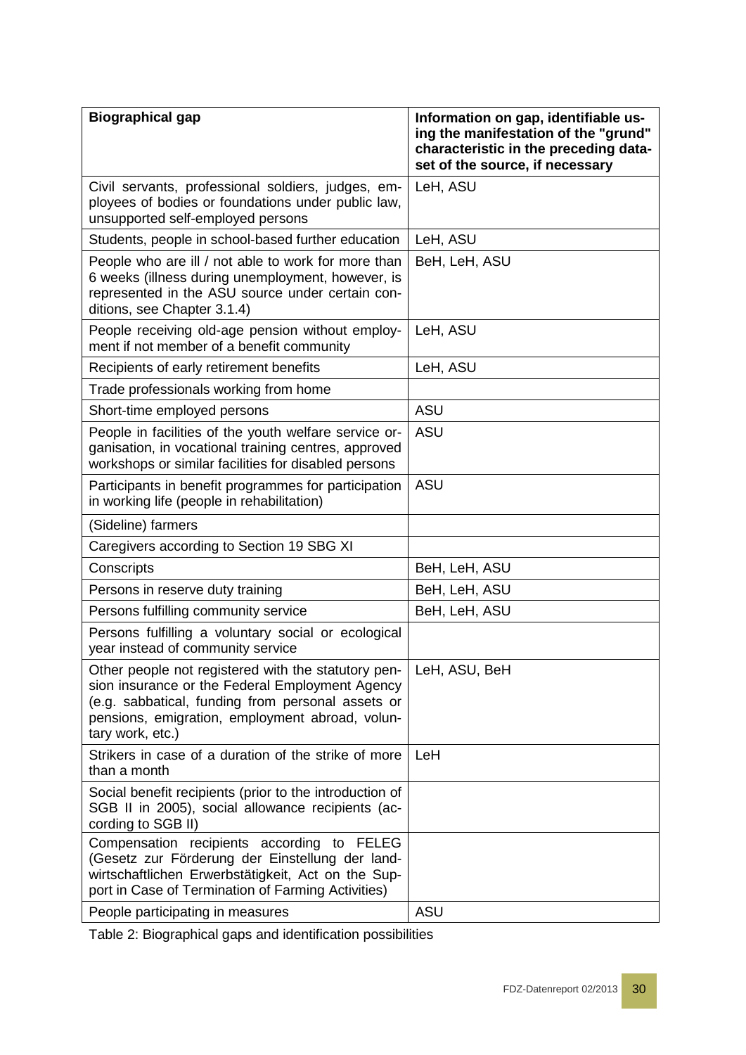| **Biographical gap** | **Information on gap, identifiable using the manifestation of the "grund" characteristic in the preceding dataset of the source, if necessary** |
|---|---|
| Civil servants, professional soldiers, judges, employees of bodies or foundations under public law, unsupported self-employed persons | LeH, ASU |
| Students, people in school-based further education | LeH, ASU |
| People who are ill / not able to work for more than 6 weeks (illness during unemployment, however, is represented in the ASU source under certain conditions, see Chapter 3.1.4) | BeH, LeH, ASU |
| People receiving old-age pension without employment if not member of a benefit community | LeH, ASU |
| Recipients of early retirement benefits | LeH, ASU |
| Trade professionals working from home | |
| Short-time employed persons | ASU |
| People in facilities of the youth welfare service organisation, in vocational training centres, approved workshops or similar facilities for disabled persons | ASU |
| Participants in benefit programmes for participation in working life (people in rehabilitation) | ASU |
| (Sideline) farmers | |
| Caregivers according to Section 19 SBG XI | |
| Conscripts | BeH, LeH, ASU |
| Persons in reserve duty training | BeH, LeH, ASU |
| Persons fulfilling community service | BeH, LeH, ASU |
| Persons fulfilling a voluntary social or ecological year instead of community service | |
| Other people not registered with the statutory pension insurance or the Federal Employment Agency (e.g. sabbatical, funding from personal assets or pensions, emigration, employment abroad, voluntary work, etc.) | LeH, ASU, BeH |
| Strikers in case of a duration of the strike of more than a month | LeH |
| Social benefit recipients (prior to the introduction of SGB II in 2005), social allowance recipients (according to SGB II) | |
| Compensation recipients according to FELEG (Gesetz zur Förderung der Einstellung der landwirtschaftlichen Erwerbstätigkeit, Act on the Support in Case of Termination of Farming Activities) | |
| People participating in measures | ASU |

Table 2: Biographical gaps and identification possibilities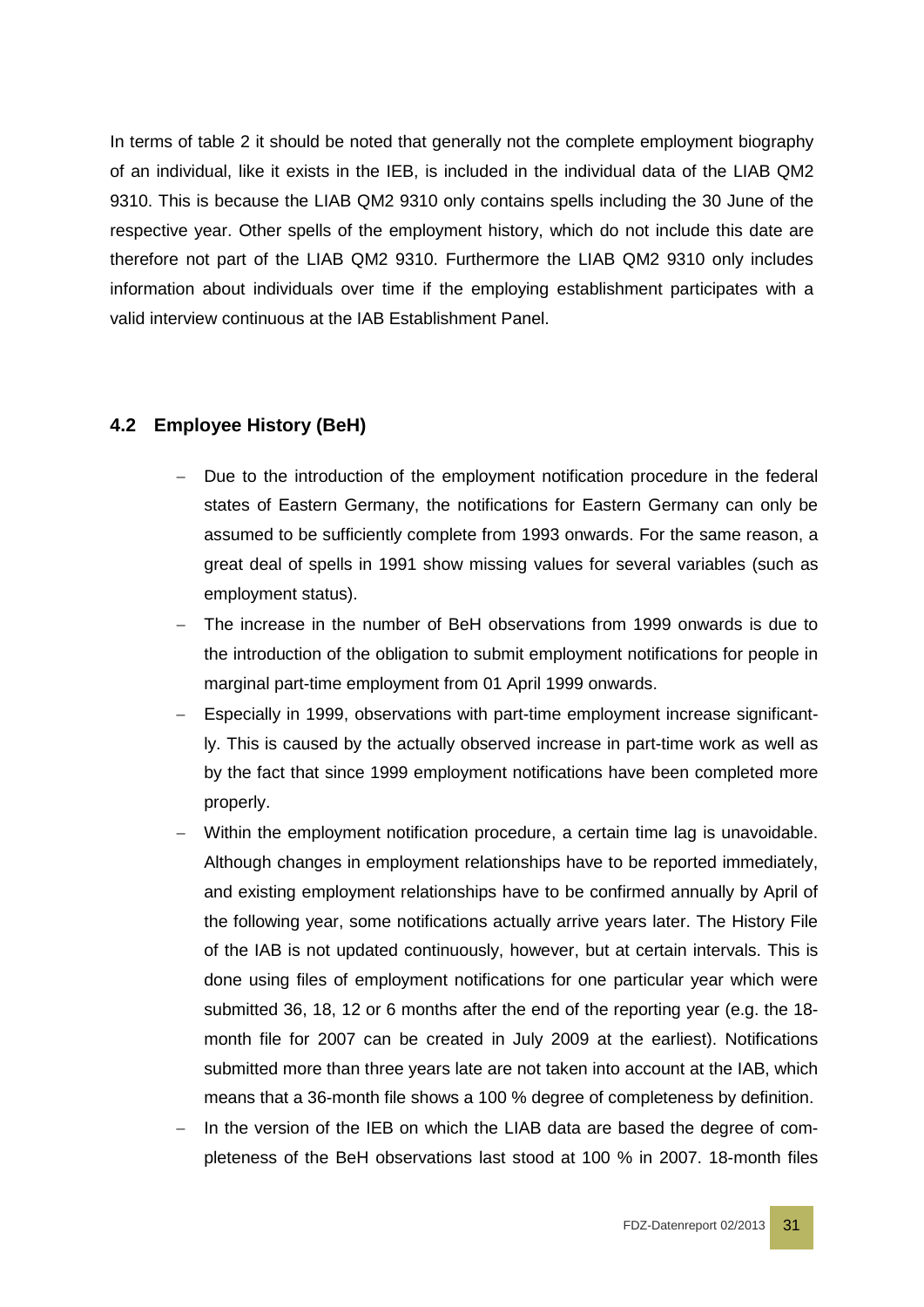In terms of table 2 it should be noted that generally not the complete employment biography of an individual, like it exists in the IEB, is included in the individual data of the LIAB QM2 9310. This is because the LIAB QM2 9310 only contains spells including the 30 June of the respective year. Other spells of the employment history, which do not include this date are therefore not part of the LIAB QM2 9310. Furthermore the LIAB QM2 9310 only includes information about individuals over time if the employing establishment participates with a valid interview continuous at the IAB Establishment Panel.

## 4.2 Employee History (BeH)

- Due to the introduction of the employment notification procedure in the federal states of Eastern Germany, the notifications for Eastern Germany can only be assumed to be sufficiently complete from 1993 onwards. For the same reason, a great deal of spells in 1991 show missing values for several variables (such as employment status).
- The increase in the number of BeH observations from 1999 onwards is due to the introduction of the obligation to submit employment notifications for people in marginal part-time employment from 01 April 1999 onwards.
- Especially in 1999, observations with part-time employment increase significantly. This is caused by the actually observed increase in part-time work as well as by the fact that since 1999 employment notifications have been completed more properly.
- Within the employment notification procedure, a certain time lag is unavoidable. Although changes in employment relationships have to be reported immediately, and existing employment relationships have to be confirmed annually by April of the following year, some notifications actually arrive years later. The History File of the IAB is not updated continuously, however, but at certain intervals. This is done using files of employment notifications for one particular year which were submitted 36, 18, 12 or 6 months after the end of the reporting year (e.g. the 18-month file for 2007 can be created in July 2009 at the earliest). Notifications submitted more than three years late are not taken into account at the IAB, which means that a 36-month file shows a 100 % degree of completeness by definition.
- In the version of the IEB on which the LIAB data are based the degree of completeness of the BeH observations last stood at 100 % in 2007. 18-month files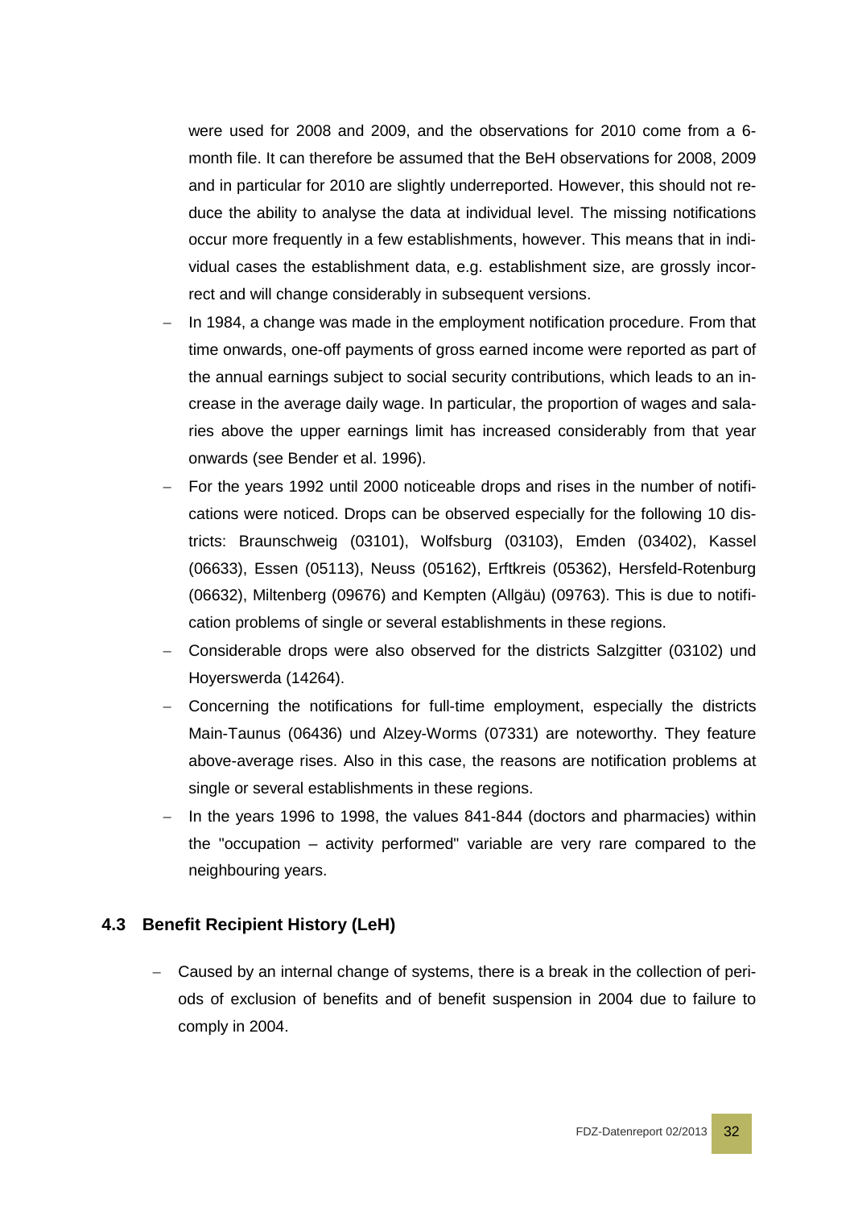were used for 2008 and 2009, and the observations for 2010 come from a 6-month file. It can therefore be assumed that the BeH observations for 2008, 2009 and in particular for 2010 are slightly underreported. However, this should not reduce the ability to analyse the data at individual level. The missing notifications occur more frequently in a few establishments, however. This means that in individual cases the establishment data, e.g. establishment size, are grossly incorrect and will change considerably in subsequent versions.

- In 1984, a change was made in the employment notification procedure. From that time onwards, one-off payments of gross earned income were reported as part of the annual earnings subject to social security contributions, which leads to an increase in the average daily wage. In particular, the proportion of wages and salaries above the upper earnings limit has increased considerably from that year onwards (see Bender et al. 1996).
- For the years 1992 until 2000 noticeable drops and rises in the number of notifications were noticed. Drops can be observed especially for the following 10 districts: Braunschweig (03101), Wolfsburg (03103), Emden (03402), Kassel (06633), Essen (05113), Neuss (05162), Erftkreis (05362), Hersfeld-Rotenburg (06632), Miltenberg (09676) and Kempten (Allgäu) (09763). This is due to notification problems of single or several establishments in these regions.
- Considerable drops were also observed for the districts Salzgitter (03102) und Hoyerswerda (14264).
- Concerning the notifications for full-time employment, especially the districts Main-Taunus (06436) und Alzey-Worms (07331) are noteworthy. They feature above-average rises. Also in this case, the reasons are notification problems at single or several establishments in these regions.
- In the years 1996 to 1998, the values 841-844 (doctors and pharmacies) within the "occupation – activity performed" variable are very rare compared to the neighbouring years.

## 4.3 Benefit Recipient History (LeH)

- Caused by an internal change of systems, there is a break in the collection of periods of exclusion of benefits and of benefit suspension in 2004 due to failure to comply in 2004.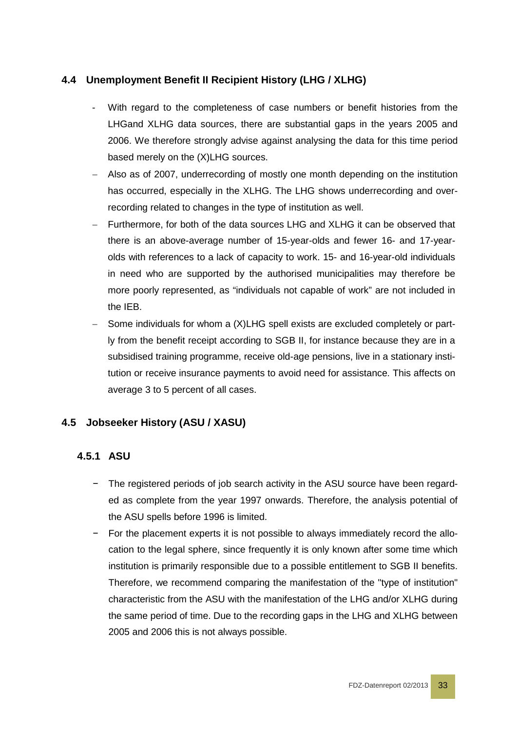## 4.4 Unemployment Benefit II Recipient History (LHG / XLHG)

- With regard to the completeness of case numbers or benefit histories from the LHGand XLHG data sources, there are substantial gaps in the years 2005 and 2006. We therefore strongly advise against analysing the data for this time period based merely on the (X)LHG sources.
- Also as of 2007, underrecording of mostly one month depending on the institution has occurred, especially in the XLHG. The LHG shows underrecording and over-recording related to changes in the type of institution as well.
- Furthermore, for both of the data sources LHG and XLHG it can be observed that there is an above-average number of 15-year-olds and fewer 16- and 17-year-olds with references to a lack of capacity to work. 15- and 16-year-old individuals in need who are supported by the authorised municipalities may therefore be more poorly represented, as "individuals not capable of work" are not included in the IEB.
- Some individuals for whom a (X)LHG spell exists are excluded completely or partly from the benefit receipt according to SGB II, for instance because they are in a subsidised training programme, receive old-age pensions, live in a stationary institution or receive insurance payments to avoid need for assistance. This affects on average 3 to 5 percent of all cases.

## 4.5 Jobseeker History (ASU / XASU)

### 4.5.1 ASU

- The registered periods of job search activity in the ASU source have been regarded as complete from the year 1997 onwards. Therefore, the analysis potential of the ASU spells before 1996 is limited.
- For the placement experts it is not possible to always immediately record the allocation to the legal sphere, since frequently it is only known after some time which institution is primarily responsible due to a possible entitlement to SGB II benefits. Therefore, we recommend comparing the manifestation of the "type of institution" characteristic from the ASU with the manifestation of the LHG and/or XLHG during the same period of time. Due to the recording gaps in the LHG and XLHG between 2005 and 2006 this is not always possible.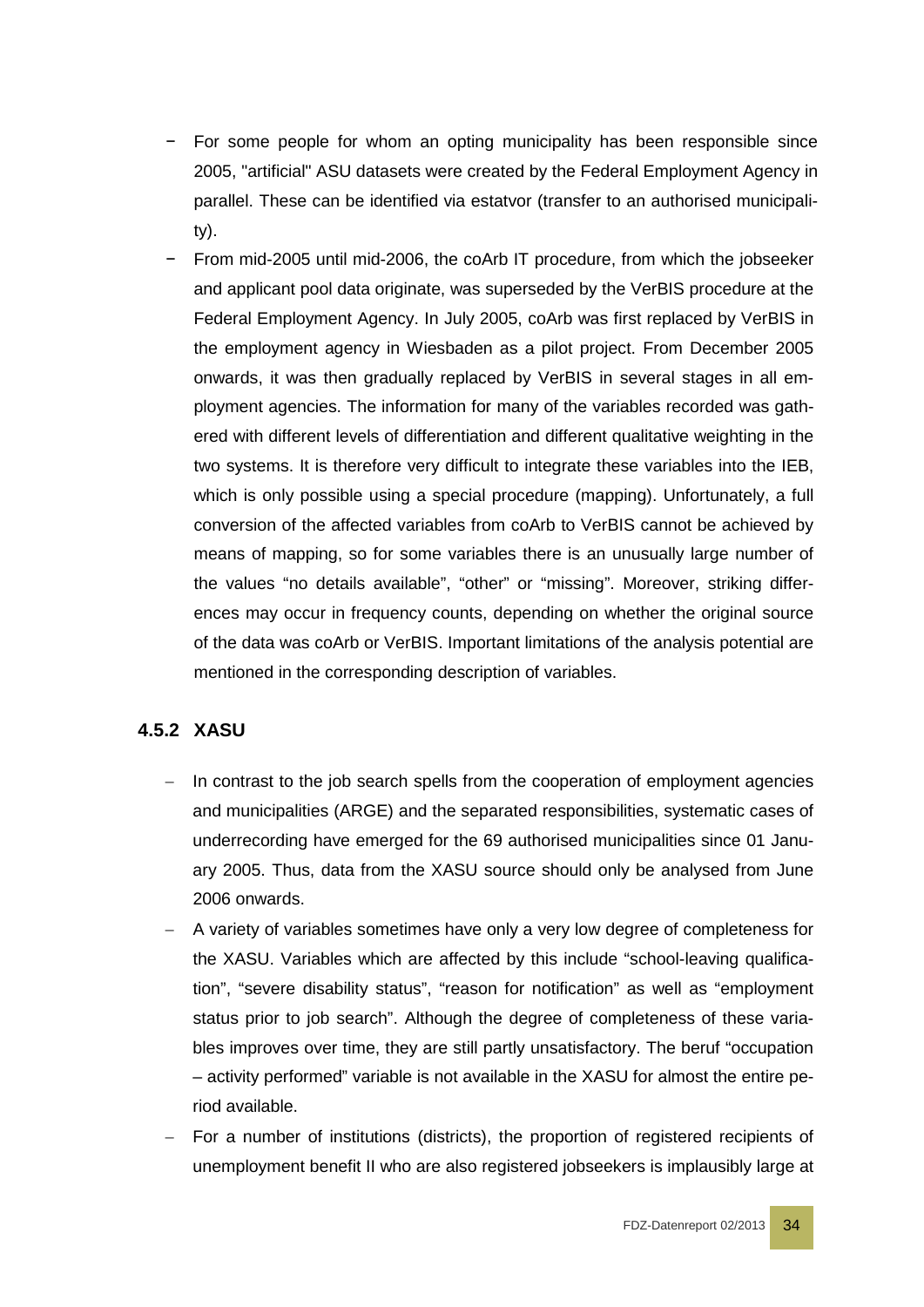- For some people for whom an opting municipality has been responsible since 2005, "artificial" ASU datasets were created by the Federal Employment Agency in parallel. These can be identified via estatvor (transfer to an authorised municipality).
- From mid-2005 until mid-2006, the coArb IT procedure, from which the jobseeker and applicant pool data originate, was superseded by the VerBIS procedure at the Federal Employment Agency. In July 2005, coArb was first replaced by VerBIS in the employment agency in Wiesbaden as a pilot project. From December 2005 onwards, it was then gradually replaced by VerBIS in several stages in all employment agencies. The information for many of the variables recorded was gathered with different levels of differentiation and different qualitative weighting in the two systems. It is therefore very difficult to integrate these variables into the IEB, which is only possible using a special procedure (mapping). Unfortunately, a full conversion of the affected variables from coArb to VerBIS cannot be achieved by means of mapping, so for some variables there is an unusually large number of the values "no details available", "other" or "missing". Moreover, striking differences may occur in frequency counts, depending on whether the original source of the data was coArb or VerBIS. Important limitations of the analysis potential are mentioned in the corresponding description of variables.

### 4.5.2 XASU

- In contrast to the job search spells from the cooperation of employment agencies and municipalities (ARGE) and the separated responsibilities, systematic cases of underrecording have emerged for the 69 authorised municipalities since 01 January 2005. Thus, data from the XASU source should only be analysed from June 2006 onwards.
- A variety of variables sometimes have only a very low degree of completeness for the XASU. Variables which are affected by this include "school-leaving qualification", "severe disability status", "reason for notification" as well as "employment status prior to job search". Although the degree of completeness of these variables improves over time, they are still partly unsatisfactory. The beruf "occupation – activity performed" variable is not available in the XASU for almost the entire period available.
- For a number of institutions (districts), the proportion of registered recipients of unemployment benefit II who are also registered jobseekers is implausibly large at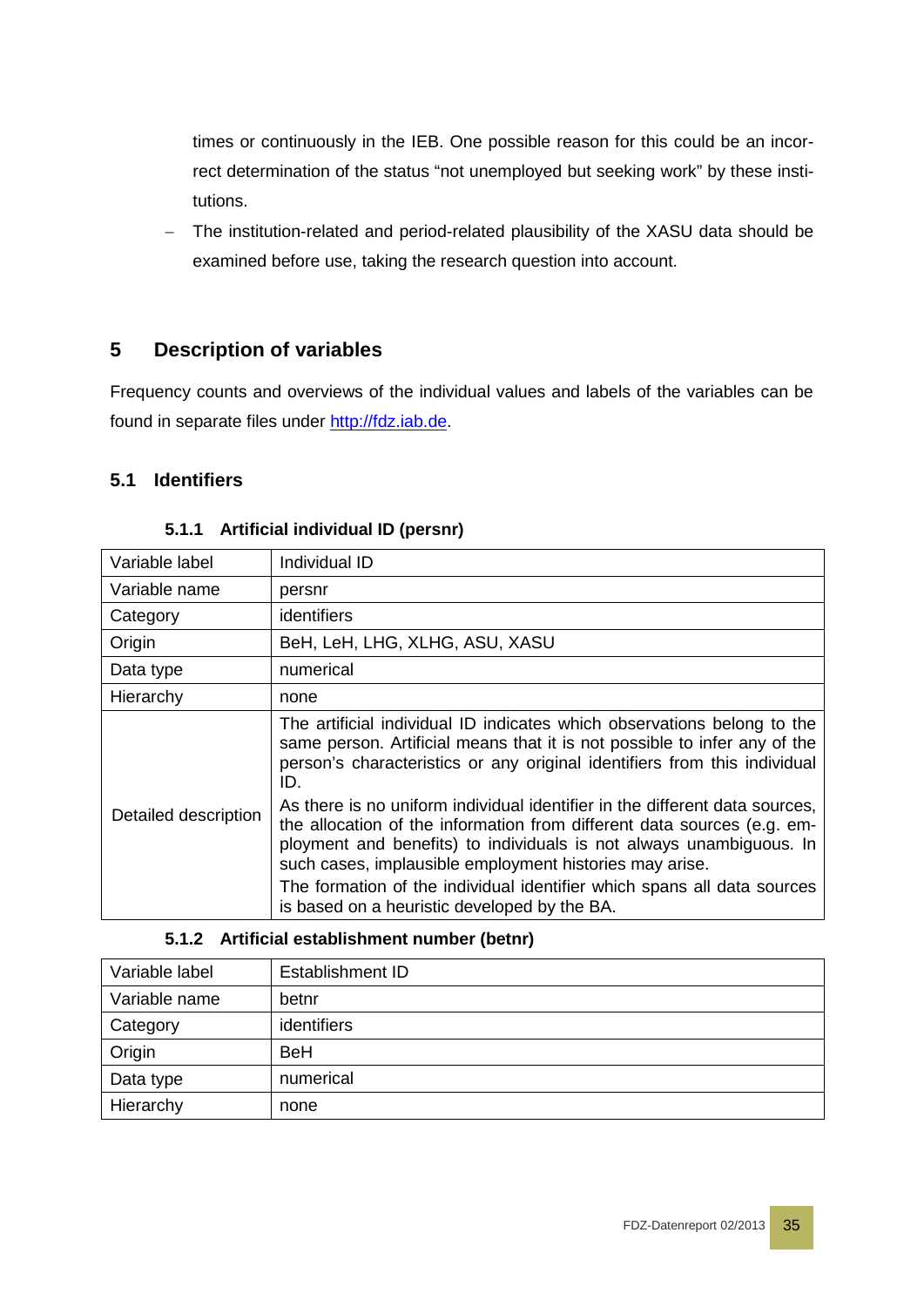times or continuously in the IEB. One possible reason for this could be an incorrect determination of the status "not unemployed but seeking work" by these institutions.

- The institution-related and period-related plausibility of the XASU data should be examined before use, taking the research question into account.

# 5 Description of variables

Frequency counts and overviews of the individual values and labels of the variables can be found in separate files under http://fdz.iab.de.

## 5.1 Identifiers

### 5.1.1 Artificial individual ID (persnr)

| Variable label | Individual ID |
|---|---|
| Variable name | persnr |
| Category | identifiers |
| Origin | BeH, LeH, LHG, XLHG, ASU, XASU |
| Data type | numerical |
| Hierarchy | none |
| Detailed description | The artificial individual ID indicates which observations belong to the same person. Artificial means that it is not possible to infer any of the person's characteristics or any original identifiers from this individual ID. As there is no uniform individual identifier in the different data sources, the allocation of the information from different data sources (e.g. employment and benefits) to individuals is not always unambiguous. In such cases, implausible employment histories may arise. The formation of the individual identifier which spans all data sources is based on a heuristic developed by the BA. |

### 5.1.2 Artificial establishment number (betnr)

| Variable label | Establishment ID |
|---|---|
| Variable name | betnr |
| Category | identifiers |
| Origin | BeH |
| Data type | numerical |
| Hierarchy | none |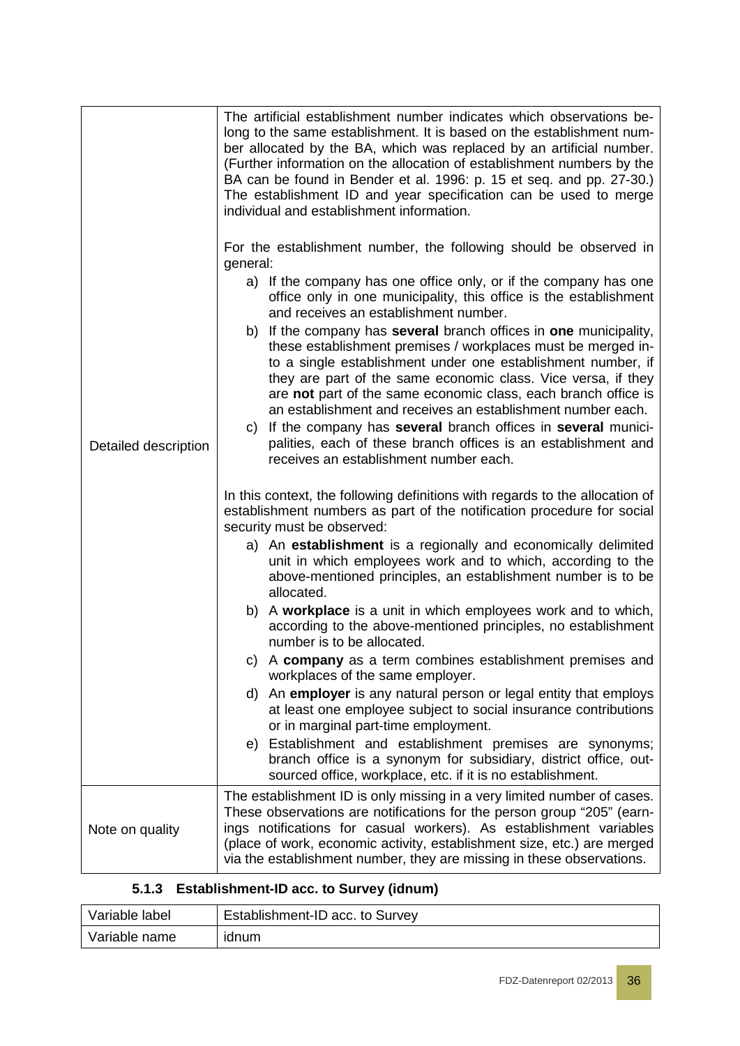| | |
|---|---|
| Detailed description | The artificial establishment number indicates which observations belong to the same establishment. It is based on the establishment number allocated by the BA, which was replaced by an artificial number. (Further information on the allocation of establishment numbers by the BA can be found in Bender et al. 1996: p. 15 et seq. and pp. 27-30.) The establishment ID and year specification can be used to merge individual and establishment information.<br><br>For the establishment number, the following should be observed in general:<br>a) If the company has one office only, or if the company has one office only in one municipality, this office is the establishment and receives an establishment number.<br>b) If the company has **several** branch offices in **one** municipality, these establishment premises / workplaces must be merged into a single establishment under one establishment number, if they are part of the same economic class. Vice versa, if they are **not** part of the same economic class, each branch office is an establishment and receives an establishment number each.<br>c) If the company has **several** branch offices in **several** municipalities, each of these branch offices is an establishment and receives an establishment number each.<br><br>In this context, the following definitions with regards to the allocation of establishment numbers as part of the notification procedure for social security must be observed:<br>a) An **establishment** is a regionally and economically delimited unit in which employees work and to which, according to the above-mentioned principles, an establishment number is to be allocated.<br>b) A **workplace** is a unit in which employees work and to which, according to the above-mentioned principles, no establishment number is to be allocated.<br>c) A **company** as a term combines establishment premises and workplaces of the same employer.<br>d) An **employer** is any natural person or legal entity that employs at least one employee subject to social insurance contributions or in marginal part-time employment.<br>e) Establishment and establishment premises are synonyms; branch office is a synonym for subsidiary, district office, outsourced office, workplace, etc. if it is no establishment. |
| Note on quality | The establishment ID is only missing in a very limited number of cases. These observations are notifications for the person group "205" (earnings notifications for casual workers). As establishment variables (place of work, economic activity, establishment size, etc.) are merged via the establishment number, they are missing in these observations. |

### 5.1.3 Establishment-ID acc. to Survey (idnum)

| | |
|---|---|
| Variable label | Establishment-ID acc. to Survey |
| Variable name | idnum |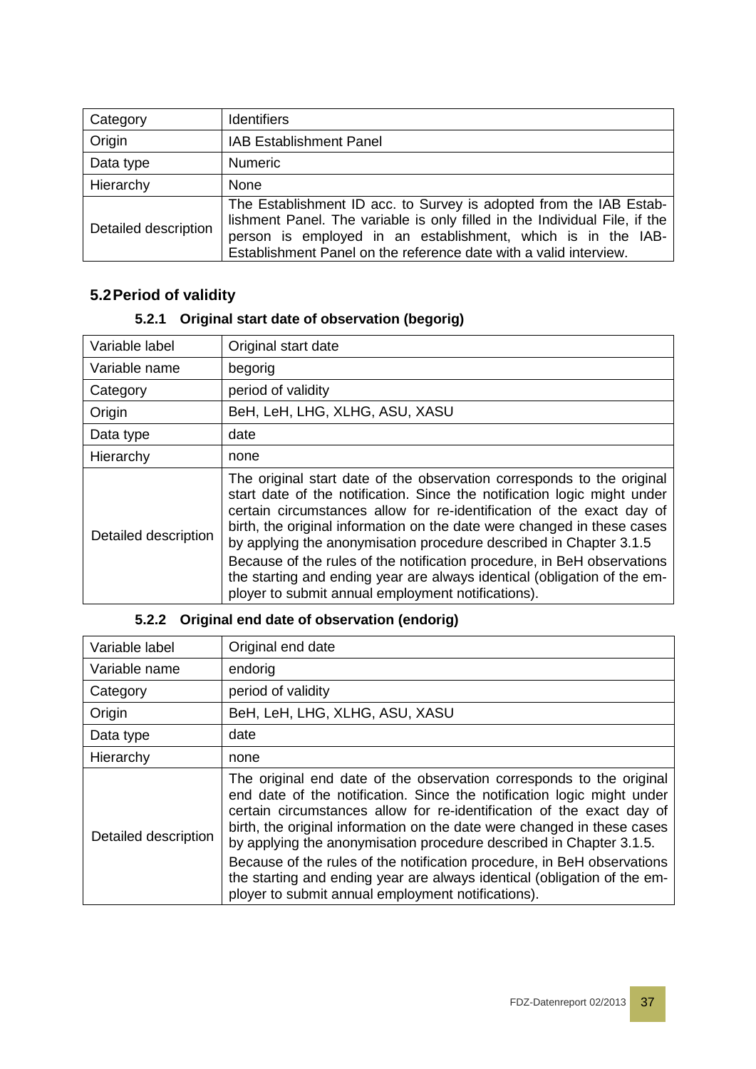| | |
|---|---|
| Category | Identifiers |
| Origin | IAB Establishment Panel |
| Data type | Numeric |
| Hierarchy | None |
| Detailed description | The Establishment ID acc. to Survey is adopted from the IAB Establishment Panel. The variable is only filled in the Individual File, if the person is employed in an establishment, which is in the IAB-Establishment Panel on the reference date with a valid interview. |

## 5.2 Period of validity

### 5.2.1 Original start date of observation (begorig)

| | |
|---|---|
| Variable label | Original start date |
| Variable name | begorig |
| Category | period of validity |
| Origin | BeH, LeH, LHG, XLHG, ASU, XASU |
| Data type | date |
| Hierarchy | none |
| Detailed description | The original start date of the observation corresponds to the original start date of the notification. Since the notification logic might under certain circumstances allow for re-identification of the exact day of birth, the original information on the date were changed in these cases by applying the anonymisation procedure described in Chapter 3.1.5<br>Because of the rules of the notification procedure, in BeH observations the starting and ending year are always identical (obligation of the employer to submit annual employment notifications). |

### 5.2.2 Original end date of observation (endorig)

| | |
|---|---|
| Variable label | Original end date |
| Variable name | endorig |
| Category | period of validity |
| Origin | BeH, LeH, LHG, XLHG, ASU, XASU |
| Data type | date |
| Hierarchy | none |
| Detailed description | The original end date of the observation corresponds to the original end date of the notification. Since the notification logic might under certain circumstances allow for re-identification of the exact day of birth, the original information on the date were changed in these cases by applying the anonymisation procedure described in Chapter 3.1.5.<br>Because of the rules of the notification procedure, in BeH observations the starting and ending year are always identical (obligation of the employer to submit annual employment notifications). |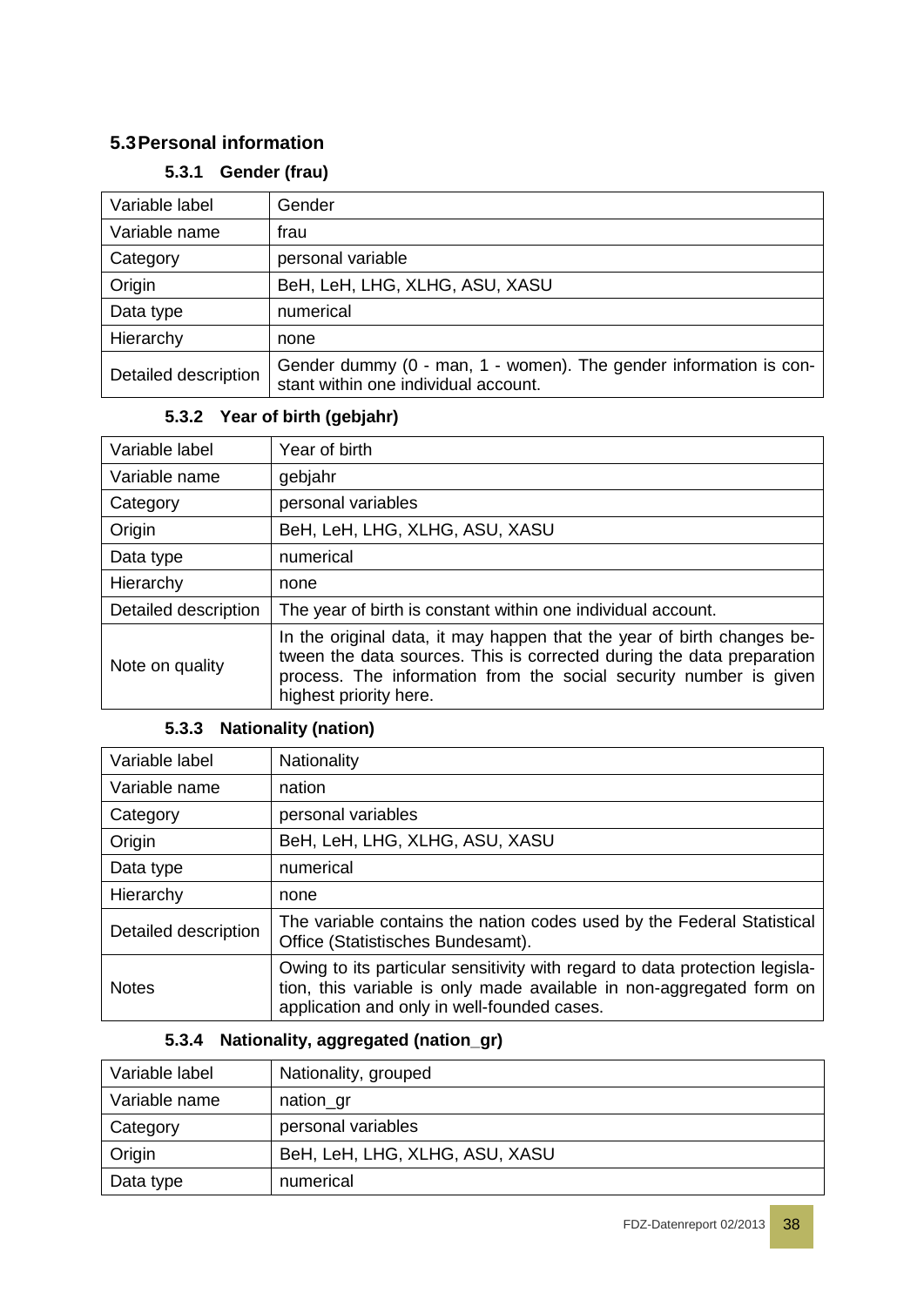## 5.3 Personal information

### 5.3.1 Gender (frau)

| Variable label | Gender |
|---|---|
| Variable name | frau |
| Category | personal variable |
| Origin | BeH, LeH, LHG, XLHG, ASU, XASU |
| Data type | numerical |
| Hierarchy | none |
| Detailed description | Gender dummy (0 - man, 1 - women). The gender information is constant within one individual account. |

### 5.3.2 Year of birth (gebjahr)

| Variable label | Year of birth |
|---|---|
| Variable name | gebjahr |
| Category | personal variables |
| Origin | BeH, LeH, LHG, XLHG, ASU, XASU |
| Data type | numerical |
| Hierarchy | none |
| Detailed description | The year of birth is constant within one individual account. |
| Note on quality | In the original data, it may happen that the year of birth changes between the data sources. This is corrected during the data preparation process. The information from the social security number is given highest priority here. |

### 5.3.3 Nationality (nation)

| Variable label | Nationality |
|---|---|
| Variable name | nation |
| Category | personal variables |
| Origin | BeH, LeH, LHG, XLHG, ASU, XASU |
| Data type | numerical |
| Hierarchy | none |
| Detailed description | The variable contains the nation codes used by the Federal Statistical Office (Statistisches Bundesamt). |
| Notes | Owing to its particular sensitivity with regard to data protection legislation, this variable is only made available in non-aggregated form on application and only in well-founded cases. |

### 5.3.4 Nationality, aggregated (nation_gr)

| Variable label | Nationality, grouped |
|---|---|
| Variable name | nation_gr |
| Category | personal variables |
| Origin | BeH, LeH, LHG, XLHG, ASU, XASU |
| Data type | numerical |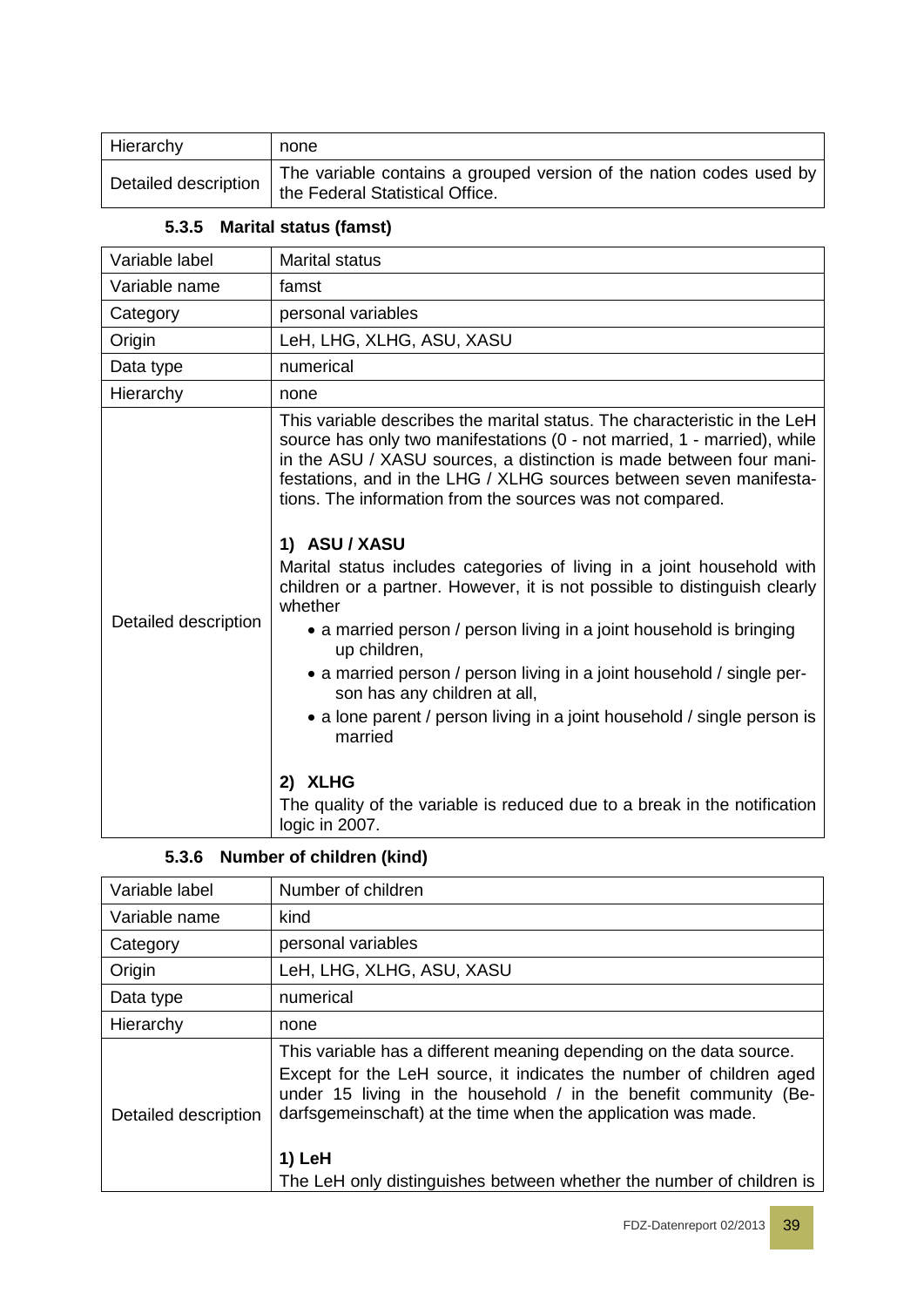| Hierarchy | none |
|---|---|
| Detailed description | The variable contains a grouped version of the nation codes used by the Federal Statistical Office. |

### 5.3.5 Marital status (famst)

| Variable label | Marital status |
|---|---|
| Variable name | famst |
| Category | personal variables |
| Origin | LeH, LHG, XLHG, ASU, XASU |
| Data type | numerical |
| Hierarchy | none |
| Detailed description | This variable describes the marital status. The characteristic in the LeH source has only two manifestations (0 - not married, 1 - married), while in the ASU / XASU sources, a distinction is made between four manifestations, and in the LHG / XLHG sources between seven manifestations. The information from the sources was not compared.<br><br>**1) ASU / XASU**<br>Marital status includes categories of living in a joint household with children or a partner. However, it is not possible to distinguish clearly whether<br>• a married person / person living in a joint household is bringing up children,<br>• a married person / person living in a joint household / single person has any children at all,<br>• a lone parent / person living in a joint household / single person is married<br><br>**2) XLHG**<br>The quality of the variable is reduced due to a break in the notification logic in 2007. |

### 5.3.6 Number of children (kind)

| Variable label | Number of children |
|---|---|
| Variable name | kind |
| Category | personal variables |
| Origin | LeH, LHG, XLHG, ASU, XASU |
| Data type | numerical |
| Hierarchy | none |
| Detailed description | This variable has a different meaning depending on the data source. Except for the LeH source, it indicates the number of children aged under 15 living in the household / in the benefit community (Bedarfsgemeinschaft) at the time when the application was made.<br><br>**1) LeH**<br>The LeH only distinguishes between whether the number of children is |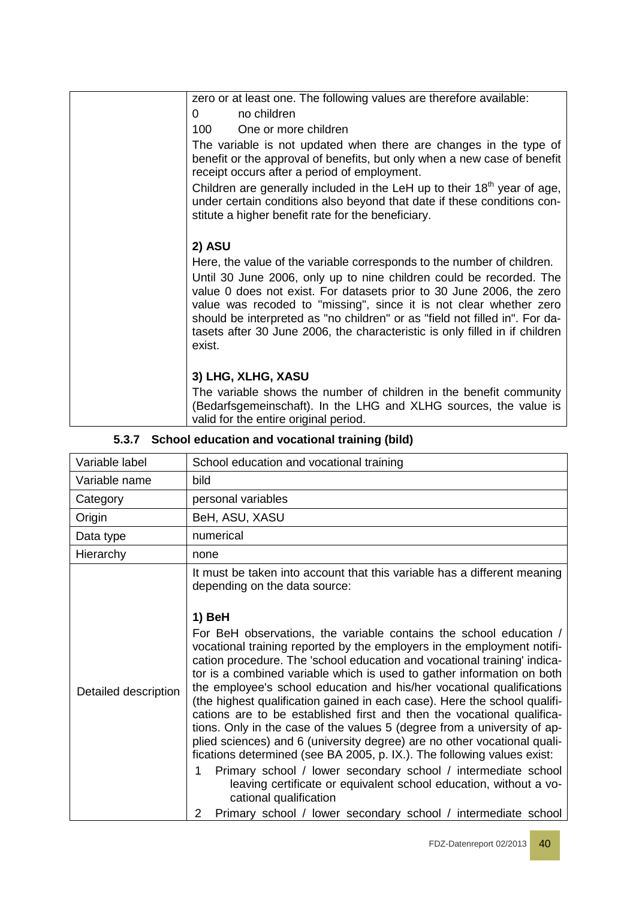| | |
|---|---|
| | zero or at least one. The following values are therefore available:<br>0 no children<br>100 One or more children<br>The variable is not updated when there are changes in the type of benefit or the approval of benefits, but only when a new case of benefit receipt occurs after a period of employment.<br>Children are generally included in the LeH up to their 18th year of age, under certain conditions also beyond that date if these conditions constitute a higher benefit rate for the beneficiary.<br><br>**2) ASU**<br>Here, the value of the variable corresponds to the number of children.<br>Until 30 June 2006, only up to nine children could be recorded. The value 0 does not exist. For datasets prior to 30 June 2006, the zero value was recoded to "missing", since it is not clear whether zero should be interpreted as "no children" or as "field not filled in". For datasets after 30 June 2006, the characteristic is only filled in if children exist.<br><br>**3) LHG, XLHG, XASU**<br>The variable shows the number of children in the benefit community (Bedarfsgemeinschaft). In the LHG and XLHG sources, the value is valid for the entire original period. |

### 5.3.7 School education and vocational training (bild)

| Variable label | School education and vocational training |
|---|---|
| Variable name | bild |
| Category | personal variables |
| Origin | BeH, ASU, XASU |
| Data type | numerical |
| Hierarchy | none |
| Detailed description | It must be taken into account that this variable has a different meaning depending on the data source:<br><br>**1) BeH**<br>For BeH observations, the variable contains the school education / vocational training reported by the employers in the employment notification procedure. The 'school education and vocational training' indicator is a combined variable which is used to gather information on both the employee's school education and his/her vocational qualifications (the highest qualification gained in each case). Here the school qualifications are to be established first and then the vocational qualifications. Only in the case of the values 5 (degree from a university of applied sciences) and 6 (university degree) are no other vocational qualifications determined (see BA 2005, p. IX.). The following values exist:<br>1 Primary school / lower secondary school / intermediate school leaving certificate or equivalent school education, without a vocational qualification<br>2 Primary school / lower secondary school / intermediate school |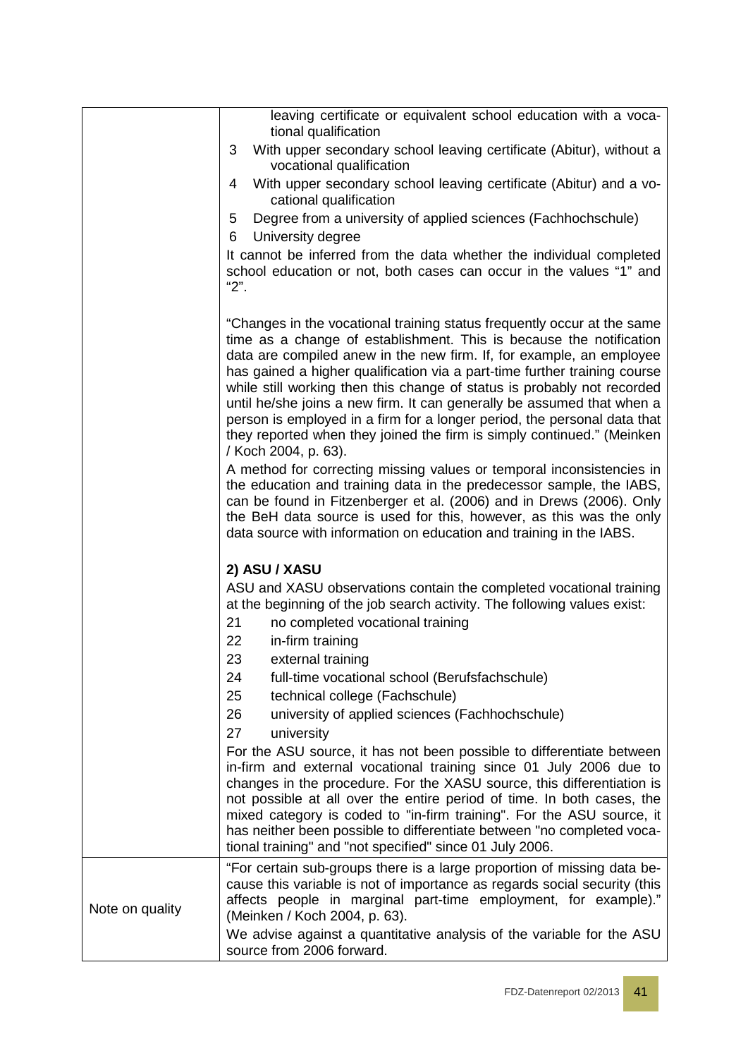| | |
|---|---|
| | leaving certificate or equivalent school education with a vocational qualification<br>3 With upper secondary school leaving certificate (Abitur), without a vocational qualification<br>4 With upper secondary school leaving certificate (Abitur) and a vocational qualification<br>5 Degree from a university of applied sciences (Fachhochschule)<br>6 University degree<br>It cannot be inferred from the data whether the individual completed school education or not, both cases can occur in the values "1" and "2".<br><br>"Changes in the vocational training status frequently occur at the same time as a change of establishment. This is because the notification data are compiled anew in the new firm. If, for example, an employee has gained a higher qualification via a part-time further training course while still working then this change of status is probably not recorded until he/she joins a new firm. It can generally be assumed that when a person is employed in a firm for a longer period, the personal data that they reported when they joined the firm is simply continued." (Meinken / Koch 2004, p. 63).<br>A method for correcting missing values or temporal inconsistencies in the education and training data in the predecessor sample, the IABS, can be found in Fitzenberger et al. (2006) and in Drews (2006). Only the BeH data source is used for this, however, as this was the only data source with information on education and training in the IABS.<br><br>**2) ASU / XASU**<br>ASU and XASU observations contain the completed vocational training at the beginning of the job search activity. The following values exist:<br>21 no completed vocational training<br>22 in-firm training<br>23 external training<br>24 full-time vocational school (Berufsfachschule)<br>25 technical college (Fachschule)<br>26 university of applied sciences (Fachhochschule)<br>27 university<br>For the ASU source, it has not been possible to differentiate between in-firm and external vocational training since 01 July 2006 due to changes in the procedure. For the XASU source, this differentiation is not possible at all over the entire period of time. In both cases, the mixed category is coded to "in-firm training". For the ASU source, it has neither been possible to differentiate between "no completed vocational training" and "not specified" since 01 July 2006. |
| Note on quality | "For certain sub-groups there is a large proportion of missing data because this variable is not of importance as regards social security (this affects people in marginal part-time employment, for example)." (Meinken / Koch 2004, p. 63).<br>We advise against a quantitative analysis of the variable for the ASU source from 2006 forward. |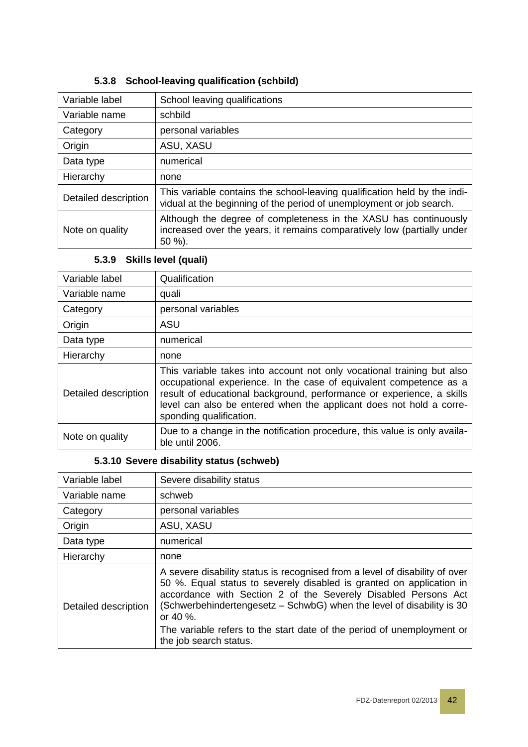### 5.3.8 School-leaving qualification (schbild)

| | |
|---|---|
| Variable label | School leaving qualifications |
| Variable name | schbild |
| Category | personal variables |
| Origin | ASU, XASU |
| Data type | numerical |
| Hierarchy | none |
| Detailed description | This variable contains the school-leaving qualification held by the individual at the beginning of the period of unemployment or job search. |
| Note on quality | Although the degree of completeness in the XASU has continuously increased over the years, it remains comparatively low (partially under 50 %). |

### 5.3.9 Skills level (quali)

| | |
|---|---|
| Variable label | Qualification |
| Variable name | quali |
| Category | personal variables |
| Origin | ASU |
| Data type | numerical |
| Hierarchy | none |
| Detailed description | This variable takes into account not only vocational training but also occupational experience. In the case of equivalent competence as a result of educational background, performance or experience, a skills level can also be entered when the applicant does not hold a corresponding qualification. |
| Note on quality | Due to a change in the notification procedure, this value is only available until 2006. |

### 5.3.10 Severe disability status (schweb)

| | |
|---|---|
| Variable label | Severe disability status |
| Variable name | schweb |
| Category | personal variables |
| Origin | ASU, XASU |
| Data type | numerical |
| Hierarchy | none |
| Detailed description | A severe disability status is recognised from a level of disability of over 50 %. Equal status to severely disabled is granted on application in accordance with Section 2 of the Severely Disabled Persons Act (Schwerbehindertengesetz – SchwbG) when the level of disability is 30 or 40 %.<br>The variable refers to the start date of the period of unemployment or the job search status. |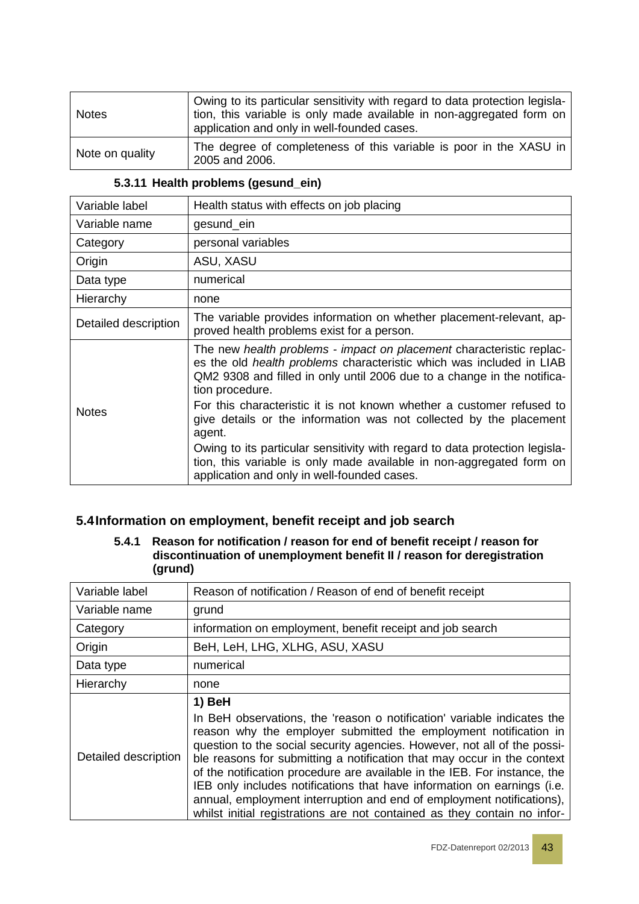| | |
|---|---|
| Notes | Owing to its particular sensitivity with regard to data protection legislation, this variable is only made available in non-aggregated form on application and only in well-founded cases. |
| Note on quality | The degree of completeness of this variable is poor in the XASU in 2005 and 2006. |

#### 5.3.11 Health problems (gesund_ein)

| | |
|---|---|
| Variable label | Health status with effects on job placing |
| Variable name | gesund_ein |
| Category | personal variables |
| Origin | ASU, XASU |
| Data type | numerical |
| Hierarchy | none |
| Detailed description | The variable provides information on whether placement-relevant, approved health problems exist for a person. |
| Notes | The new *health problems - impact on placement* characteristic replaces the old *health problems* characteristic which was included in LIAB QM2 9308 and filled in only until 2006 due to a change in the notification procedure.<br>For this characteristic it is not known whether a customer refused to give details or the information was not collected by the placement agent.<br>Owing to its particular sensitivity with regard to data protection legislation, this variable is only made available in non-aggregated form on application and only in well-founded cases. |

## 5.4 Information on employment, benefit receipt and job search

#### 5.4.1 Reason for notification / reason for end of benefit receipt / reason for discontinuation of unemployment benefit II / reason for deregistration (grund)

| | |
|---|---|
| Variable label | Reason of notification / Reason of end of benefit receipt |
| Variable name | grund |
| Category | information on employment, benefit receipt and job search |
| Origin | BeH, LeH, LHG, XLHG, ASU, XASU |
| Data type | numerical |
| Hierarchy | none |
| Detailed description | **1) BeH**<br>In BeH observations, the 'reason o notification' variable indicates the reason why the employer submitted the employment notification in question to the social security agencies. However, not all of the possible reasons for submitting a notification that may occur in the context of the notification procedure are available in the IEB. For instance, the IEB only includes notifications that have information on earnings (i.e. annual, employment interruption and end of employment notifications), whilst initial registrations are not contained as they contain no infor- |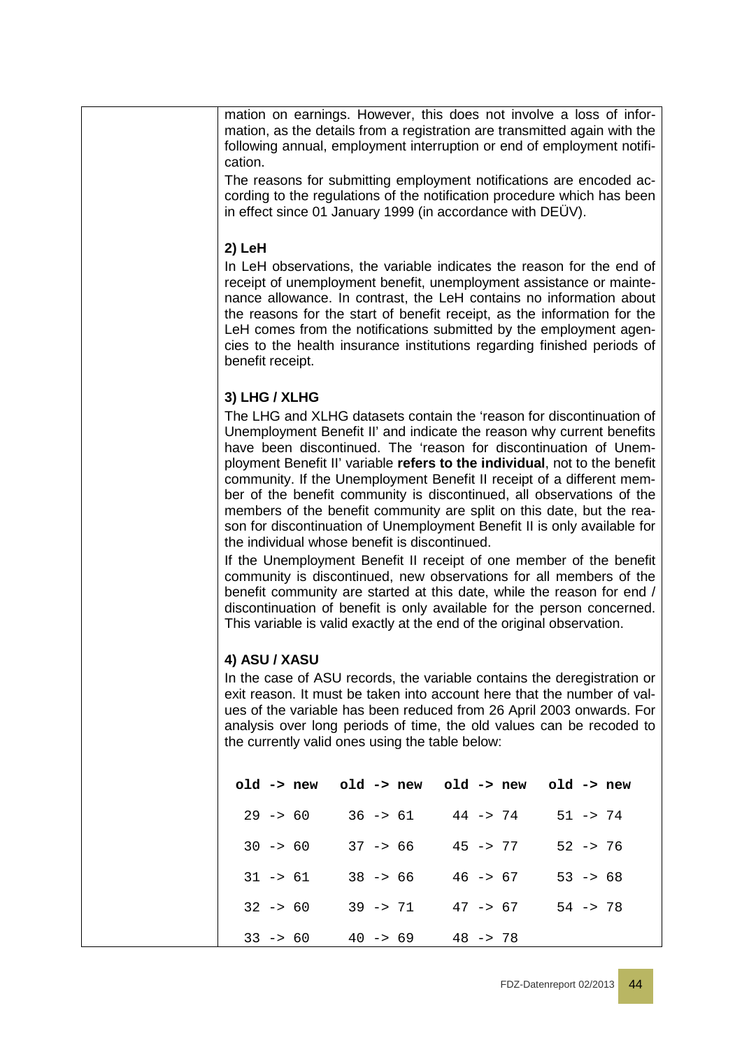mation on earnings. However, this does not involve a loss of information, as the details from a registration are transmitted again with the following annual, employment interruption or end of employment notification.

The reasons for submitting employment notifications are encoded according to the regulations of the notification procedure which has been in effect since 01 January 1999 (in accordance with DEÜV).

**2) LeH**

In LeH observations, the variable indicates the reason for the end of receipt of unemployment benefit, unemployment assistance or maintenance allowance. In contrast, the LeH contains no information about the reasons for the start of benefit receipt, as the information for the LeH comes from the notifications submitted by the employment agencies to the health insurance institutions regarding finished periods of benefit receipt.

**3) LHG / XLHG**

The LHG and XLHG datasets contain the 'reason for discontinuation of Unemployment Benefit II' and indicate the reason why current benefits have been discontinued. The 'reason for discontinuation of Unemployment Benefit II' variable **refers to the individual**, not to the benefit community. If the Unemployment Benefit II receipt of a different member of the benefit community is discontinued, all observations of the members of the benefit community are split on this date, but the reason for discontinuation of Unemployment Benefit II is only available for the individual whose benefit is discontinued.

If the Unemployment Benefit II receipt of one member of the benefit community is discontinued, new observations for all members of the benefit community are started at this date, while the reason for end / discontinuation of benefit is only available for the person concerned. This variable is valid exactly at the end of the original observation.

**4) ASU / XASU**

In the case of ASU records, the variable contains the deregistration or exit reason. It must be taken into account here that the number of values of the variable has been reduced from 26 April 2003 onwards. For analysis over long periods of time, the old values can be recoded to the currently valid ones using the table below:

| old -> new | old -> new | old -> new | old -> new |
|---|---|---|---|
| 29 -> 60 | 36 -> 61 | 44 -> 74 | 51 -> 74 |
| 30 -> 60 | 37 -> 66 | 45 -> 77 | 52 -> 76 |
| 31 -> 61 | 38 -> 66 | 46 -> 67 | 53 -> 68 |
| 32 -> 60 | 39 -> 71 | 47 -> 67 | 54 -> 78 |
| 33 -> 60 | 40 -> 69 | 48 -> 78 | |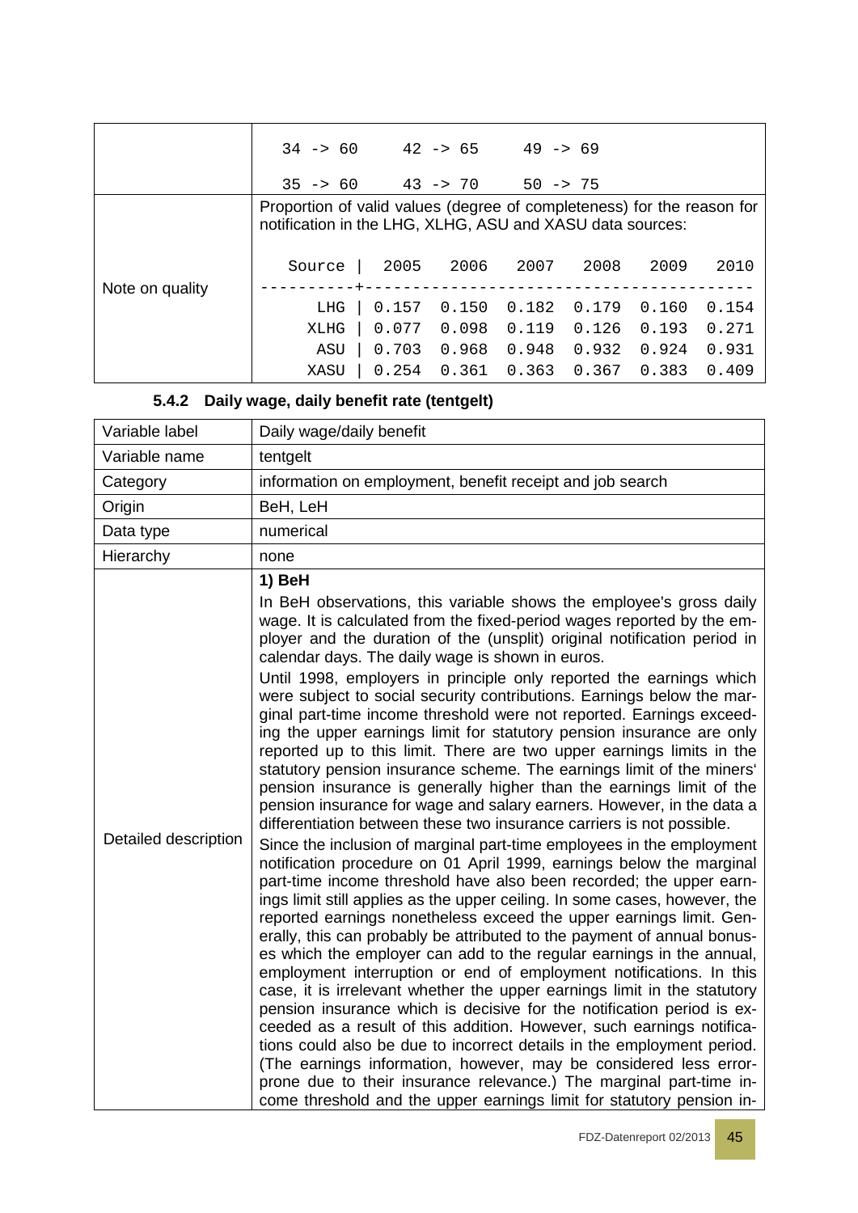| | |
|---|---|
| | 34 -> 60    42 -> 65    49 -> 69<br>35 -> 60    43 -> 70    50 -> 75 |
| Note on quality | Proportion of valid values (degree of completeness) for the reason for notification in the LHG, XLHG, ASU and XASU data sources:<br><br>`Source \| 2005 2006 2007 2008 2009 2010`<br>`LHG \| 0.157 0.150 0.182 0.179 0.160 0.154`<br>`XLHG \| 0.077 0.098 0.119 0.126 0.193 0.271`<br>`ASU \| 0.703 0.968 0.948 0.932 0.924 0.931`<br>`XASU \| 0.254 0.361 0.363 0.367 0.383 0.409` |

### 5.4.2 Daily wage, daily benefit rate (tentgelt)

| | |
|---|---|
| Variable label | Daily wage/daily benefit |
| Variable name | tentgelt |
| Category | information on employment, benefit receipt and job search |
| Origin | BeH, LeH |
| Data type | numerical |
| Hierarchy | none |
| Detailed description | **1) BeH**<br>In BeH observations, this variable shows the employee's gross daily wage. It is calculated from the fixed-period wages reported by the employer and the duration of the (unsplit) original notification period in calendar days. The daily wage is shown in euros.<br>Until 1998, employers in principle only reported the earnings which were subject to social security contributions. Earnings below the marginal part-time income threshold were not reported. Earnings exceeding the upper earnings limit for statutory pension insurance are only reported up to this limit. There are two upper earnings limits in the statutory pension insurance scheme. The earnings limit of the miners' pension insurance is generally higher than the earnings limit of the pension insurance for wage and salary earners. However, in the data a differentiation between these two insurance carriers is not possible.<br>Since the inclusion of marginal part-time employees in the employment notification procedure on 01 April 1999, earnings below the marginal part-time income threshold have also been recorded; the upper earnings limit still applies as the upper ceiling. In some cases, however, the reported earnings nonetheless exceed the upper earnings limit. Generally, this can probably be attributed to the payment of annual bonuses which the employer can add to the regular earnings in the annual, employment interruption or end of employment notifications. In this case, it is irrelevant whether the upper earnings limit in the statutory pension insurance which is decisive for the notification period is exceeded as a result of this addition. However, such earnings notifications could also be due to incorrect details in the employment period. (The earnings information, however, may be considered less error-prone due to their insurance relevance.) The marginal part-time income threshold and the upper earnings limit for statutory pension in- |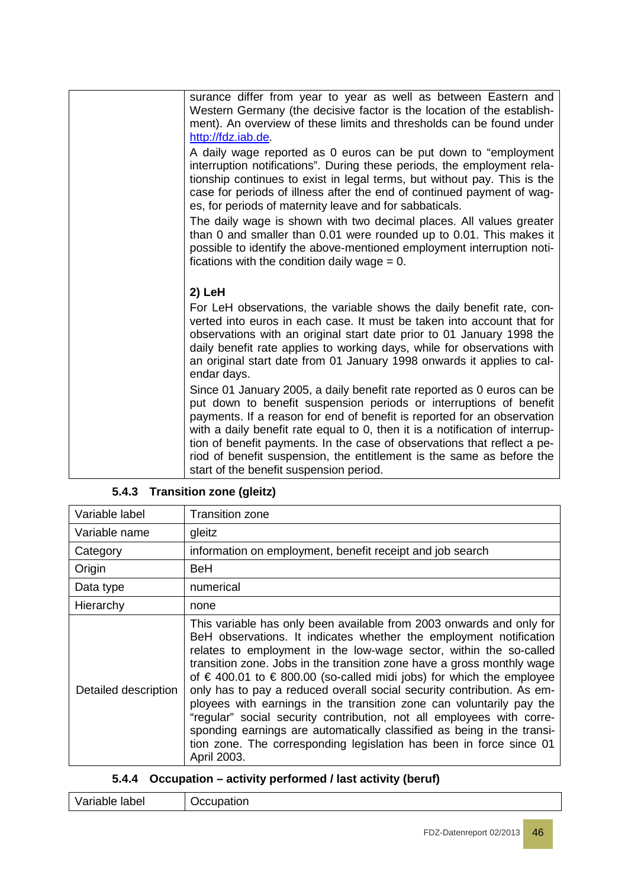| | |
|---|---|
| | surance differ from year to year as well as between Eastern and Western Germany (the decisive factor is the location of the establishment). An overview of these limits and thresholds can be found under http://fdz.iab.de.<br><br>A daily wage reported as 0 euros can be put down to "employment interruption notifications". During these periods, the employment relationship continues to exist in legal terms, but without pay. This is the case for periods of illness after the end of continued payment of wages, for periods of maternity leave and for sabbaticals.<br><br>The daily wage is shown with two decimal places. All values greater than 0 and smaller than 0.01 were rounded up to 0.01. This makes it possible to identify the above-mentioned employment interruption notifications with the condition daily wage = 0.<br><br>**2) LeH**<br><br>For LeH observations, the variable shows the daily benefit rate, converted into euros in each case. It must be taken into account that for observations with an original start date prior to 01 January 1998 the daily benefit rate applies to working days, while for observations with an original start date from 01 January 1998 onwards it applies to calendar days.<br><br>Since 01 January 2005, a daily benefit rate reported as 0 euros can be put down to benefit suspension periods or interruptions of benefit payments. If a reason for end of benefit is reported for an observation with a daily benefit rate equal to 0, then it is a notification of interruption of benefit payments. In the case of observations that reflect a period of benefit suspension, the entitlement is the same as before the start of the benefit suspension period. |

### 5.4.3 Transition zone (gleitz)

| Variable label | Transition zone |
|---|---|
| Variable name | gleitz |
| Category | information on employment, benefit receipt and job search |
| Origin | BeH |
| Data type | numerical |
| Hierarchy | none |
| Detailed description | This variable has only been available from 2003 onwards and only for BeH observations. It indicates whether the employment notification relates to employment in the low-wage sector, within the so-called transition zone. Jobs in the transition zone have a gross monthly wage of € 400.01 to € 800.00 (so-called midi jobs) for which the employee only has to pay a reduced overall social security contribution. As employees with earnings in the transition zone can voluntarily pay the "regular" social security contribution, not all employees with corresponding earnings are automatically classified as being in the transition zone. The corresponding legislation has been in force since 01 April 2003. |

### 5.4.4 Occupation – activity performed / last activity (beruf)

| Variable label | Occupation |
|---|---|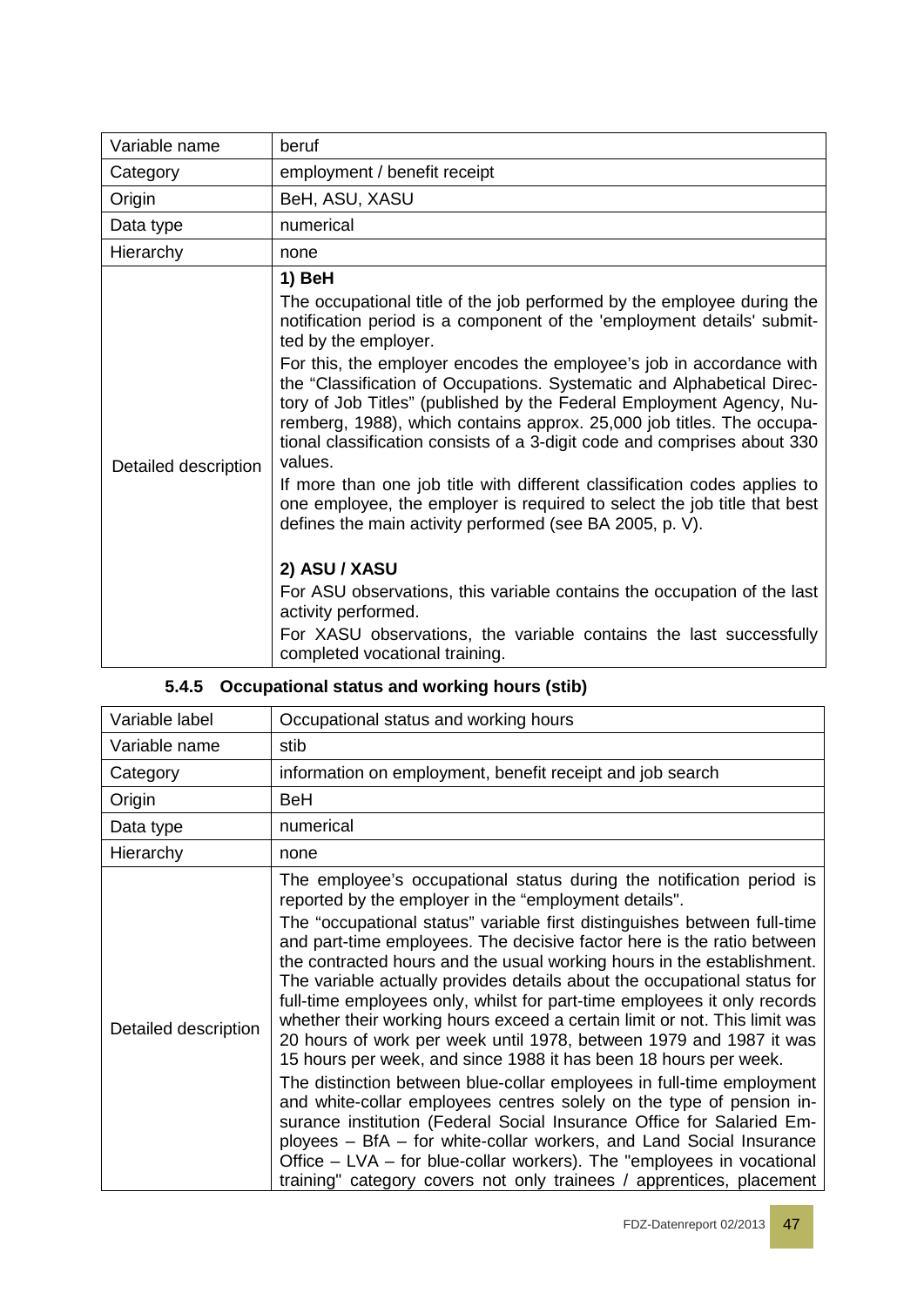| Variable name | beruf |
| --- | --- |
| Category | employment / benefit receipt |
| Origin | BeH, ASU, XASU |
| Data type | numerical |
| Hierarchy | none |
| Detailed description | **1) BeH**<br>The occupational title of the job performed by the employee during the notification period is a component of the 'employment details' submitted by the employer.<br>For this, the employer encodes the employee's job in accordance with the "Classification of Occupations. Systematic and Alphabetical Directory of Job Titles" (published by the Federal Employment Agency, Nuremberg, 1988), which contains approx. 25,000 job titles. The occupational classification consists of a 3-digit code and comprises about 330 values.<br>If more than one job title with different classification codes applies to one employee, the employer is required to select the job title that best defines the main activity performed (see BA 2005, p. V).<br><br>**2) ASU / XASU**<br>For ASU observations, this variable contains the occupation of the last activity performed.<br>For XASU observations, the variable contains the last successfully completed vocational training. |

#### 5.4.5 Occupational status and working hours (stib)

| Variable label | Occupational status and working hours |
| --- | --- |
| Variable name | stib |
| Category | information on employment, benefit receipt and job search |
| Origin | BeH |
| Data type | numerical |
| Hierarchy | none |
| Detailed description | The employee's occupational status during the notification period is reported by the employer in the "employment details".<br>The "occupational status" variable first distinguishes between full-time and part-time employees. The decisive factor here is the ratio between the contracted hours and the usual working hours in the establishment. The variable actually provides details about the occupational status for full-time employees only, whilst for part-time employees it only records whether their working hours exceed a certain limit or not. This limit was 20 hours of work per week until 1978, between 1979 and 1987 it was 15 hours per week, and since 1988 it has been 18 hours per week.<br>The distinction between blue-collar employees in full-time employment and white-collar employees centres solely on the type of pension insurance institution (Federal Social Insurance Office for Salaried Employees – BfA – for white-collar workers, and Land Social Insurance Office – LVA – for blue-collar workers). The "employees in vocational training" category covers not only trainees / apprentices, placement |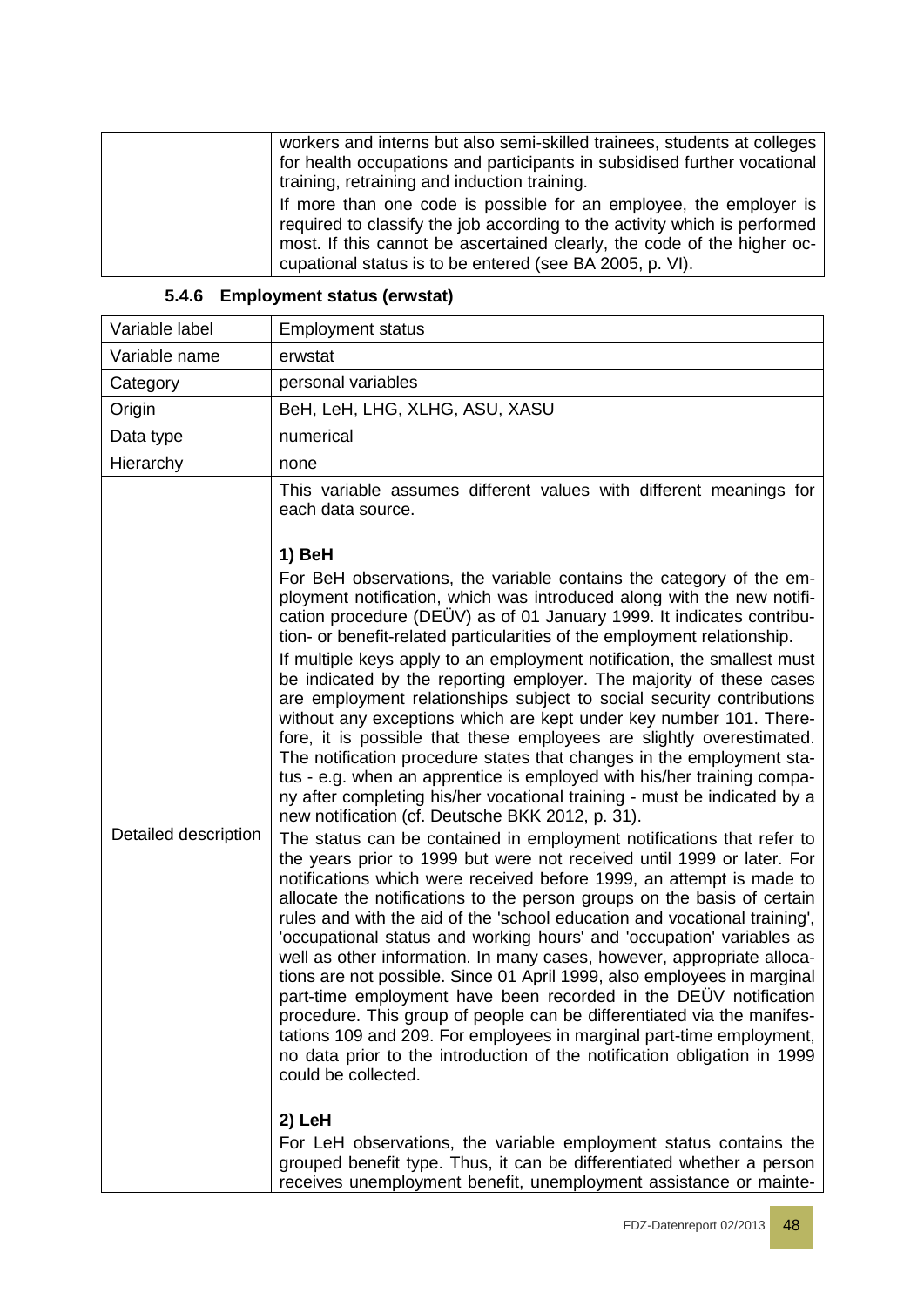| | |
|---|---|
| | workers and interns but also semi-skilled trainees, students at colleges for health occupations and participants in subsidised further vocational training, retraining and induction training.<br>If more than one code is possible for an employee, the employer is required to classify the job according to the activity which is performed most. If this cannot be ascertained clearly, the code of the higher occupational status is to be entered (see BA 2005, p. VI). |

### 5.4.6 Employment status (erwstat)

| Variable label | Employment status |
|---|---|
| Variable name | erwstat |
| Category | personal variables |
| Origin | BeH, LeH, LHG, XLHG, ASU, XASU |
| Data type | numerical |
| Hierarchy | none |
| Detailed description | This variable assumes different values with different meanings for each data source.<br><br>**1) BeH**<br>For BeH observations, the variable contains the category of the employment notification, which was introduced along with the new notification procedure (DEÜV) as of 01 January 1999. It indicates contribution- or benefit-related particularities of the employment relationship.<br>If multiple keys apply to an employment notification, the smallest must be indicated by the reporting employer. The majority of these cases are employment relationships subject to social security contributions without any exceptions which are kept under key number 101. Therefore, it is possible that these employees are slightly overestimated. The notification procedure states that changes in the employment status - e.g. when an apprentice is employed with his/her training company after completing his/her vocational training - must be indicated by a new notification (cf. Deutsche BKK 2012, p. 31).<br>The status can be contained in employment notifications that refer to the years prior to 1999 but were not received until 1999 or later. For notifications which were received before 1999, an attempt is made to allocate the notifications to the person groups on the basis of certain rules and with the aid of the 'school education and vocational training', 'occupational status and working hours' and 'occupation' variables as well as other information. In many cases, however, appropriate allocations are not possible. Since 01 April 1999, also employees in marginal part-time employment have been recorded in the DEÜV notification procedure. This group of people can be differentiated via the manifestations 109 and 209. For employees in marginal part-time employment, no data prior to the introduction of the notification obligation in 1999 could be collected.<br><br>**2) LeH**<br>For LeH observations, the variable employment status contains the grouped benefit type. Thus, it can be differentiated whether a person receives unemployment benefit, unemployment assistance or mainte- |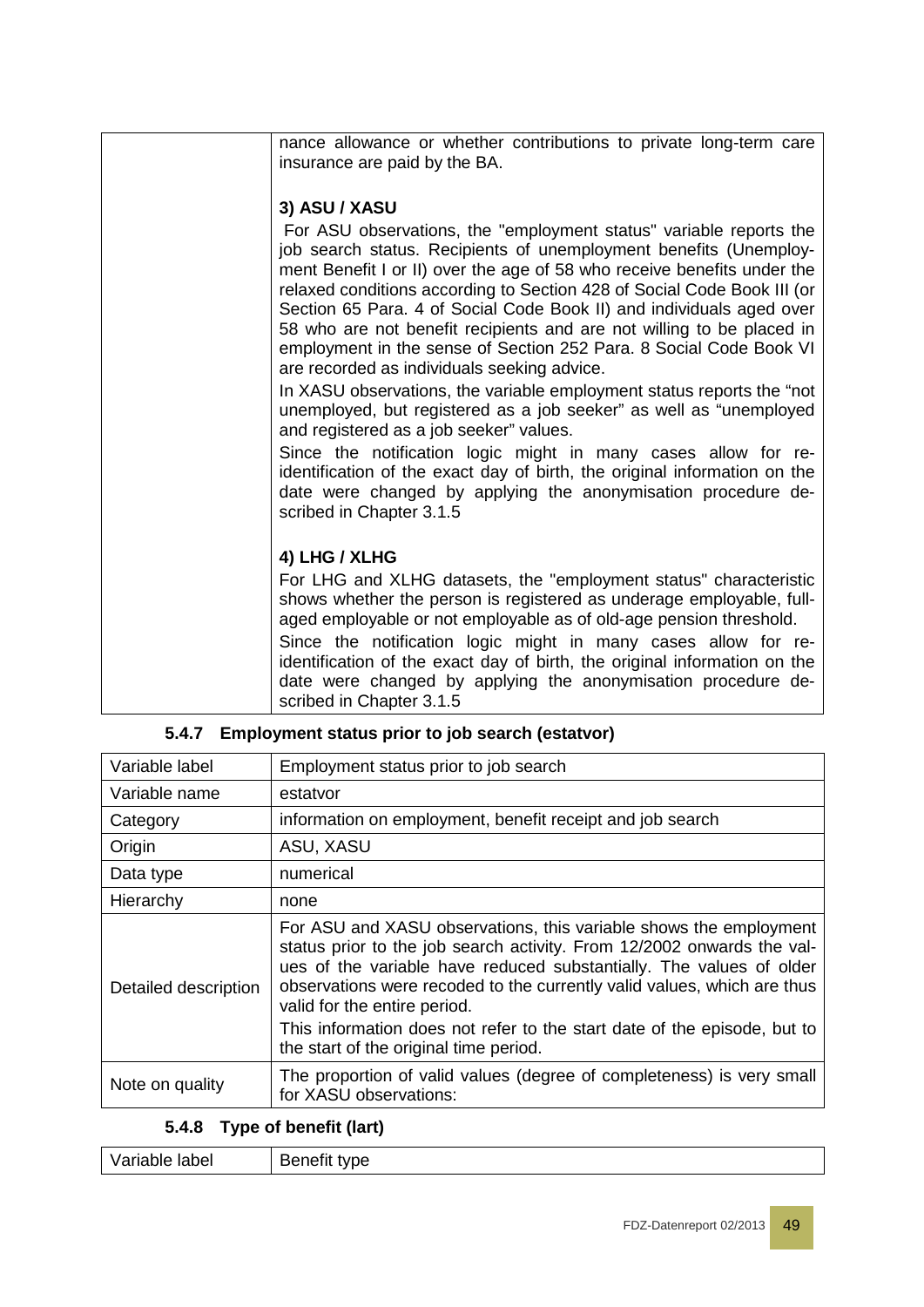| | |
|---|---|
| | nance allowance or whether contributions to private long-term care insurance are paid by the BA.<br><br>**3) ASU / XASU**<br>For ASU observations, the "employment status" variable reports the job search status. Recipients of unemployment benefits (Unemployment Benefit I or II) over the age of 58 who receive benefits under the relaxed conditions according to Section 428 of Social Code Book III (or Section 65 Para. 4 of Social Code Book II) and individuals aged over 58 who are not benefit recipients and are not willing to be placed in employment in the sense of Section 252 Para. 8 Social Code Book VI are recorded as individuals seeking advice.<br>In XASU observations, the variable employment status reports the "not unemployed, but registered as a job seeker" as well as "unemployed and registered as a job seeker" values.<br>Since the notification logic might in many cases allow for re-identification of the exact day of birth, the original information on the date were changed by applying the anonymisation procedure described in Chapter 3.1.5<br><br>**4) LHG / XLHG**<br>For LHG and XLHG datasets, the "employment status" characteristic shows whether the person is registered as underage employable, full-aged employable or not employable as of old-age pension threshold.<br>Since the notification logic might in many cases allow for re-identification of the exact day of birth, the original information on the date were changed by applying the anonymisation procedure described in Chapter 3.1.5 |

### 5.4.7 Employment status prior to job search (estatvor)

| | |
|---|---|
| Variable label | Employment status prior to job search |
| Variable name | estatvor |
| Category | information on employment, benefit receipt and job search |
| Origin | ASU, XASU |
| Data type | numerical |
| Hierarchy | none |
| Detailed description | For ASU and XASU observations, this variable shows the employment status prior to the job search activity. From 12/2002 onwards the values of the variable have reduced substantially. The values of older observations were recoded to the currently valid values, which are thus valid for the entire period.<br>This information does not refer to the start date of the episode, but to the start of the original time period. |
| Note on quality | The proportion of valid values (degree of completeness) is very small for XASU observations: |

### 5.4.8 Type of benefit (lart)

| | |
|---|---|
| Variable label | Benefit type |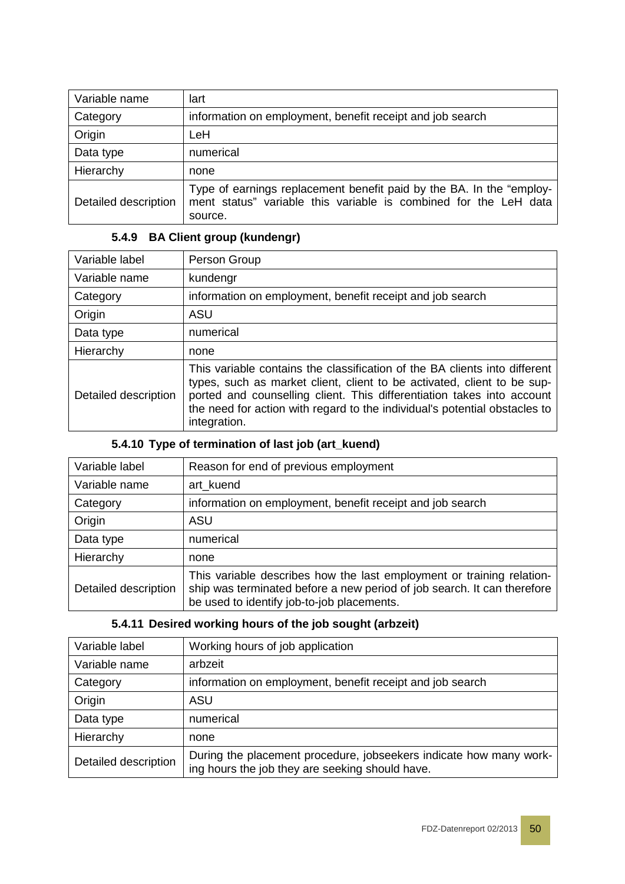| Variable name | lart |
|---|---|
| Category | information on employment, benefit receipt and job search |
| Origin | LeH |
| Data type | numerical |
| Hierarchy | none |
| Detailed description | Type of earnings replacement benefit paid by the BA. In the "employment status" variable this variable is combined for the LeH data source. |

### 5.4.9 BA Client group (kundengr)

| Variable label | Person Group |
|---|---|
| Variable name | kundengr |
| Category | information on employment, benefit receipt and job search |
| Origin | ASU |
| Data type | numerical |
| Hierarchy | none |
| Detailed description | This variable contains the classification of the BA clients into different types, such as market client, client to be activated, client to be supported and counselling client. This differentiation takes into account the need for action with regard to the individual's potential obstacles to integration. |

### 5.4.10 Type of termination of last job (art_kuend)

| Variable label | Reason for end of previous employment |
|---|---|
| Variable name | art_kuend |
| Category | information on employment, benefit receipt and job search |
| Origin | ASU |
| Data type | numerical |
| Hierarchy | none |
| Detailed description | This variable describes how the last employment or training relationship was terminated before a new period of job search. It can therefore be used to identify job-to-job placements. |

### 5.4.11 Desired working hours of the job sought (arbzeit)

| Variable label | Working hours of job application |
|---|---|
| Variable name | arbzeit |
| Category | information on employment, benefit receipt and job search |
| Origin | ASU |
| Data type | numerical |
| Hierarchy | none |
| Detailed description | During the placement procedure, jobseekers indicate how many working hours the job they are seeking should have. |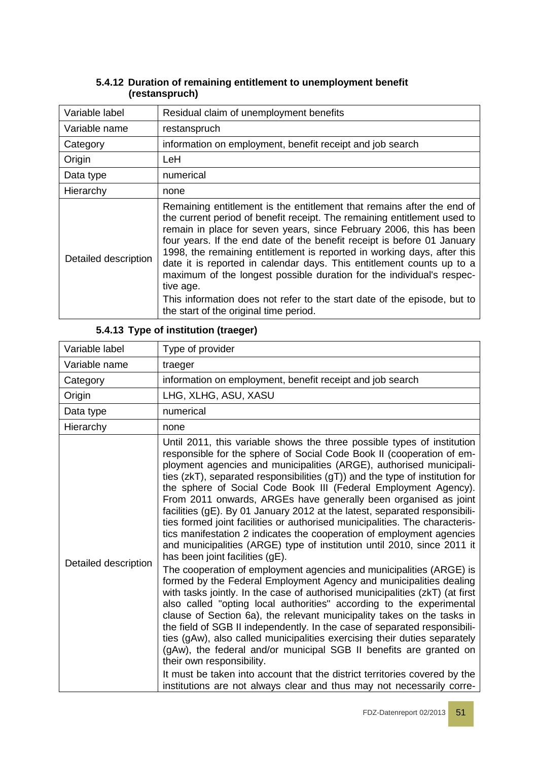### 5.4.12 Duration of remaining entitlement to unemployment benefit (restanspruch)

| Variable label | Residual claim of unemployment benefits |
|---|---|
| Variable name | restanspruch |
| Category | information on employment, benefit receipt and job search |
| Origin | LeH |
| Data type | numerical |
| Hierarchy | none |
| Detailed description | Remaining entitlement is the entitlement that remains after the end of the current period of benefit receipt. The remaining entitlement used to remain in place for seven years, since February 2006, this has been four years. If the end date of the benefit receipt is before 01 January 1998, the remaining entitlement is reported in working days, after this date it is reported in calendar days. This entitlement counts up to a maximum of the longest possible duration for the individual's respective age.<br>This information does not refer to the start date of the episode, but to the start of the original time period. |

### 5.4.13 Type of institution (traeger)

| Variable label | Type of provider |
|---|---|
| Variable name | traeger |
| Category | information on employment, benefit receipt and job search |
| Origin | LHG, XLHG, ASU, XASU |
| Data type | numerical |
| Hierarchy | none |
| Detailed description | Until 2011, this variable shows the three possible types of institution responsible for the sphere of Social Code Book II (cooperation of employment agencies and municipalities (ARGE), authorised municipalities (zkT), separated responsibilities (gT)) and the type of institution for the sphere of Social Code Book III (Federal Employment Agency). From 2011 onwards, ARGEs have generally been organised as joint facilities (gE). By 01 January 2012 at the latest, separated responsibilities formed joint facilities or authorised municipalities. The characteristics manifestation 2 indicates the cooperation of employment agencies and municipalities (ARGE) type of institution until 2010, since 2011 it has been joint facilities (gE).<br>The cooperation of employment agencies and municipalities (ARGE) is formed by the Federal Employment Agency and municipalities dealing with tasks jointly. In the case of authorised municipalities (zkT) (at first also called "opting local authorities" according to the experimental clause of Section 6a), the relevant municipality takes on the tasks in the field of SGB II independently. In the case of separated responsibilities (gAw), also called municipalities exercising their duties separately (gAw), the federal and/or municipal SGB II benefits are granted on their own responsibility.<br>It must be taken into account that the district territories covered by the institutions are not always clear and thus may not necessarily corre- |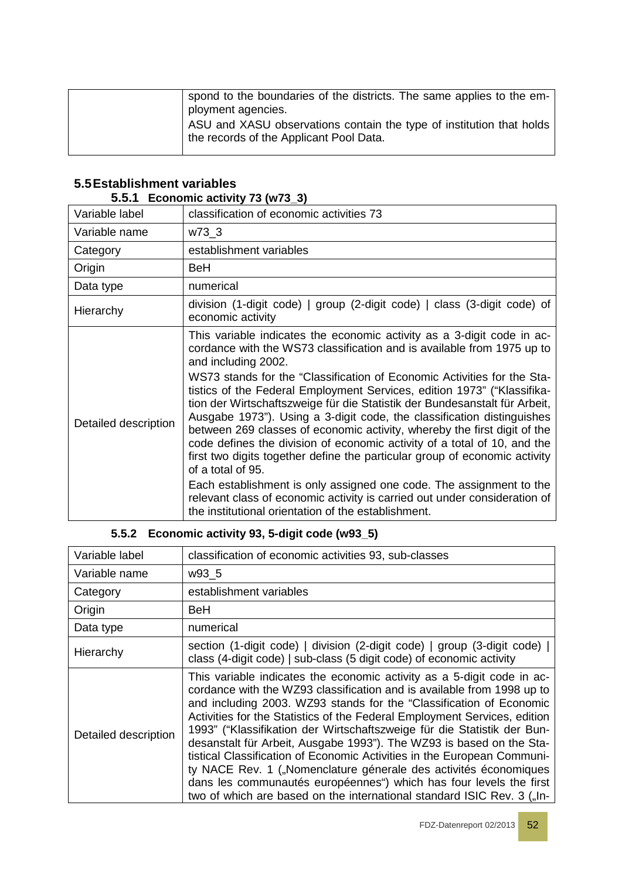| | spond to the boundaries of the districts. The same applies to the employment agencies.<br>ASU and XASU observations contain the type of institution that holds the records of the Applicant Pool Data. |
|---|---|

## 5.5 Establishment variables

### 5.5.1 Economic activity 73 (w73_3)

| Variable label | classification of economic activities 73 |
|---|---|
| Variable name | w73_3 |
| Category | establishment variables |
| Origin | BeH |
| Data type | numerical |
| Hierarchy | division (1-digit code) \| group (2-digit code) \| class (3-digit code) of economic activity |
| Detailed description | This variable indicates the economic activity as a 3-digit code in accordance with the WS73 classification and is available from 1975 up to and including 2002.<br>WS73 stands for the "Classification of Economic Activities for the Statistics of the Federal Employment Services, edition 1973" ("Klassifikation der Wirtschaftszweige für die Statistik der Bundesanstalt für Arbeit, Ausgabe 1973"). Using a 3-digit code, the classification distinguishes between 269 classes of economic activity, whereby the first digit of the code defines the division of economic activity of a total of 10, and the first two digits together define the particular group of economic activity of a total of 95.<br>Each establishment is only assigned one code. The assignment to the relevant class of economic activity is carried out under consideration of the institutional orientation of the establishment. |

### 5.5.2 Economic activity 93, 5-digit code (w93_5)

| Variable label | classification of economic activities 93, sub-classes |
|---|---|
| Variable name | w93_5 |
| Category | establishment variables |
| Origin | BeH |
| Data type | numerical |
| Hierarchy | section (1-digit code) \| division (2-digit code) \| group (3-digit code) \| class (4-digit code) \| sub-class (5 digit code) of economic activity |
| Detailed description | This variable indicates the economic activity as a 5-digit code in accordance with the WZ93 classification and is available from 1998 up to and including 2003. WZ93 stands for the "Classification of Economic Activities for the Statistics of the Federal Employment Services, edition 1993" ("Klassifikation der Wirtschaftszweige für die Statistik der Bundesanstalt für Arbeit, Ausgabe 1993"). The WZ93 is based on the Statistical Classification of Economic Activities in the European Community NACE Rev. 1 („Nomenclature génerale des activités économiques dans les communautés européennes") which has four levels the first two of which are based on the international standard ISIC Rev. 3 („In- |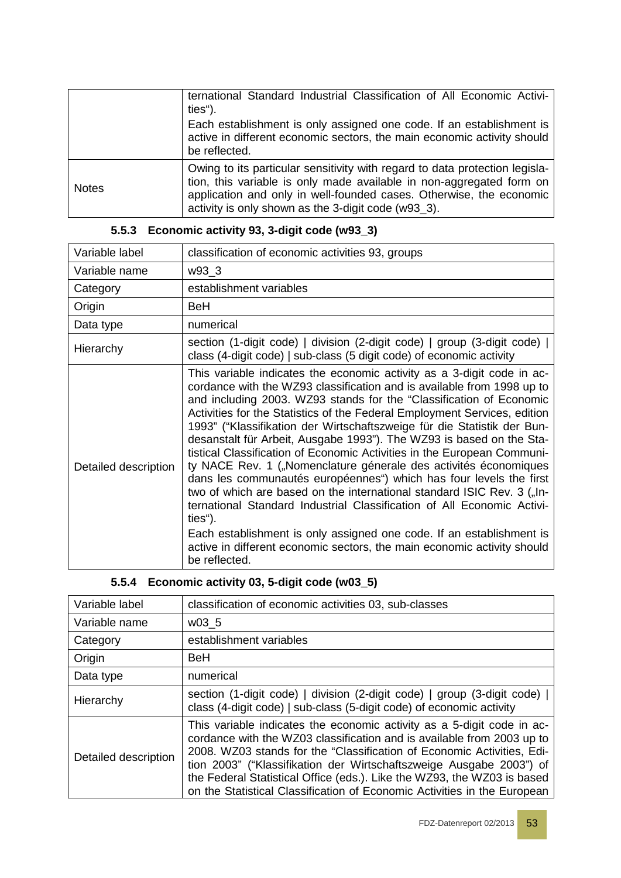| | |
|---|---|
| | ternational Standard Industrial Classification of All Economic Activities“).<br>Each establishment is only assigned one code. If an establishment is active in different economic sectors, the main economic activity should be reflected. |
| Notes | Owing to its particular sensitivity with regard to data protection legislation, this variable is only made available in non-aggregated form on application and only in well-founded cases. Otherwise, the economic activity is only shown as the 3-digit code (w93_3). |

### 5.5.3 Economic activity 93, 3-digit code (w93_3)

| Variable label | classification of economic activities 93, groups |
|---|---|
| Variable name | w93_3 |
| Category | establishment variables |
| Origin | BeH |
| Data type | numerical |
| Hierarchy | section (1-digit code) \| division (2-digit code) \| group (3-digit code) \| class (4-digit code) \| sub-class (5 digit code) of economic activity |
| Detailed description | This variable indicates the economic activity as a 3-digit code in accordance with the WZ93 classification and is available from 1998 up to and including 2003. WZ93 stands for the “Classification of Economic Activities for the Statistics of the Federal Employment Services, edition 1993” (“Klassifikation der Wirtschaftszweige für die Statistik der Bundesanstalt für Arbeit, Ausgabe 1993”). The WZ93 is based on the Statistical Classification of Economic Activities in the European Community NACE Rev. 1 („Nomenclature génerale des activités économiques dans les communautés européennes“) which has four levels the first two of which are based on the international standard ISIC Rev. 3 („International Standard Industrial Classification of All Economic Activities“).<br>Each establishment is only assigned one code. If an establishment is active in different economic sectors, the main economic activity should be reflected. |

### 5.5.4 Economic activity 03, 5-digit code (w03_5)

| Variable label | classification of economic activities 03, sub-classes |
|---|---|
| Variable name | w03_5 |
| Category | establishment variables |
| Origin | BeH |
| Data type | numerical |
| Hierarchy | section (1-digit code) \| division (2-digit code) \| group (3-digit code) \| class (4-digit code) \| sub-class (5-digit code) of economic activity |
| Detailed description | This variable indicates the economic activity as a 5-digit code in accordance with the WZ03 classification and is available from 2003 up to 2008. WZ03 stands for the “Classification of Economic Activities, Edition 2003” (“Klassifikation der Wirtschaftszweige Ausgabe 2003”) of the Federal Statistical Office (eds.). Like the WZ93, the WZ03 is based on the Statistical Classification of Economic Activities in the European |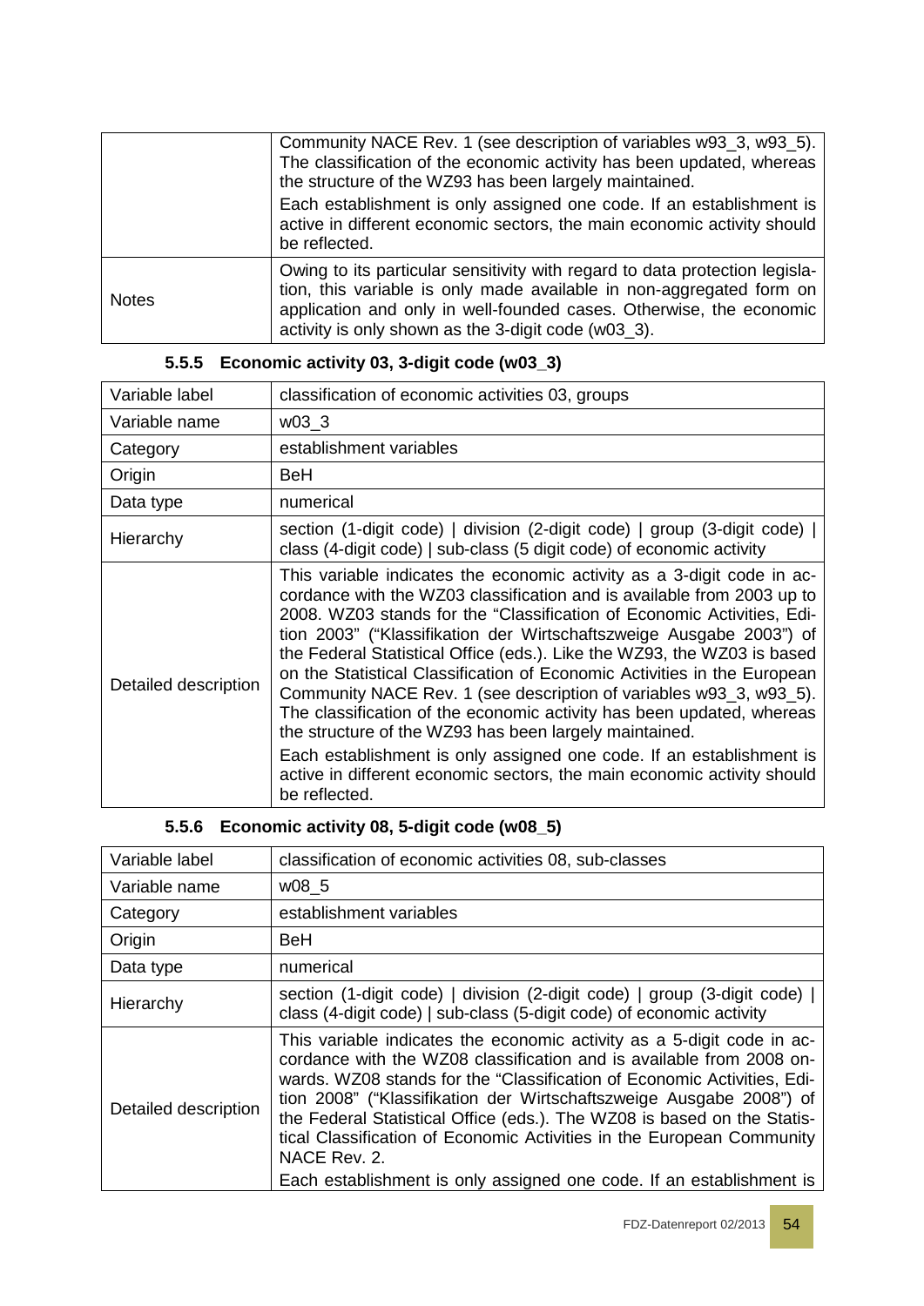| | |
|---|---|
| | Community NACE Rev. 1 (see description of variables w93_3, w93_5). The classification of the economic activity has been updated, whereas the structure of the WZ93 has been largely maintained.<br>Each establishment is only assigned one code. If an establishment is active in different economic sectors, the main economic activity should be reflected. |
| Notes | Owing to its particular sensitivity with regard to data protection legislation, this variable is only made available in non-aggregated form on application and only in well-founded cases. Otherwise, the economic activity is only shown as the 3-digit code (w03_3). |

### 5.5.5 Economic activity 03, 3-digit code (w03_3)

| | |
|---|---|
| Variable label | classification of economic activities 03, groups |
| Variable name | w03_3 |
| Category | establishment variables |
| Origin | BeH |
| Data type | numerical |
| Hierarchy | section (1-digit code) \| division (2-digit code) \| group (3-digit code) \| class (4-digit code) \| sub-class (5 digit code) of economic activity |
| Detailed description | This variable indicates the economic activity as a 3-digit code in accordance with the WZ03 classification and is available from 2003 up to 2008. WZ03 stands for the "Classification of Economic Activities, Edition 2003" ("Klassifikation der Wirtschaftszweige Ausgabe 2003") of the Federal Statistical Office (eds.). Like the WZ93, the WZ03 is based on the Statistical Classification of Economic Activities in the European Community NACE Rev. 1 (see description of variables w93_3, w93_5). The classification of the economic activity has been updated, whereas the structure of the WZ93 has been largely maintained.<br>Each establishment is only assigned one code. If an establishment is active in different economic sectors, the main economic activity should be reflected. |

### 5.5.6 Economic activity 08, 5-digit code (w08_5)

| | |
|---|---|
| Variable label | classification of economic activities 08, sub-classes |
| Variable name | w08_5 |
| Category | establishment variables |
| Origin | BeH |
| Data type | numerical |
| Hierarchy | section (1-digit code) \| division (2-digit code) \| group (3-digit code) \| class (4-digit code) \| sub-class (5-digit code) of economic activity |
| Detailed description | This variable indicates the economic activity as a 5-digit code in accordance with the WZ08 classification and is available from 2008 onwards. WZ08 stands for the "Classification of Economic Activities, Edition 2008" ("Klassifikation der Wirtschaftszweige Ausgabe 2008") of the Federal Statistical Office (eds.). The WZ08 is based on the Statistical Classification of Economic Activities in the European Community NACE Rev. 2.<br>Each establishment is only assigned one code. If an establishment is |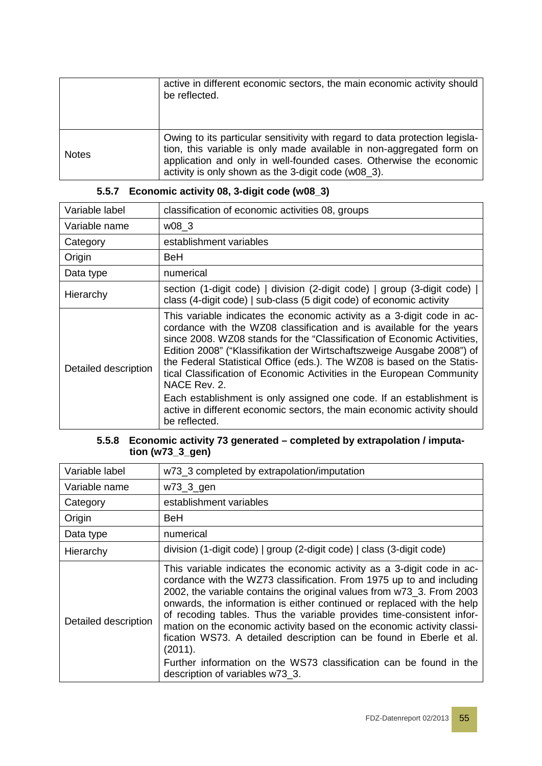| | |
|---|---|
| | active in different economic sectors, the main economic activity should be reflected. |
| Notes | Owing to its particular sensitivity with regard to data protection legislation, this variable is only made available in non-aggregated form on application and only in well-founded cases. Otherwise the economic activity is only shown as the 3-digit code (w08_3). |

### 5.5.7 Economic activity 08, 3-digit code (w08_3)

| | |
|---|---|
| Variable label | classification of economic activities 08, groups |
| Variable name | w08_3 |
| Category | establishment variables |
| Origin | BeH |
| Data type | numerical |
| Hierarchy | section (1-digit code) \| division (2-digit code) \| group (3-digit code) \| class (4-digit code) \| sub-class (5 digit code) of economic activity |
| Detailed description | This variable indicates the economic activity as a 3-digit code in accordance with the WZ08 classification and is available for the years since 2008. WZ08 stands for the "Classification of Economic Activities, Edition 2008" ("Klassifikation der Wirtschaftszweige Ausgabe 2008") of the Federal Statistical Office (eds.). The WZ08 is based on the Statistical Classification of Economic Activities in the European Community NACE Rev. 2.<br>Each establishment is only assigned one code. If an establishment is active in different economic sectors, the main economic activity should be reflected. |

### 5.5.8 Economic activity 73 generated – completed by extrapolation / imputation (w73_3_gen)

| | |
|---|---|
| Variable label | w73_3 completed by extrapolation/imputation |
| Variable name | w73_3_gen |
| Category | establishment variables |
| Origin | BeH |
| Data type | numerical |
| Hierarchy | division (1-digit code) \| group (2-digit code) \| class (3-digit code) |
| Detailed description | This variable indicates the economic activity as a 3-digit code in accordance with the WZ73 classification. From 1975 up to and including 2002, the variable contains the original values from w73_3. From 2003 onwards, the information is either continued or replaced with the help of recoding tables. Thus the variable provides time-consistent information on the economic activity based on the economic activity classification WS73. A detailed description can be found in Eberle et al. (2011).<br>Further information on the WS73 classification can be found in the description of variables w73_3. |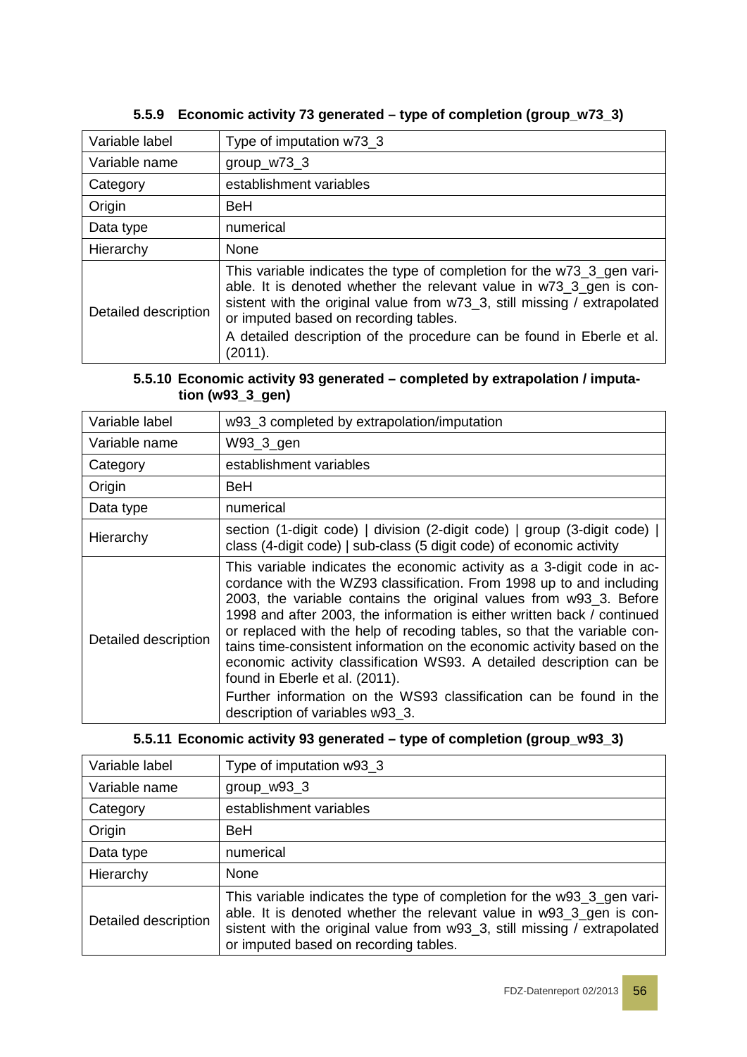### 5.5.9 Economic activity 73 generated – type of completion (group_w73_3)

| Variable label | Type of imputation w73_3 |
|---|---|
| Variable name | group_w73_3 |
| Category | establishment variables |
| Origin | BeH |
| Data type | numerical |
| Hierarchy | None |
| Detailed description | This variable indicates the type of completion for the w73_3_gen variable. It is denoted whether the relevant value in w73_3_gen is consistent with the original value from w73_3, still missing / extrapolated or imputed based on recording tables.<br>A detailed description of the procedure can be found in Eberle et al. (2011). |

### 5.5.10 Economic activity 93 generated – completed by extrapolation / imputation (w93_3_gen)

| Variable label | w93_3 completed by extrapolation/imputation |
|---|---|
| Variable name | W93_3_gen |
| Category | establishment variables |
| Origin | BeH |
| Data type | numerical |
| Hierarchy | section (1-digit code) \| division (2-digit code) \| group (3-digit code) \| class (4-digit code) \| sub-class (5 digit code) of economic activity |
| Detailed description | This variable indicates the economic activity as a 3-digit code in accordance with the WZ93 classification. From 1998 up to and including 2003, the variable contains the original values from w93_3. Before 1998 and after 2003, the information is either written back / continued or replaced with the help of recoding tables, so that the variable contains time-consistent information on the economic activity based on the economic activity classification WS93. A detailed description can be found in Eberle et al. (2011).<br>Further information on the WS93 classification can be found in the description of variables w93_3. |

### 5.5.11 Economic activity 93 generated – type of completion (group_w93_3)

| Variable label | Type of imputation w93_3 |
|---|---|
| Variable name | group_w93_3 |
| Category | establishment variables |
| Origin | BeH |
| Data type | numerical |
| Hierarchy | None |
| Detailed description | This variable indicates the type of completion for the w93_3_gen variable. It is denoted whether the relevant value in w93_3_gen is consistent with the original value from w93_3, still missing / extrapolated or imputed based on recording tables. |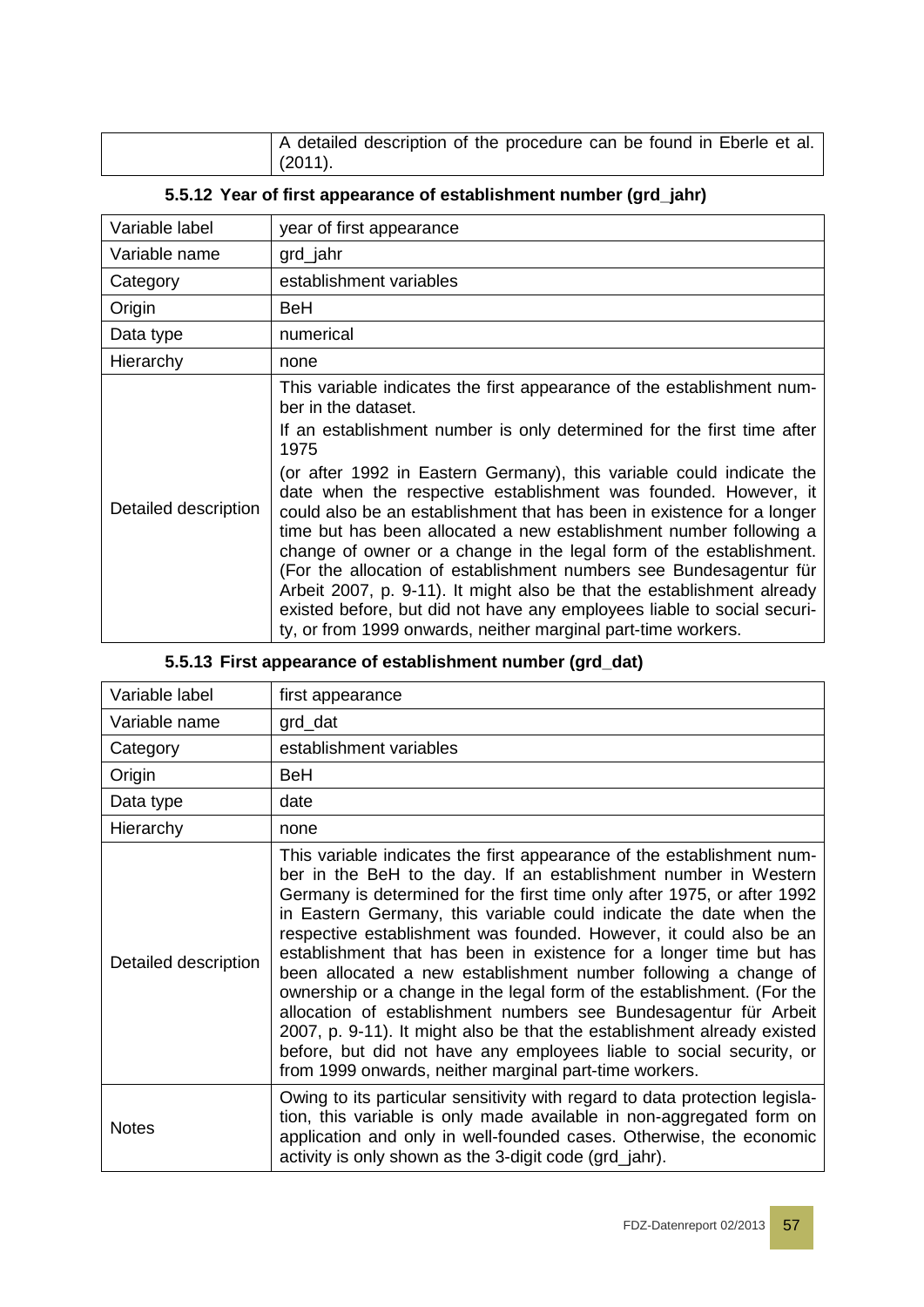| | A detailed description of the procedure can be found in Eberle et al. (2011). |
|---|---|

### 5.5.12 Year of first appearance of establishment number (grd_jahr)

| Variable label | year of first appearance |
|---|---|
| Variable name | grd_jahr |
| Category | establishment variables |
| Origin | BeH |
| Data type | numerical |
| Hierarchy | none |
| Detailed description | This variable indicates the first appearance of the establishment number in the dataset. If an establishment number is only determined for the first time after 1975 (or after 1992 in Eastern Germany), this variable could indicate the date when the respective establishment was founded. However, it could also be an establishment that has been in existence for a longer time but has been allocated a new establishment number following a change of owner or a change in the legal form of the establishment. (For the allocation of establishment numbers see Bundesagentur für Arbeit 2007, p. 9-11). It might also be that the establishment already existed before, but did not have any employees liable to social security, or from 1999 onwards, neither marginal part-time workers. |

### 5.5.13 First appearance of establishment number (grd_dat)

| Variable label | first appearance |
|---|---|
| Variable name | grd_dat |
| Category | establishment variables |
| Origin | BeH |
| Data type | date |
| Hierarchy | none |
| Detailed description | This variable indicates the first appearance of the establishment number in the BeH to the day. If an establishment number in Western Germany is determined for the first time only after 1975, or after 1992 in Eastern Germany, this variable could indicate the date when the respective establishment was founded. However, it could also be an establishment that has been in existence for a longer time but has been allocated a new establishment number following a change of ownership or a change in the legal form of the establishment. (For the allocation of establishment numbers see Bundesagentur für Arbeit 2007, p. 9-11). It might also be that the establishment already existed before, but did not have any employees liable to social security, or from 1999 onwards, neither marginal part-time workers. |
| Notes | Owing to its particular sensitivity with regard to data protection legislation, this variable is only made available in non-aggregated form on application and only in well-founded cases. Otherwise, the economic activity is only shown as the 3-digit code (grd_jahr). |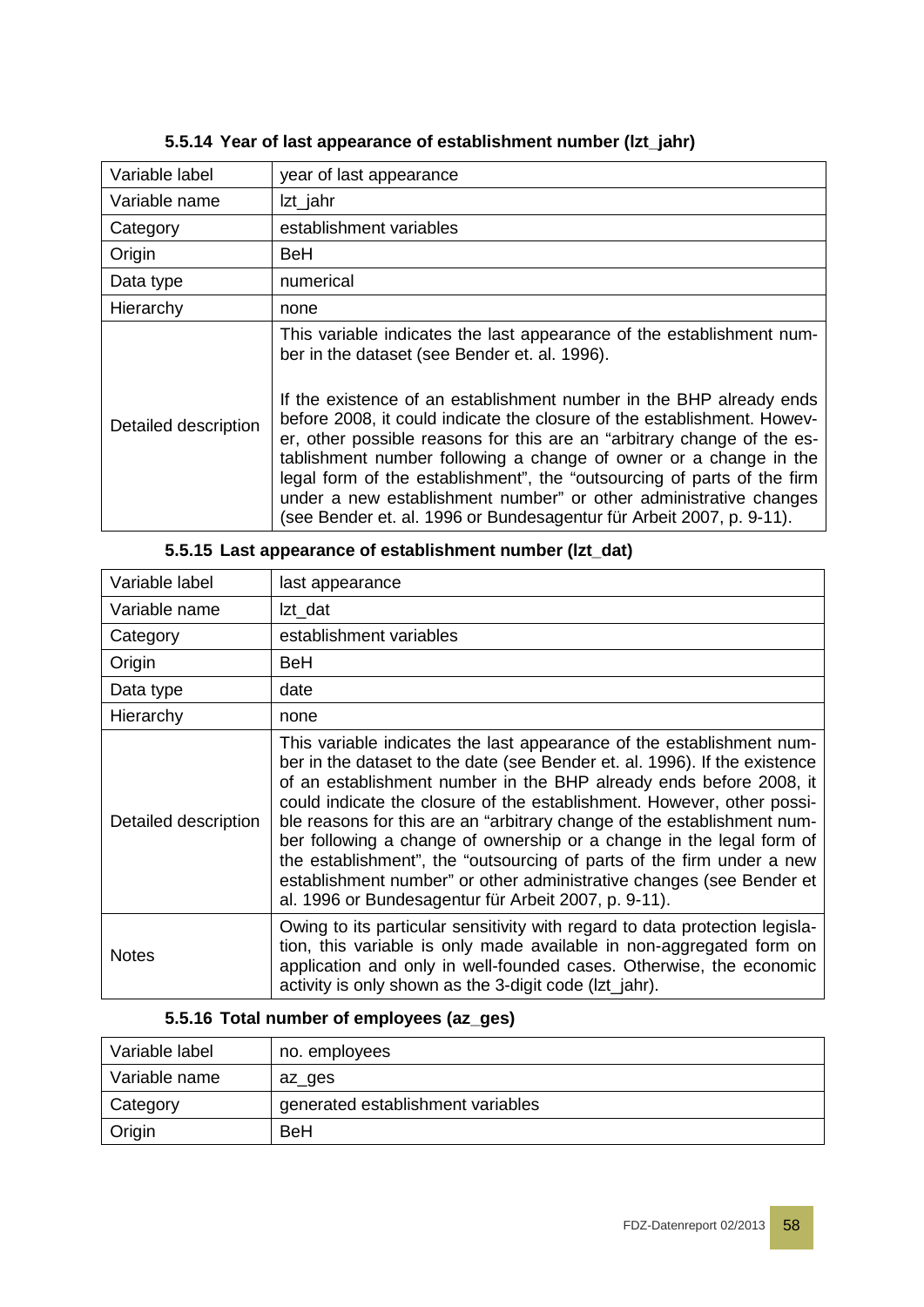### 5.5.14 Year of last appearance of establishment number (lzt_jahr)

| Variable label | year of last appearance |
|---|---|
| Variable name | lzt_jahr |
| Category | establishment variables |
| Origin | BeH |
| Data type | numerical |
| Hierarchy | none |
| Detailed description | This variable indicates the last appearance of the establishment number in the dataset (see Bender et. al. 1996).<br><br>If the existence of an establishment number in the BHP already ends before 2008, it could indicate the closure of the establishment. However, other possible reasons for this are an "arbitrary change of the establishment number following a change of owner or a change in the legal form of the establishment", the "outsourcing of parts of the firm under a new establishment number" or other administrative changes (see Bender et. al. 1996 or Bundesagentur für Arbeit 2007, p. 9-11). |

### 5.5.15 Last appearance of establishment number (lzt_dat)

| Variable label | last appearance |
|---|---|
| Variable name | lzt_dat |
| Category | establishment variables |
| Origin | BeH |
| Data type | date |
| Hierarchy | none |
| Detailed description | This variable indicates the last appearance of the establishment number in the dataset to the date (see Bender et. al. 1996). If the existence of an establishment number in the BHP already ends before 2008, it could indicate the closure of the establishment. However, other possible reasons for this are an "arbitrary change of the establishment number following a change of ownership or a change in the legal form of the establishment", the "outsourcing of parts of the firm under a new establishment number" or other administrative changes (see Bender et al. 1996 or Bundesagentur für Arbeit 2007, p. 9-11). |
| Notes | Owing to its particular sensitivity with regard to data protection legislation, this variable is only made available in non-aggregated form on application and only in well-founded cases. Otherwise, the economic activity is only shown as the 3-digit code (lzt_jahr). |

### 5.5.16 Total number of employees (az_ges)

| Variable label | no. employees |
|---|---|
| Variable name | az_ges |
| Category | generated establishment variables |
| Origin | BeH |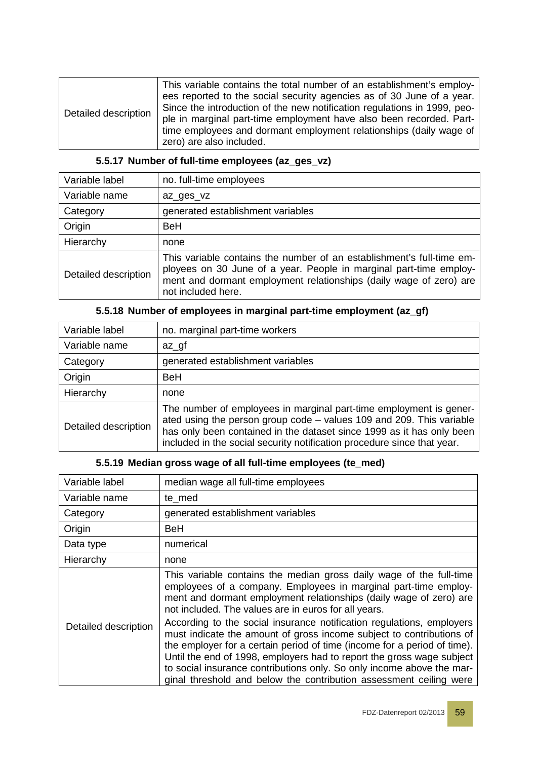| | |
|---|---|
| Detailed description | This variable contains the total number of an establishment's employees reported to the social security agencies as of 30 June of a year. Since the introduction of the new notification regulations in 1999, people in marginal part-time employment have also been recorded. Part-time employees and dormant employment relationships (daily wage of zero) are also included. |

### 5.5.17 Number of full-time employees (az_ges_vz)

| | |
|---|---|
| Variable label | no. full-time employees |
| Variable name | az_ges_vz |
| Category | generated establishment variables |
| Origin | BeH |
| Hierarchy | none |
| Detailed description | This variable contains the number of an establishment's full-time employees on 30 June of a year. People in marginal part-time employment and dormant employment relationships (daily wage of zero) are not included here. |

### 5.5.18 Number of employees in marginal part-time employment (az_gf)

| | |
|---|---|
| Variable label | no. marginal part-time workers |
| Variable name | az_gf |
| Category | generated establishment variables |
| Origin | BeH |
| Hierarchy | none |
| Detailed description | The number of employees in marginal part-time employment is generated using the person group code – values 109 and 209. This variable has only been contained in the dataset since 1999 as it has only been included in the social security notification procedure since that year. |

### 5.5.19 Median gross wage of all full-time employees (te_med)

| | |
|---|---|
| Variable label | median wage all full-time employees |
| Variable name | te_med |
| Category | generated establishment variables |
| Origin | BeH |
| Data type | numerical |
| Hierarchy | none |
| Detailed description | This variable contains the median gross daily wage of the full-time employees of a company. Employees in marginal part-time employment and dormant employment relationships (daily wage of zero) are not included. The values are in euros for all years.<br>According to the social insurance notification regulations, employers must indicate the amount of gross income subject to contributions of the employer for a certain period of time (income for a period of time). Until the end of 1998, employers had to report the gross wage subject to social insurance contributions only. So only income above the marginal threshold and below the contribution assessment ceiling were |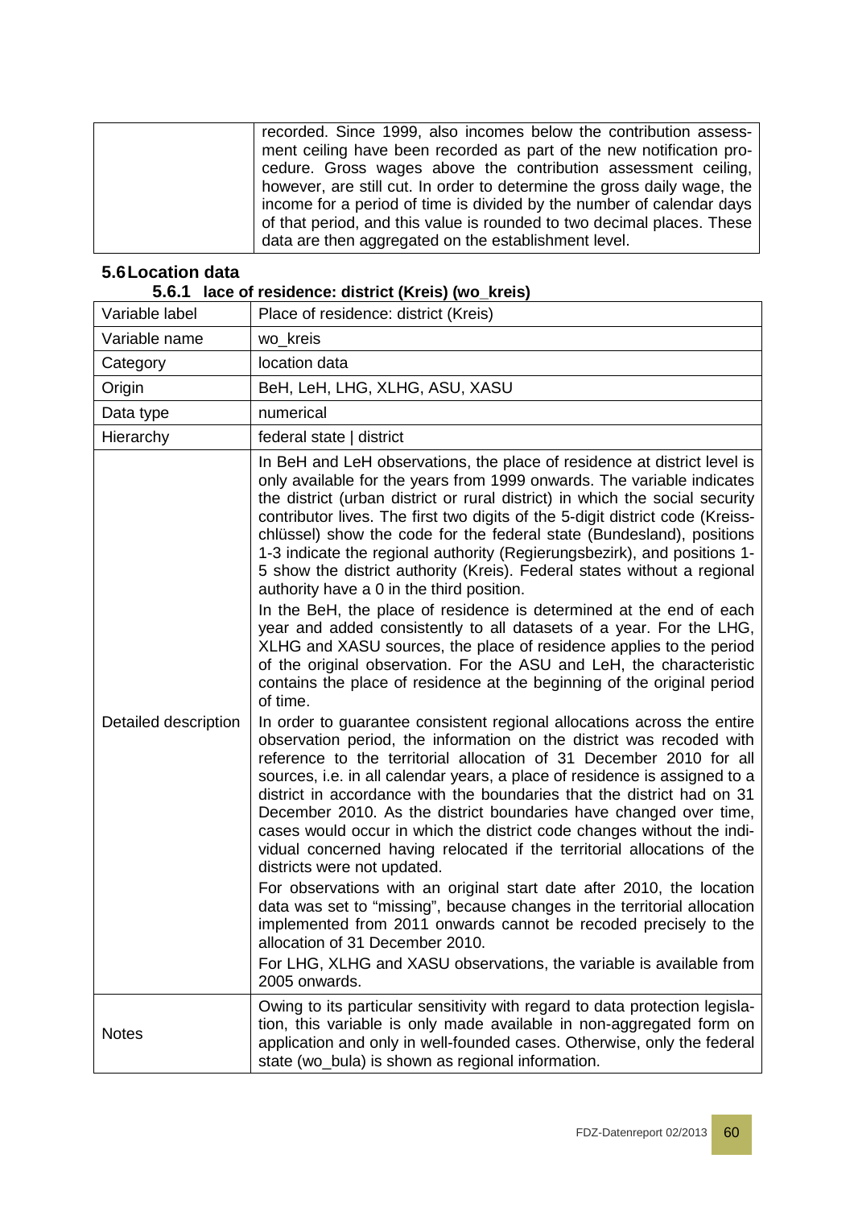| | recorded. Since 1999, also incomes below the contribution assessment ceiling have been recorded as part of the new notification procedure. Gross wages above the contribution assessment ceiling, however, are still cut. In order to determine the gross daily wage, the income for a period of time is divided by the number of calendar days of that period, and this value is rounded to two decimal places. These data are then aggregated on the establishment level. |
|---|---|

## 5.6 Location data

### 5.6.1 lace of residence: district (Kreis) (wo_kreis)

| Variable label | Place of residence: district (Kreis) |
|---|---|
| Variable name | wo_kreis |
| Category | location data |
| Origin | BeH, LeH, LHG, XLHG, ASU, XASU |
| Data type | numerical |
| Hierarchy | federal state \| district |
| Detailed description | In BeH and LeH observations, the place of residence at district level is only available for the years from 1999 onwards. The variable indicates the district (urban district or rural district) in which the social security contributor lives. The first two digits of the 5-digit district code (Kreisschlüssel) show the code for the federal state (Bundesland), positions 1-3 indicate the regional authority (Regierungsbezirk), and positions 1-5 show the district authority (Kreis). Federal states without a regional authority have a 0 in the third position.<br>In the BeH, the place of residence is determined at the end of each year and added consistently to all datasets of a year. For the LHG, XLHG and XASU sources, the place of residence applies to the period of the original observation. For the ASU and LeH, the characteristic contains the place of residence at the beginning of the original period of time.<br>In order to guarantee consistent regional allocations across the entire observation period, the information on the district was recoded with reference to the territorial allocation of 31 December 2010 for all sources, i.e. in all calendar years, a place of residence is assigned to a district in accordance with the boundaries that the district had on 31 December 2010. As the district boundaries have changed over time, cases would occur in which the district code changes without the individual concerned having relocated if the territorial allocations of the districts were not updated.<br>For observations with an original start date after 2010, the location data was set to "missing", because changes in the territorial allocation implemented from 2011 onwards cannot be recoded precisely to the allocation of 31 December 2010.<br>For LHG, XLHG and XASU observations, the variable is available from 2005 onwards. |
| Notes | Owing to its particular sensitivity with regard to data protection legislation, this variable is only made available in non-aggregated form on application and only in well-founded cases. Otherwise, only the federal state (wo_bula) is shown as regional information. |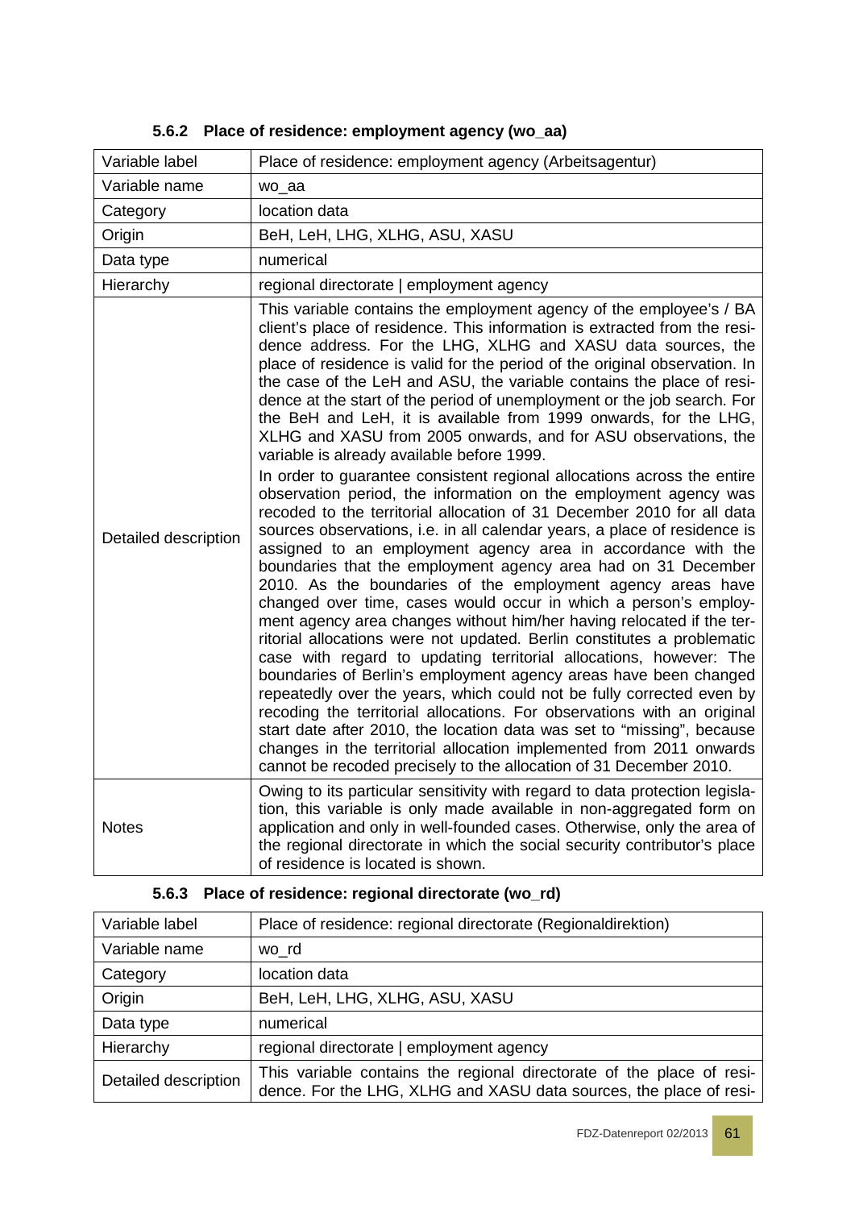### 5.6.2 Place of residence: employment agency (wo_aa)

| Variable label | Place of residence: employment agency (Arbeitsagentur) |
|---|---|
| Variable name | wo_aa |
| Category | location data |
| Origin | BeH, LeH, LHG, XLHG, ASU, XASU |
| Data type | numerical |
| Hierarchy | regional directorate \| employment agency |
| Detailed description | This variable contains the employment agency of the employee's / BA client's place of residence. This information is extracted from the residence address. For the LHG, XLHG and XASU data sources, the place of residence is valid for the period of the original observation. In the case of the LeH and ASU, the variable contains the place of residence at the start of the period of unemployment or the job search. For the BeH and LeH, it is available from 1999 onwards, for the LHG, XLHG and XASU from 2005 onwards, and for ASU observations, the variable is already available before 1999.<br><br>In order to guarantee consistent regional allocations across the entire observation period, the information on the employment agency was recoded to the territorial allocation of 31 December 2010 for all data sources observations, i.e. in all calendar years, a place of residence is assigned to an employment agency area in accordance with the boundaries that the employment agency area had on 31 December 2010. As the boundaries of the employment agency areas have changed over time, cases would occur in which a person's employment agency area changes without him/her having relocated if the territorial allocations were not updated. Berlin constitutes a problematic case with regard to updating territorial allocations, however: The boundaries of Berlin's employment agency areas have been changed repeatedly over the years, which could not be fully corrected even by recoding the territorial allocations. For observations with an original start date after 2010, the location data was set to "missing", because changes in the territorial allocation implemented from 2011 onwards cannot be recoded precisely to the allocation of 31 December 2010. |
| Notes | Owing to its particular sensitivity with regard to data protection legislation, this variable is only made available in non-aggregated form on application and only in well-founded cases. Otherwise, only the area of the regional directorate in which the social security contributor's place of residence is located is shown. |

### 5.6.3 Place of residence: regional directorate (wo_rd)

| Variable label | Place of residence: regional directorate (Regionaldirektion) |
|---|---|
| Variable name | wo_rd |
| Category | location data |
| Origin | BeH, LeH, LHG, XLHG, ASU, XASU |
| Data type | numerical |
| Hierarchy | regional directorate \| employment agency |
| Detailed description | This variable contains the regional directorate of the place of residence. For the LHG, XLHG and XASU data sources, the place of resi- |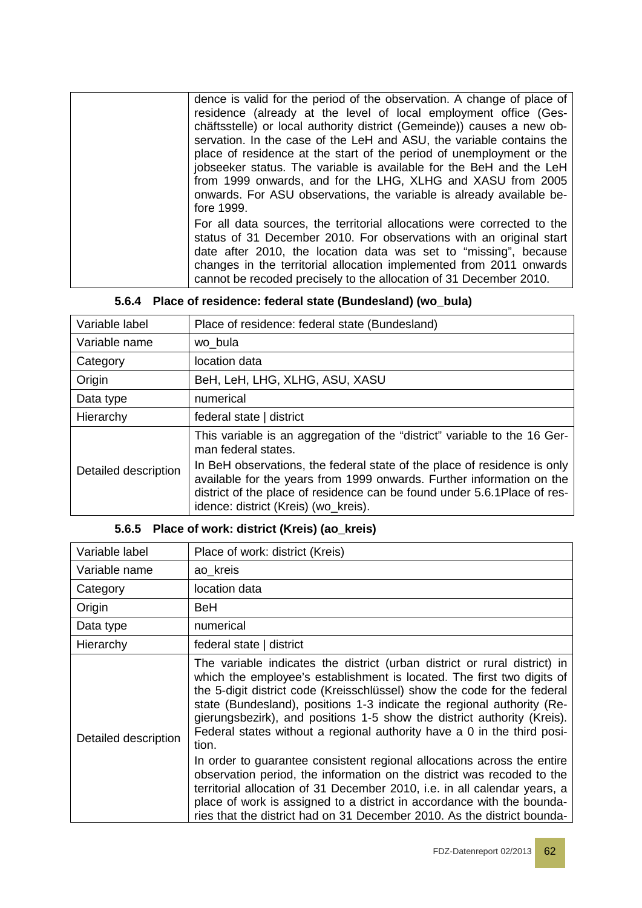| | dence is valid for the period of the observation. A change of place of residence (already at the level of local employment office (Geschäftsstelle) or local authority district (Gemeinde)) causes a new observation. In the case of the LeH and ASU, the variable contains the place of residence at the start of the period of unemployment or the jobseeker status. The variable is available for the BeH and the LeH from 1999 onwards, and for the LHG, XLHG and XASU from 2005 onwards. For ASU observations, the variable is already available before 1999.<br>For all data sources, the territorial allocations were corrected to the status of 31 December 2010. For observations with an original start date after 2010, the location data was set to "missing", because changes in the territorial allocation implemented from 2011 onwards cannot be recoded precisely to the allocation of 31 December 2010. |
|---|---|

### 5.6.4 Place of residence: federal state (Bundesland) (wo_bula)

| Variable label | Place of residence: federal state (Bundesland) |
|---|---|
| Variable name | wo_bula |
| Category | location data |
| Origin | BeH, LeH, LHG, XLHG, ASU, XASU |
| Data type | numerical |
| Hierarchy | federal state \| district |
| Detailed description | This variable is an aggregation of the "district" variable to the 16 German federal states.<br>In BeH observations, the federal state of the place of residence is only available for the years from 1999 onwards. Further information on the district of the place of residence can be found under 5.6.1Place of residence: district (Kreis) (wo_kreis). |

### 5.6.5 Place of work: district (Kreis) (ao_kreis)

| Variable label | Place of work: district (Kreis) |
|---|---|
| Variable name | ao_kreis |
| Category | location data |
| Origin | BeH |
| Data type | numerical |
| Hierarchy | federal state \| district |
| Detailed description | The variable indicates the district (urban district or rural district) in which the employee's establishment is located. The first two digits of the 5-digit district code (Kreisschlüssel) show the code for the federal state (Bundesland), positions 1-3 indicate the regional authority (Regierungsbezirk), and positions 1-5 show the district authority (Kreis). Federal states without a regional authority have a 0 in the third position.<br>In order to guarantee consistent regional allocations across the entire observation period, the information on the district was recoded to the territorial allocation of 31 December 2010, i.e. in all calendar years, a place of work is assigned to a district in accordance with the boundaries that the district had on 31 December 2010. As the district bounda- |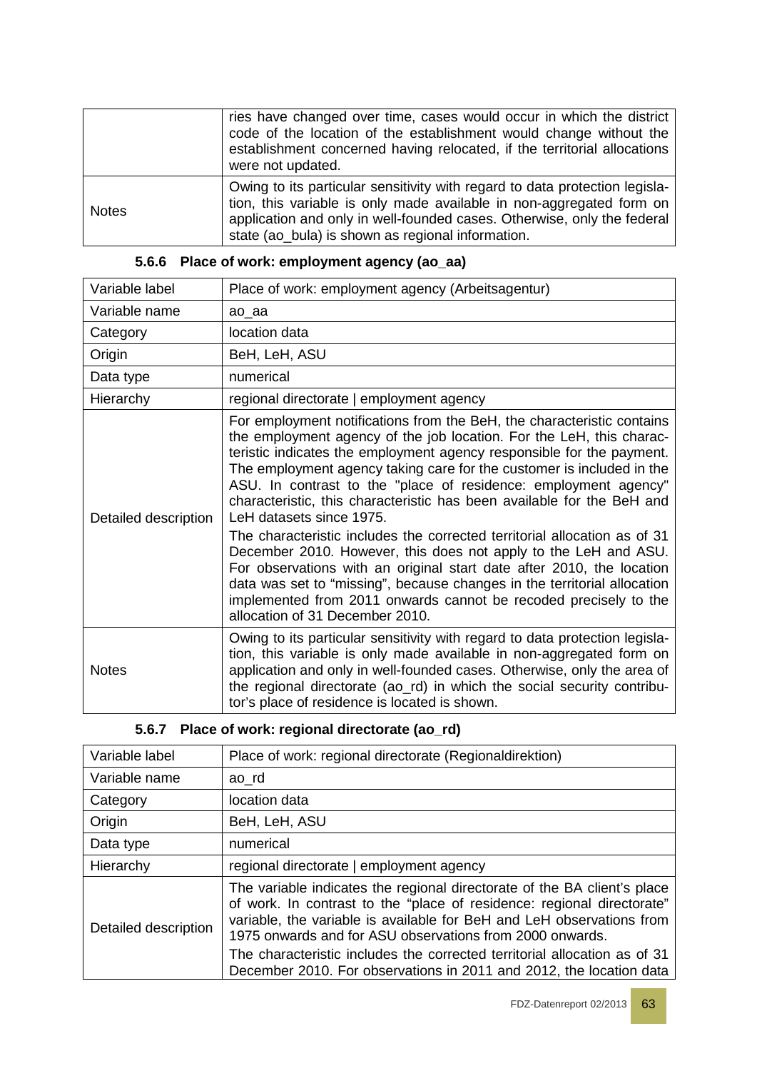| | |
|---|---|
| | ries have changed over time, cases would occur in which the district code of the location of the establishment would change without the establishment concerned having relocated, if the territorial allocations were not updated. |
| Notes | Owing to its particular sensitivity with regard to data protection legislation, this variable is only made available in non-aggregated form on application and only in well-founded cases. Otherwise, only the federal state (ao_bula) is shown as regional information. |

### 5.6.6 Place of work: employment agency (ao_aa)

| | |
|---|---|
| Variable label | Place of work: employment agency (Arbeitsagentur) |
| Variable name | ao_aa |
| Category | location data |
| Origin | BeH, LeH, ASU |
| Data type | numerical |
| Hierarchy | regional directorate \| employment agency |
| Detailed description | For employment notifications from the BeH, the characteristic contains the employment agency of the job location. For the LeH, this characteristic indicates the employment agency responsible for the payment. The employment agency taking care for the customer is included in the ASU. In contrast to the "place of residence: employment agency" characteristic, this characteristic has been available for the BeH and LeH datasets since 1975.<br>The characteristic includes the corrected territorial allocation as of 31 December 2010. However, this does not apply to the LeH and ASU. For observations with an original start date after 2010, the location data was set to "missing", because changes in the territorial allocation implemented from 2011 onwards cannot be recoded precisely to the allocation of 31 December 2010. |
| Notes | Owing to its particular sensitivity with regard to data protection legislation, this variable is only made available in non-aggregated form on application and only in well-founded cases. Otherwise, only the area of the regional directorate (ao_rd) in which the social security contributor's place of residence is located is shown. |

### 5.6.7 Place of work: regional directorate (ao_rd)

| | |
|---|---|
| Variable label | Place of work: regional directorate (Regionaldirektion) |
| Variable name | ao_rd |
| Category | location data |
| Origin | BeH, LeH, ASU |
| Data type | numerical |
| Hierarchy | regional directorate \| employment agency |
| Detailed description | The variable indicates the regional directorate of the BA client's place of work. In contrast to the "place of residence: regional directorate" variable, the variable is available for BeH and LeH observations from 1975 onwards and for ASU observations from 2000 onwards.<br>The characteristic includes the corrected territorial allocation as of 31 December 2010. For observations in 2011 and 2012, the location data |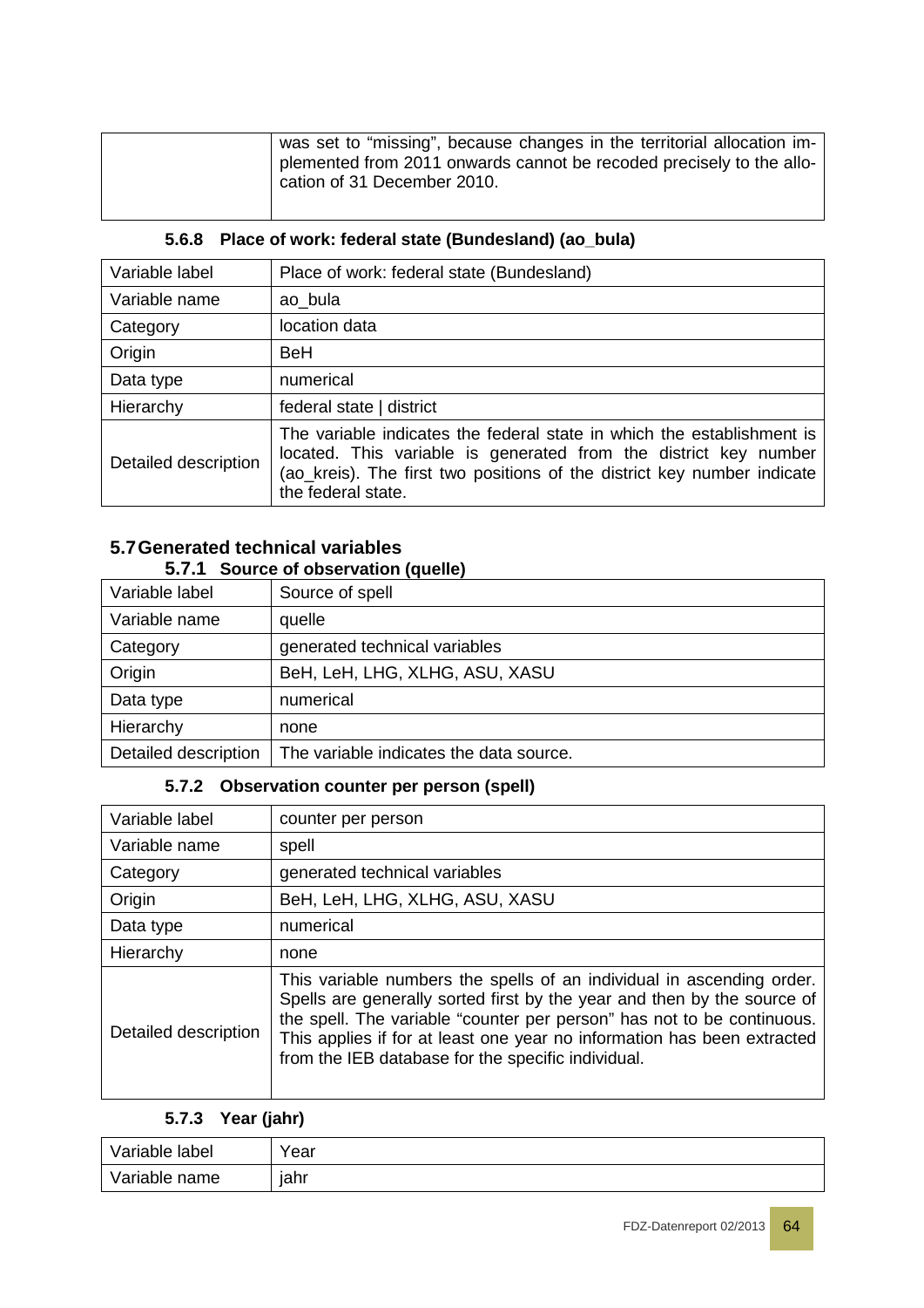| | was set to "missing", because changes in the territorial allocation implemented from 2011 onwards cannot be recoded precisely to the allocation of 31 December 2010. |
|---|---|

#### 5.6.8 Place of work: federal state (Bundesland) (ao_bula)

| Variable label | Place of work: federal state (Bundesland) |
|---|---|
| Variable name | ao_bula |
| Category | location data |
| Origin | BeH |
| Data type | numerical |
| Hierarchy | federal state \| district |
| Detailed description | The variable indicates the federal state in which the establishment is located. This variable is generated from the district key number (ao_kreis). The first two positions of the district key number indicate the federal state. |

### 5.7 Generated technical variables

#### 5.7.1 Source of observation (quelle)

| Variable label | Source of spell |
|---|---|
| Variable name | quelle |
| Category | generated technical variables |
| Origin | BeH, LeH, LHG, XLHG, ASU, XASU |
| Data type | numerical |
| Hierarchy | none |
| Detailed description | The variable indicates the data source. |

#### 5.7.2 Observation counter per person (spell)

| Variable label | counter per person |
|---|---|
| Variable name | spell |
| Category | generated technical variables |
| Origin | BeH, LeH, LHG, XLHG, ASU, XASU |
| Data type | numerical |
| Hierarchy | none |
| Detailed description | This variable numbers the spells of an individual in ascending order. Spells are generally sorted first by the year and then by the source of the spell. The variable "counter per person" has not to be continuous. This applies if for at least one year no information has been extracted from the IEB database for the specific individual. |

#### 5.7.3 Year (jahr)

| Variable label | Year |
|---|---|
| Variable name | jahr |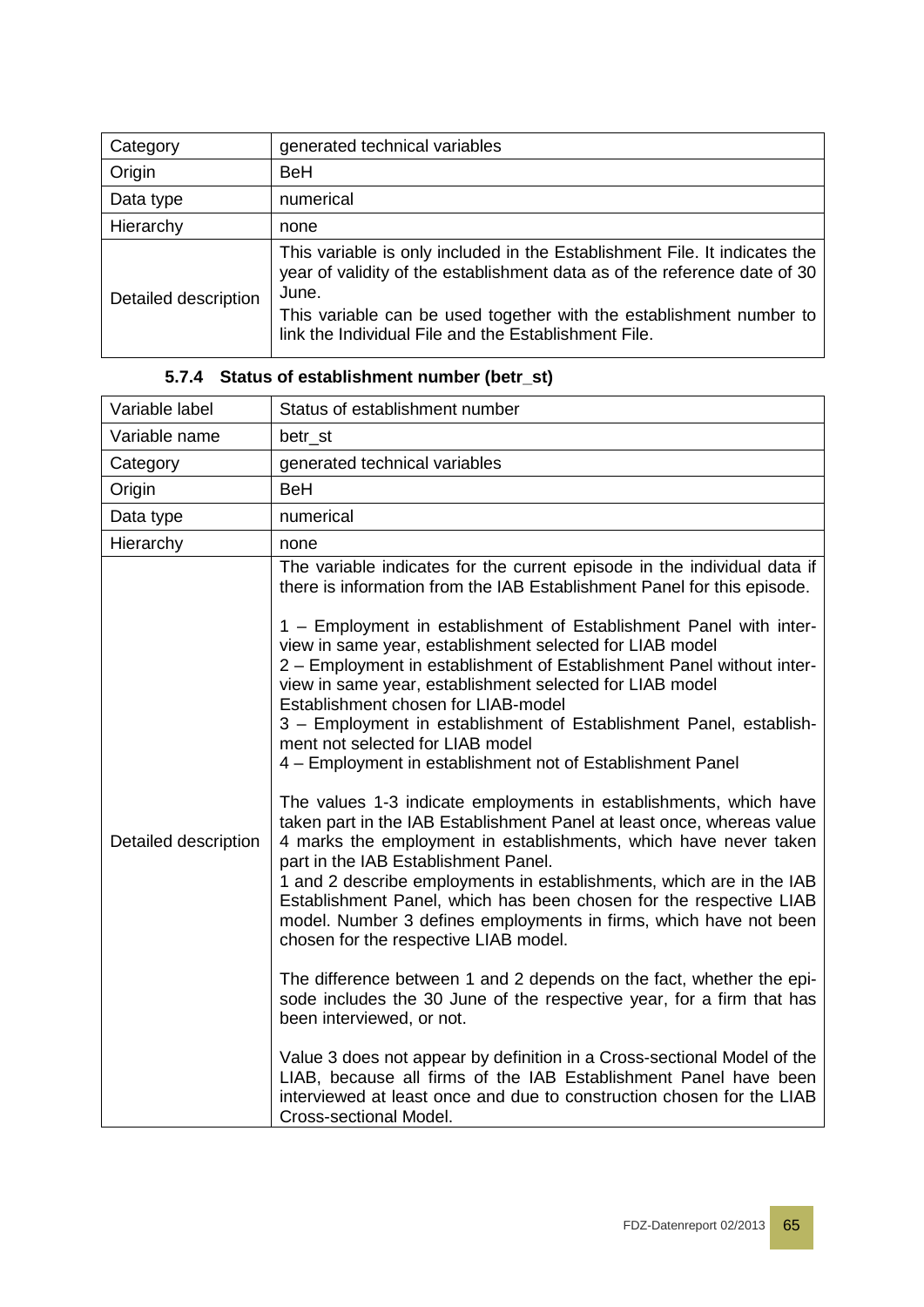| Category | generated technical variables |
|---|---|
| Origin | BeH |
| Data type | numerical |
| Hierarchy | none |
| Detailed description | This variable is only included in the Establishment File. It indicates the year of validity of the establishment data as of the reference date of 30 June.<br>This variable can be used together with the establishment number to link the Individual File and the Establishment File. |

### 5.7.4 Status of establishment number (betr_st)

| Variable label | Status of establishment number |
|---|---|
| Variable name | betr_st |
| Category | generated technical variables |
| Origin | BeH |
| Data type | numerical |
| Hierarchy | none |
| Detailed description | The variable indicates for the current episode in the individual data if there is information from the IAB Establishment Panel for this episode.<br><br>1 – Employment in establishment of Establishment Panel with interview in same year, establishment selected for LIAB model<br>2 – Employment in establishment of Establishment Panel without interview in same year, establishment selected for LIAB model<br>Establishment chosen for LIAB-model<br>3 – Employment in establishment of Establishment Panel, establishment not selected for LIAB model<br>4 – Employment in establishment not of Establishment Panel<br><br>The values 1-3 indicate employments in establishments, which have taken part in the IAB Establishment Panel at least once, whereas value 4 marks the employment in establishments, which have never taken part in the IAB Establishment Panel.<br>1 and 2 describe employments in establishments, which are in the IAB Establishment Panel, which has been chosen for the respective LIAB model. Number 3 defines employments in firms, which have not been chosen for the respective LIAB model.<br><br>The difference between 1 and 2 depends on the fact, whether the episode includes the 30 June of the respective year, for a firm that has been interviewed, or not.<br><br>Value 3 does not appear by definition in a Cross-sectional Model of the LIAB, because all firms of the IAB Establishment Panel have been interviewed at least once and due to construction chosen for the LIAB Cross-sectional Model. |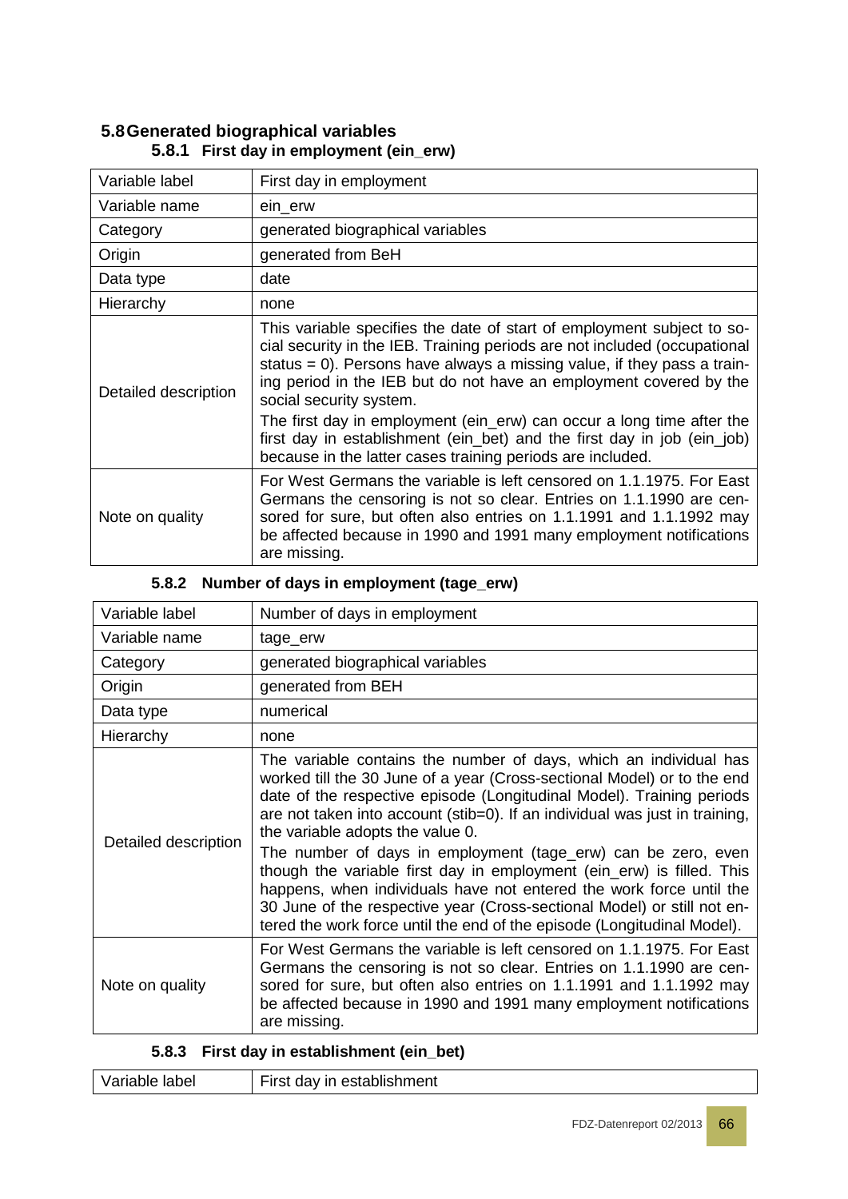## 5.8 Generated biographical variables

### 5.8.1 First day in employment (ein_erw)

| Variable label | First day in employment |
|---|---|
| Variable name | ein_erw |
| Category | generated biographical variables |
| Origin | generated from BeH |
| Data type | date |
| Hierarchy | none |
| Detailed description | This variable specifies the date of start of employment subject to social security in the IEB. Training periods are not included (occupational status = 0). Persons have always a missing value, if they pass a training period in the IEB but do not have an employment covered by the social security system.<br>The first day in employment (ein_erw) can occur a long time after the first day in establishment (ein_bet) and the first day in job (ein_job) because in the latter cases training periods are included. |
| Note on quality | For West Germans the variable is left censored on 1.1.1975. For East Germans the censoring is not so clear. Entries on 1.1.1990 are censored for sure, but often also entries on 1.1.1991 and 1.1.1992 may be affected because in 1990 and 1991 many employment notifications are missing. |

### 5.8.2 Number of days in employment (tage_erw)

| Variable label | Number of days in employment |
|---|---|
| Variable name | tage_erw |
| Category | generated biographical variables |
| Origin | generated from BEH |
| Data type | numerical |
| Hierarchy | none |
| Detailed description | The variable contains the number of days, which an individual has worked till the 30 June of a year (Cross-sectional Model) or to the end date of the respective episode (Longitudinal Model). Training periods are not taken into account (stib=0). If an individual was just in training, the variable adopts the value 0.<br>The number of days in employment (tage_erw) can be zero, even though the variable first day in employment (ein_erw) is filled. This happens, when individuals have not entered the work force until the 30 June of the respective year (Cross-sectional Model) or still not entered the work force until the end of the episode (Longitudinal Model). |
| Note on quality | For West Germans the variable is left censored on 1.1.1975. For East Germans the censoring is not so clear. Entries on 1.1.1990 are censored for sure, but often also entries on 1.1.1991 and 1.1.1992 may be affected because in 1990 and 1991 many employment notifications are missing. |

### 5.8.3 First day in establishment (ein_bet)

| Variable label | First day in establishment |
|---|---|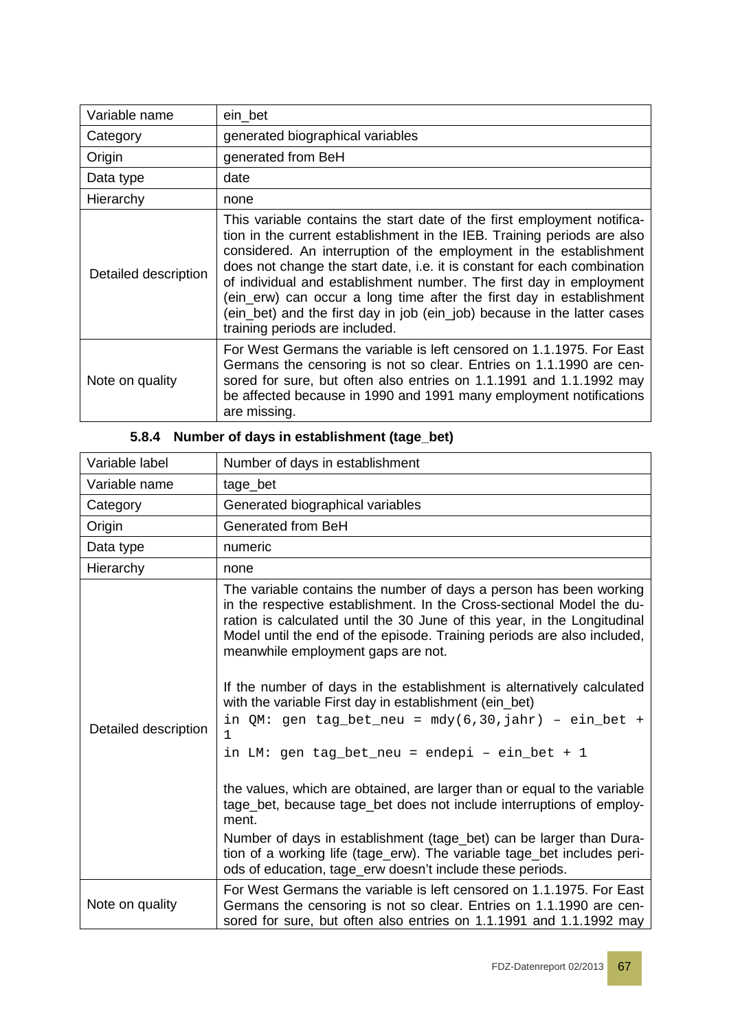| Variable name | ein_bet |
|---|---|
| Category | generated biographical variables |
| Origin | generated from BeH |
| Data type | date |
| Hierarchy | none |
| Detailed description | This variable contains the start date of the first employment notification in the current establishment in the IEB. Training periods are also considered. An interruption of the employment in the establishment does not change the start date, i.e. it is constant for each combination of individual and establishment number. The first day in employment (ein_erw) can occur a long time after the first day in establishment (ein_bet) and the first day in job (ein_job) because in the latter cases training periods are included. |
| Note on quality | For West Germans the variable is left censored on 1.1.1975. For East Germans the censoring is not so clear. Entries on 1.1.1990 are censored for sure, but often also entries on 1.1.1991 and 1.1.1992 may be affected because in 1990 and 1991 many employment notifications are missing. |

### 5.8.4 Number of days in establishment (tage_bet)

| Variable label | Number of days in establishment |
|---|---|
| Variable name | tage_bet |
| Category | Generated biographical variables |
| Origin | Generated from BeH |
| Data type | numeric |
| Hierarchy | none |
| Detailed description | The variable contains the number of days a person has been working in the respective establishment. In the Cross-sectional Model the duration is calculated until the 30 June of this year, in the Longitudinal Model until the end of the episode. Training periods are also included, meanwhile employment gaps are not.<br><br>If the number of days in the establishment is alternatively calculated with the variable First day in establishment (ein_bet)<br>`in QM: gen tag_bet_neu = mdy(6,30,jahr) – ein_bet + 1`<br>`in LM: gen tag_bet_neu = endepi – ein_bet + 1`<br><br>the values, which are obtained, are larger than or equal to the variable tage_bet, because tage_bet does not include interruptions of employment.<br>Number of days in establishment (tage_bet) can be larger than Duration of a working life (tage_erw). The variable tage_bet includes periods of education, tage_erw doesn't include these periods. |
| Note on quality | For West Germans the variable is left censored on 1.1.1975. For East Germans the censoring is not so clear. Entries on 1.1.1990 are censored for sure, but often also entries on 1.1.1991 and 1.1.1992 may |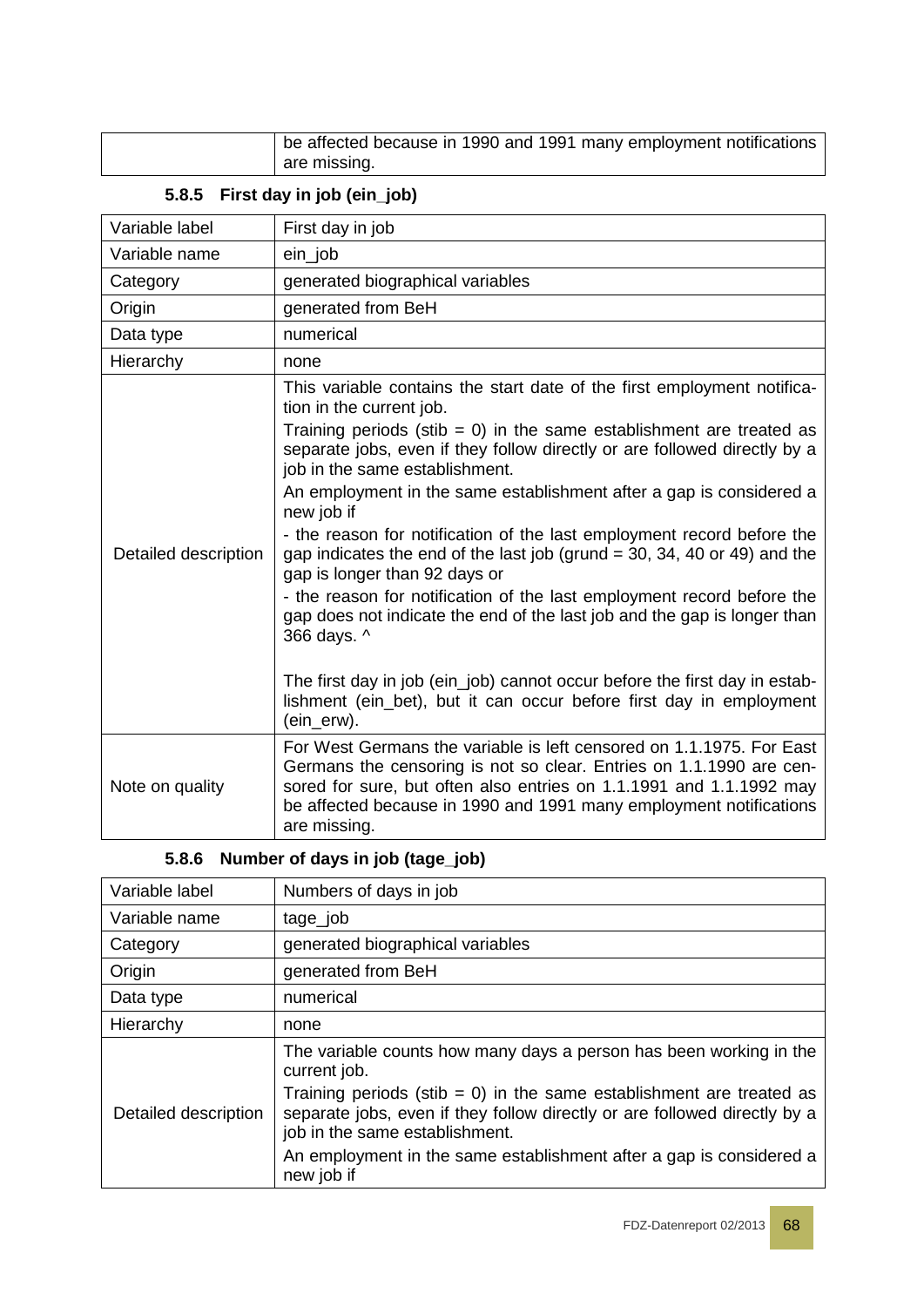| | be affected because in 1990 and 1991 many employment notifications are missing. |
|---|---|

### 5.8.5 First day in job (ein_job)

| Variable label | First day in job |
|---|---|
| Variable name | ein_job |
| Category | generated biographical variables |
| Origin | generated from BeH |
| Data type | numerical |
| Hierarchy | none |
| Detailed description | This variable contains the start date of the first employment notification in the current job.<br>Training periods (stib = 0) in the same establishment are treated as separate jobs, even if they follow directly or are followed directly by a job in the same establishment.<br>An employment in the same establishment after a gap is considered a new job if<br>- the reason for notification of the last employment record before the gap indicates the end of the last job (grund = 30, 34, 40 or 49) and the gap is longer than 92 days or<br>- the reason for notification of the last employment record before the gap does not indicate the end of the last job and the gap is longer than 366 days. ^<br><br>The first day in job (ein_job) cannot occur before the first day in establishment (ein_bet), but it can occur before first day in employment (ein_erw). |
| Note on quality | For West Germans the variable is left censored on 1.1.1975. For East Germans the censoring is not so clear. Entries on 1.1.1990 are censored for sure, but often also entries on 1.1.1991 and 1.1.1992 may be affected because in 1990 and 1991 many employment notifications are missing. |

### 5.8.6 Number of days in job (tage_job)

| Variable label | Numbers of days in job |
|---|---|
| Variable name | tage_job |
| Category | generated biographical variables |
| Origin | generated from BeH |
| Data type | numerical |
| Hierarchy | none |
| Detailed description | The variable counts how many days a person has been working in the current job.<br>Training periods (stib = 0) in the same establishment are treated as separate jobs, even if they follow directly or are followed directly by a job in the same establishment.<br>An employment in the same establishment after a gap is considered a new job if |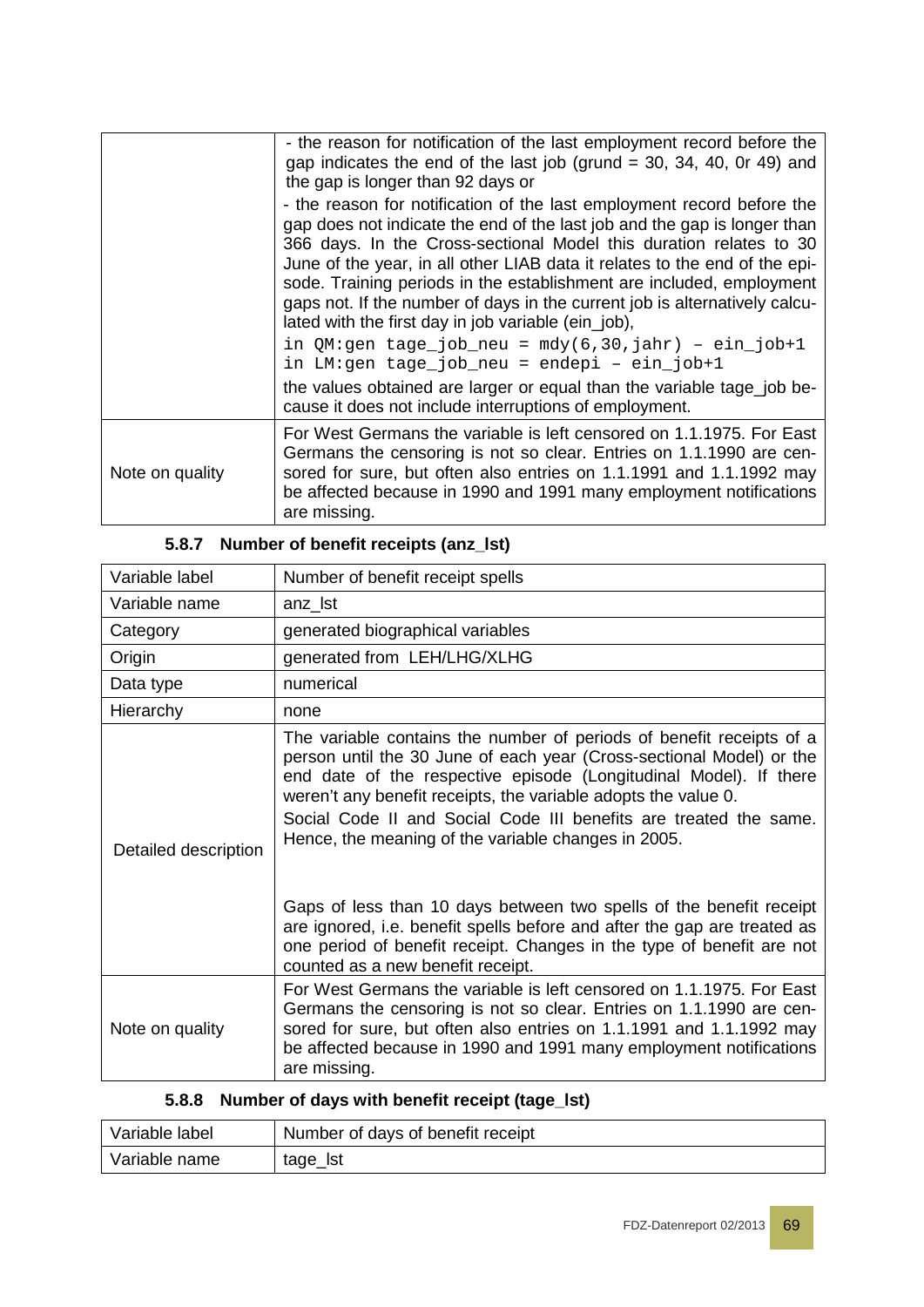| | |
|---|---|
| | - the reason for notification of the last employment record before the gap indicates the end of the last job (grund = 30, 34, 40, 0r 49) and the gap is longer than 92 days or<br>- the reason for notification of the last employment record before the gap does not indicate the end of the last job and the gap is longer than 366 days. In the Cross-sectional Model this duration relates to 30 June of the year, in all other LIAB data it relates to the end of the episode. Training periods in the establishment are included, employment gaps not. If the number of days in the current job is alternatively calculated with the first day in job variable (ein_job),<br>`in QM:gen tage_job_neu = mdy(6,30,jahr) – ein_job+1`<br>`in LM:gen tage_job_neu = endepi – ein_job+1`<br>the values obtained are larger or equal than the variable tage_job because it does not include interruptions of employment. |
| Note on quality | For West Germans the variable is left censored on 1.1.1975. For East Germans the censoring is not so clear. Entries on 1.1.1990 are censored for sure, but often also entries on 1.1.1991 and 1.1.1992 may be affected because in 1990 and 1991 many employment notifications are missing. |

### 5.8.7 Number of benefit receipts (anz_lst)

| | |
|---|---|
| Variable label | Number of benefit receipt spells |
| Variable name | anz_lst |
| Category | generated biographical variables |
| Origin | generated from LEH/LHG/XLHG |
| Data type | numerical |
| Hierarchy | none |
| Detailed description | The variable contains the number of periods of benefit receipts of a person until the 30 June of each year (Cross-sectional Model) or the end date of the respective episode (Longitudinal Model). If there weren't any benefit receipts, the variable adopts the value 0.<br>Social Code II and Social Code III benefits are treated the same. Hence, the meaning of the variable changes in 2005.<br><br>Gaps of less than 10 days between two spells of the benefit receipt are ignored, i.e. benefit spells before and after the gap are treated as one period of benefit receipt. Changes in the type of benefit are not counted as a new benefit receipt. |
| Note on quality | For West Germans the variable is left censored on 1.1.1975. For East Germans the censoring is not so clear. Entries on 1.1.1990 are censored for sure, but often also entries on 1.1.1991 and 1.1.1992 may be affected because in 1990 and 1991 many employment notifications are missing. |

### 5.8.8 Number of days with benefit receipt (tage_lst)

| | |
|---|---|
| Variable label | Number of days of benefit receipt |
| Variable name | tage_lst |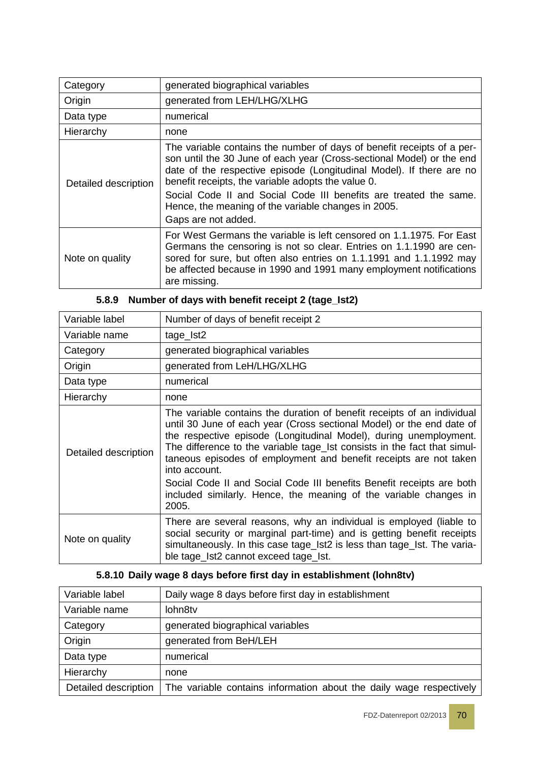| Category | generated biographical variables |
|---|---|
| Origin | generated from LEH/LHG/XLHG |
| Data type | numerical |
| Hierarchy | none |
| Detailed description | The variable contains the number of days of benefit receipts of a person until the 30 June of each year (Cross-sectional Model) or the end date of the respective episode (Longitudinal Model). If there are no benefit receipts, the variable adopts the value 0.<br>Social Code II and Social Code III benefits are treated the same. Hence, the meaning of the variable changes in 2005.<br>Gaps are not added. |
| Note on quality | For West Germans the variable is left censored on 1.1.1975. For East Germans the censoring is not so clear. Entries on 1.1.1990 are censored for sure, but often also entries on 1.1.1991 and 1.1.1992 may be affected because in 1990 and 1991 many employment notifications are missing. |

### 5.8.9 Number of days with benefit receipt 2 (tage_lst2)

| Variable label | Number of days of benefit receipt 2 |
|---|---|
| Variable name | tage_lst2 |
| Category | generated biographical variables |
| Origin | generated from LeH/LHG/XLHG |
| Data type | numerical |
| Hierarchy | none |
| Detailed description | The variable contains the duration of benefit receipts of an individual until 30 June of each year (Cross sectional Model) or the end date of the respective episode (Longitudinal Model), during unemployment. The difference to the variable tage_lst consists in the fact that simultaneous episodes of employment and benefit receipts are not taken into account.<br>Social Code II and Social Code III benefits Benefit receipts are both included similarly. Hence, the meaning of the variable changes in 2005. |
| Note on quality | There are several reasons, why an individual is employed (liable to social security or marginal part-time) and is getting benefit receipts simultaneously. In this case tage_lst2 is less than tage_lst. The variable tage_lst2 cannot exceed tage_lst. |

### 5.8.10 Daily wage 8 days before first day in establishment (lohn8tv)

| Variable label | Daily wage 8 days before first day in establishment |
|---|---|
| Variable name | lohn8tv |
| Category | generated biographical variables |
| Origin | generated from BeH/LEH |
| Data type | numerical |
| Hierarchy | none |
| Detailed description | The variable contains information about the daily wage respectively |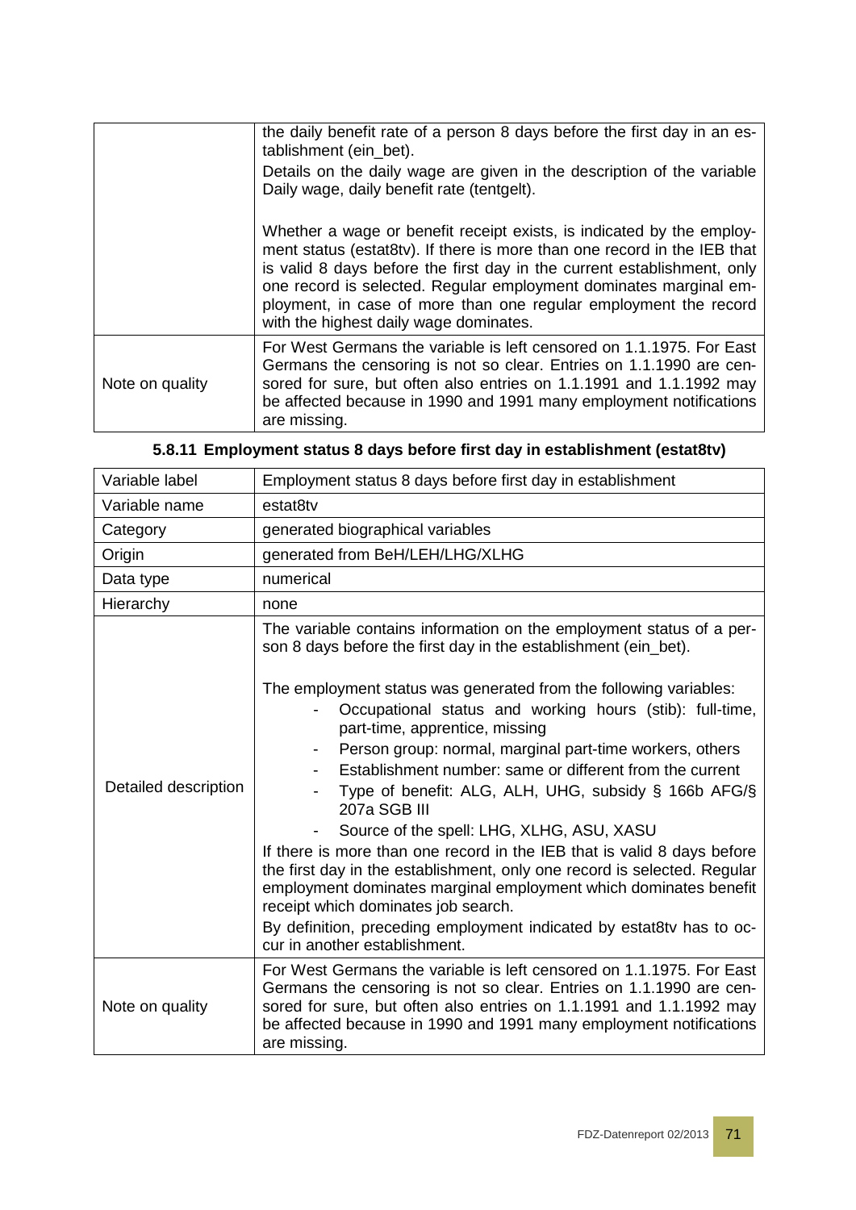| | |
|---|---|
| | the daily benefit rate of a person 8 days before the first day in an establishment (ein_bet).<br>Details on the daily wage are given in the description of the variable Daily wage, daily benefit rate (tentgelt).<br><br>Whether a wage or benefit receipt exists, is indicated by the employment status (estat8tv). If there is more than one record in the IEB that is valid 8 days before the first day in the current establishment, only one record is selected. Regular employment dominates marginal employment, in case of more than one regular employment the record with the highest daily wage dominates. |
| Note on quality | For West Germans the variable is left censored on 1.1.1975. For East Germans the censoring is not so clear. Entries on 1.1.1990 are censored for sure, but often also entries on 1.1.1991 and 1.1.1992 may be affected because in 1990 and 1991 many employment notifications are missing. |

### 5.8.11 Employment status 8 days before first day in establishment (estat8tv)

| Variable label | Employment status 8 days before first day in establishment |
|---|---|
| Variable name | estat8tv |
| Category | generated biographical variables |
| Origin | generated from BeH/LEH/LHG/XLHG |
| Data type | numerical |
| Hierarchy | none |
| Detailed description | The variable contains information on the employment status of a person 8 days before the first day in the establishment (ein_bet).<br><br>The employment status was generated from the following variables:<br>- Occupational status and working hours (stib): full-time, part-time, apprentice, missing<br>- Person group: normal, marginal part-time workers, others<br>- Establishment number: same or different from the current<br>- Type of benefit: ALG, ALH, UHG, subsidy § 166b AFG/§ 207a SGB III<br>- Source of the spell: LHG, XLHG, ASU, XASU<br><br>If there is more than one record in the IEB that is valid 8 days before the first day in the establishment, only one record is selected. Regular employment dominates marginal employment which dominates benefit receipt which dominates job search.<br>By definition, preceding employment indicated by estat8tv has to occur in another establishment. |
| Note on quality | For West Germans the variable is left censored on 1.1.1975. For East Germans the censoring is not so clear. Entries on 1.1.1990 are censored for sure, but often also entries on 1.1.1991 and 1.1.1992 may be affected because in 1990 and 1991 many employment notifications are missing. |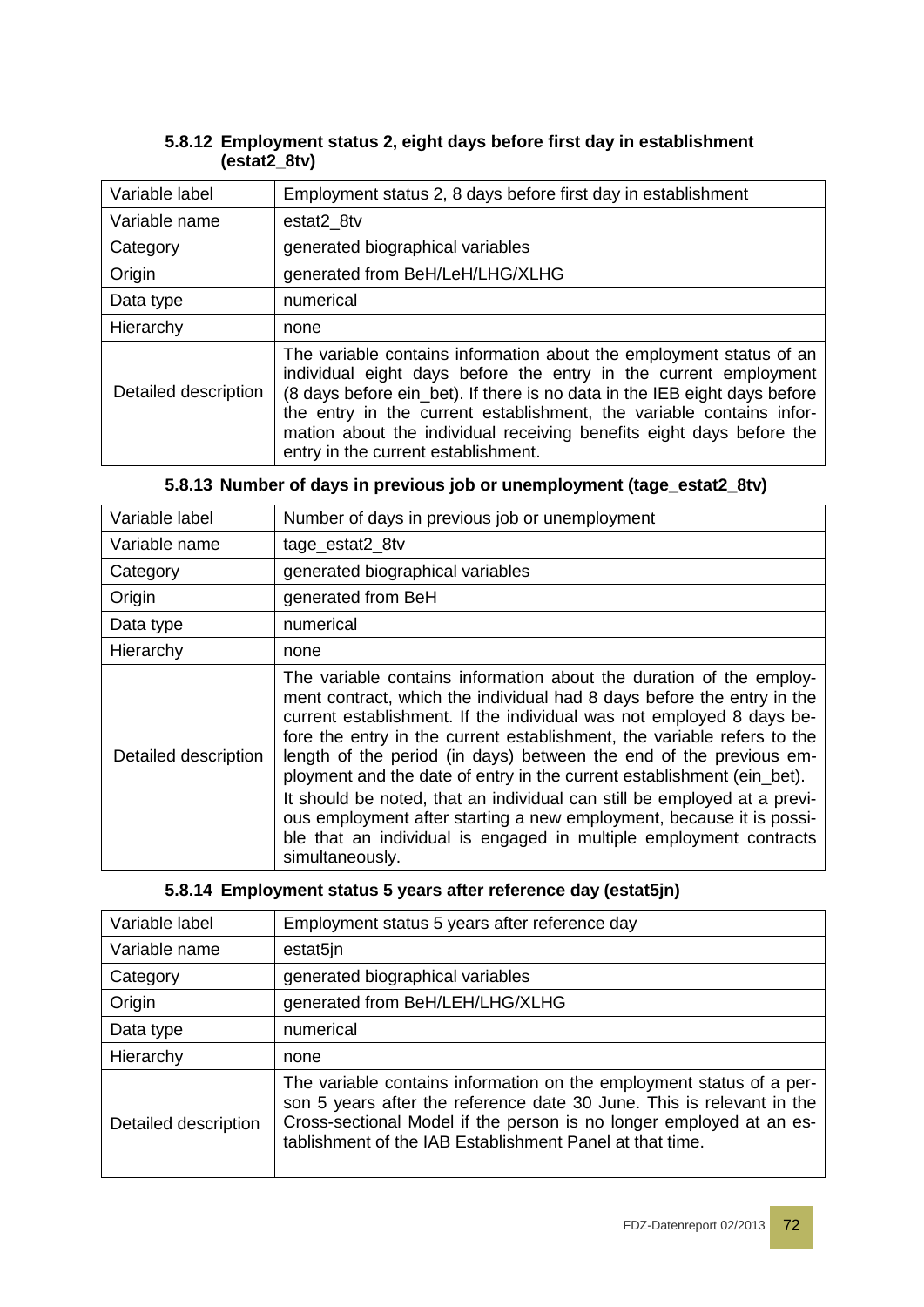#### 5.8.12 Employment status 2, eight days before first day in establishment (estat2_8tv)

| | |
|---|---|
| Variable label | Employment status 2, 8 days before first day in establishment |
| Variable name | estat2_8tv |
| Category | generated biographical variables |
| Origin | generated from BeH/LeH/LHG/XLHG |
| Data type | numerical |
| Hierarchy | none |
| Detailed description | The variable contains information about the employment status of an individual eight days before the entry in the current employment (8 days before ein_bet). If there is no data in the IEB eight days before the entry in the current establishment, the variable contains information about the individual receiving benefits eight days before the entry in the current establishment. |

#### 5.8.13 Number of days in previous job or unemployment (tage_estat2_8tv)

| | |
|---|---|
| Variable label | Number of days in previous job or unemployment |
| Variable name | tage_estat2_8tv |
| Category | generated biographical variables |
| Origin | generated from BeH |
| Data type | numerical |
| Hierarchy | none |
| Detailed description | The variable contains information about the duration of the employment contract, which the individual had 8 days before the entry in the current establishment. If the individual was not employed 8 days before the entry in the current establishment, the variable refers to the length of the period (in days) between the end of the previous employment and the date of entry in the current establishment (ein_bet). It should be noted, that an individual can still be employed at a previous employment after starting a new employment, because it is possible that an individual is engaged in multiple employment contracts simultaneously. |

#### 5.8.14 Employment status 5 years after reference day (estat5jn)

| | |
|---|---|
| Variable label | Employment status 5 years after reference day |
| Variable name | estat5jn |
| Category | generated biographical variables |
| Origin | generated from BeH/LEH/LHG/XLHG |
| Data type | numerical |
| Hierarchy | none |
| Detailed description | The variable contains information on the employment status of a person 5 years after the reference date 30 June. This is relevant in the Cross-sectional Model if the person is no longer employed at an establishment of the IAB Establishment Panel at that time. |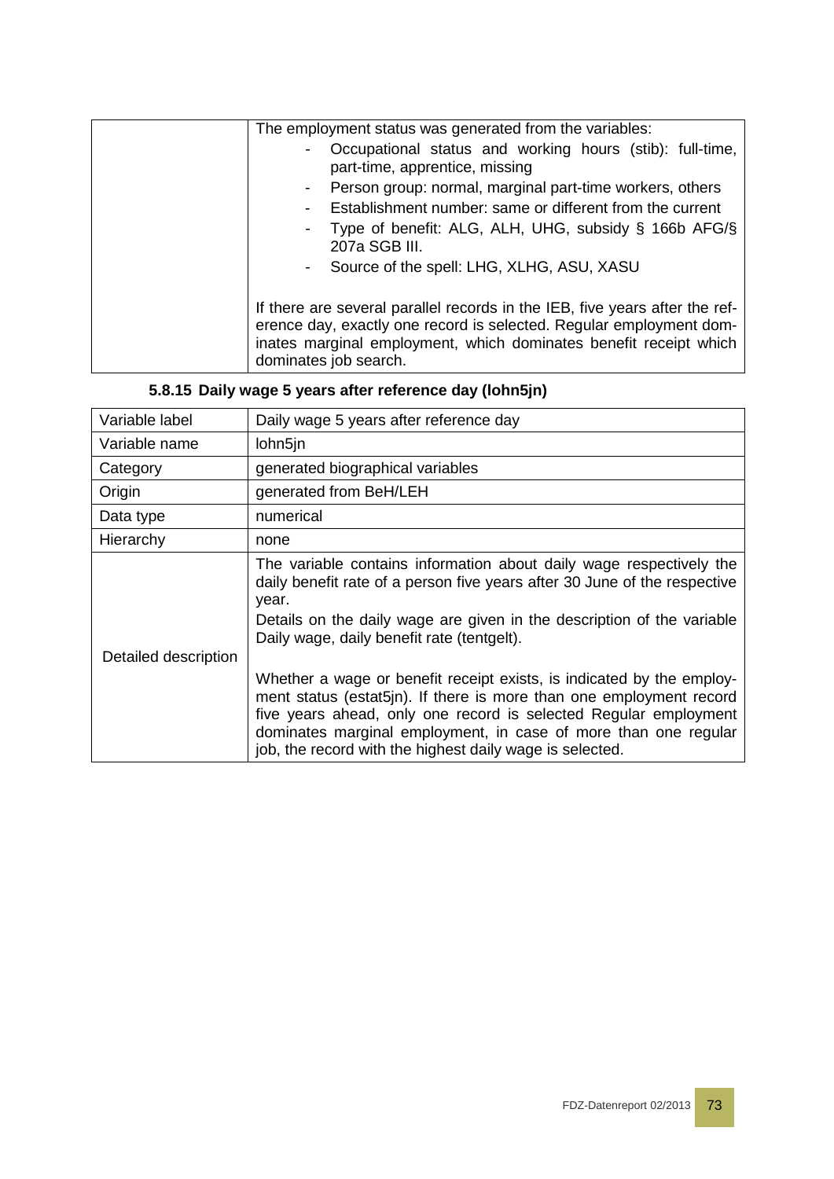| | |
|---|---|
| | The employment status was generated from the variables:<br>- Occupational status and working hours (stib): full-time, part-time, apprentice, missing<br>- Person group: normal, marginal part-time workers, others<br>- Establishment number: same or different from the current<br>- Type of benefit: ALG, ALH, UHG, subsidy § 166b AFG/§ 207a SGB III.<br>- Source of the spell: LHG, XLHG, ASU, XASU<br><br>If there are several parallel records in the IEB, five years after the reference day, exactly one record is selected. Regular employment dominates marginal employment, which dominates benefit receipt which dominates job search. |

### 5.8.15 Daily wage 5 years after reference day (lohn5jn)

| | |
|---|---|
| Variable label | Daily wage 5 years after reference day |
| Variable name | lohn5jn |
| Category | generated biographical variables |
| Origin | generated from BeH/LEH |
| Data type | numerical |
| Hierarchy | none |
| Detailed description | The variable contains information about daily wage respectively the daily benefit rate of a person five years after 30 June of the respective year.<br>Details on the daily wage are given in the description of the variable Daily wage, daily benefit rate (tentgelt).<br><br>Whether a wage or benefit receipt exists, is indicated by the employment status (estat5jn). If there is more than one employment record five years ahead, only one record is selected Regular employment dominates marginal employment, in case of more than one regular job, the record with the highest daily wage is selected. |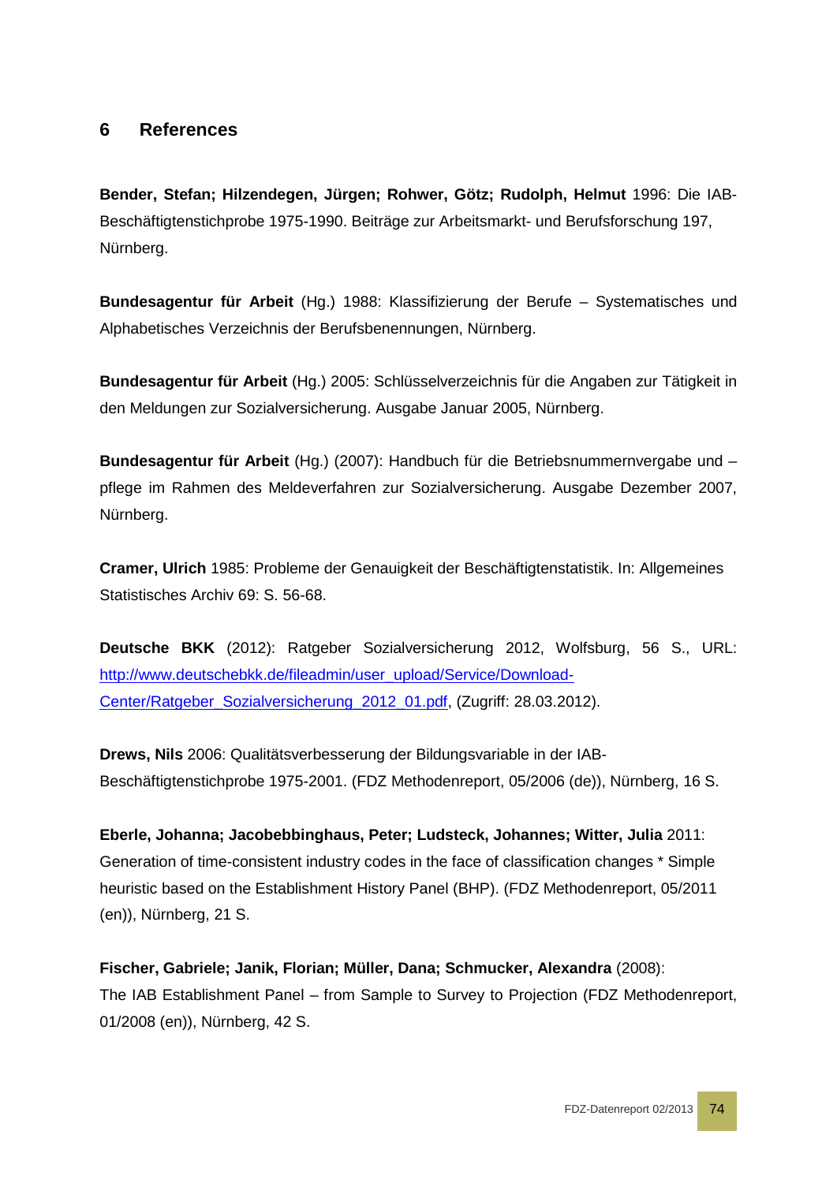## 6 References

**Bender, Stefan; Hilzendegen, Jürgen; Rohwer, Götz; Rudolph, Helmut** 1996: Die IAB-Beschäftigtenstichprobe 1975-1990. Beiträge zur Arbeitsmarkt- und Berufsforschung 197, Nürnberg.

**Bundesagentur für Arbeit** (Hg.) 1988: Klassifizierung der Berufe – Systematisches und Alphabetisches Verzeichnis der Berufsbenennungen, Nürnberg.

**Bundesagentur für Arbeit** (Hg.) 2005: Schlüsselverzeichnis für die Angaben zur Tätigkeit in den Meldungen zur Sozialversicherung. Ausgabe Januar 2005, Nürnberg.

**Bundesagentur für Arbeit** (Hg.) (2007): Handbuch für die Betriebsnummernvergabe und –pflege im Rahmen des Meldeverfahren zur Sozialversicherung. Ausgabe Dezember 2007, Nürnberg.

**Cramer, Ulrich** 1985: Probleme der Genauigkeit der Beschäftigtenstatistik. In: Allgemeines Statistisches Archiv 69: S. 56-68.

**Deutsche BKK** (2012): Ratgeber Sozialversicherung 2012, Wolfsburg, 56 S., URL: [http://www.deutschebkk.de/fileadmin/user_upload/Service/Download-Center/Ratgeber_Sozialversicherung_2012_01.pdf](http://www.deutschebkk.de/fileadmin/user_upload/Service/Download-Center/Ratgeber_Sozialversicherung_2012_01.pdf), (Zugriff: 28.03.2012).

**Drews, Nils** 2006: Qualitätsverbesserung der Bildungsvariable in der IAB-Beschäftigtenstichprobe 1975-2001. (FDZ Methodenreport, 05/2006 (de)), Nürnberg, 16 S.

**Eberle, Johanna; Jacobebbinghaus, Peter; Ludsteck, Johannes; Witter, Julia** 2011: Generation of time-consistent industry codes in the face of classification changes * Simple heuristic based on the Establishment History Panel (BHP). (FDZ Methodenreport, 05/2011 (en)), Nürnberg, 21 S.

**Fischer, Gabriele; Janik, Florian; Müller, Dana; Schmucker, Alexandra** (2008): The IAB Establishment Panel – from Sample to Survey to Projection (FDZ Methodenreport, 01/2008 (en)), Nürnberg, 42 S.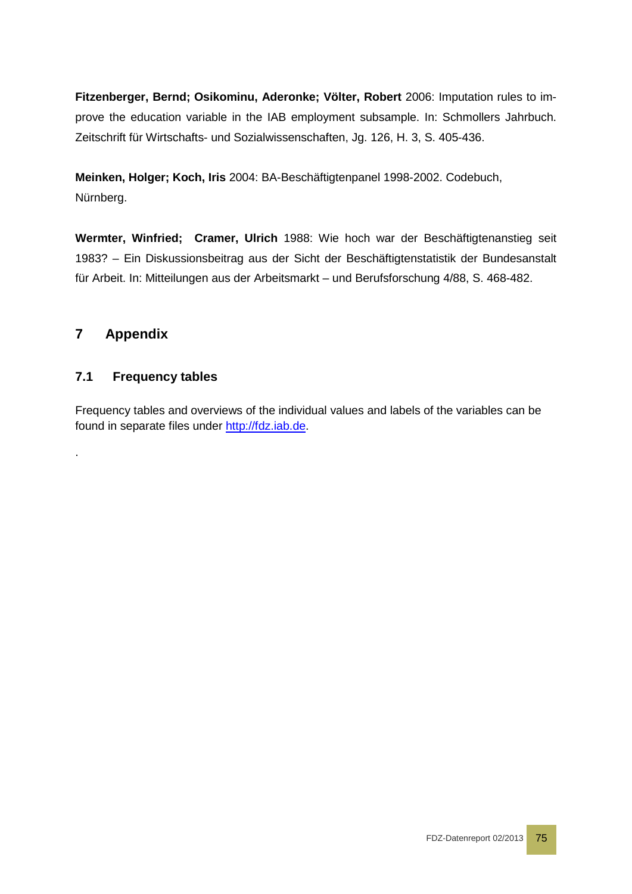**Fitzenberger, Bernd; Osikominu, Aderonke; Völter, Robert** 2006: Imputation rules to improve the education variable in the IAB employment subsample. In: Schmollers Jahrbuch. Zeitschrift für Wirtschafts- und Sozialwissenschaften, Jg. 126, H. 3, S. 405-436.

**Meinken, Holger; Koch, Iris** 2004: BA-Beschäftigtenpanel 1998-2002. Codebuch, Nürnberg.

**Wermter, Winfried; Cramer, Ulrich** 1988: Wie hoch war der Beschäftigtenanstieg seit 1983? – Ein Diskussionsbeitrag aus der Sicht der Beschäftigtenstatistik der Bundesanstalt für Arbeit. In: Mitteilungen aus der Arbeitsmarkt – und Berufsforschung 4/88, S. 468-482.

# 7 Appendix

## 7.1 Frequency tables

Frequency tables and overviews of the individual values and labels of the variables can be found in separate files under http://fdz.iab.de.

.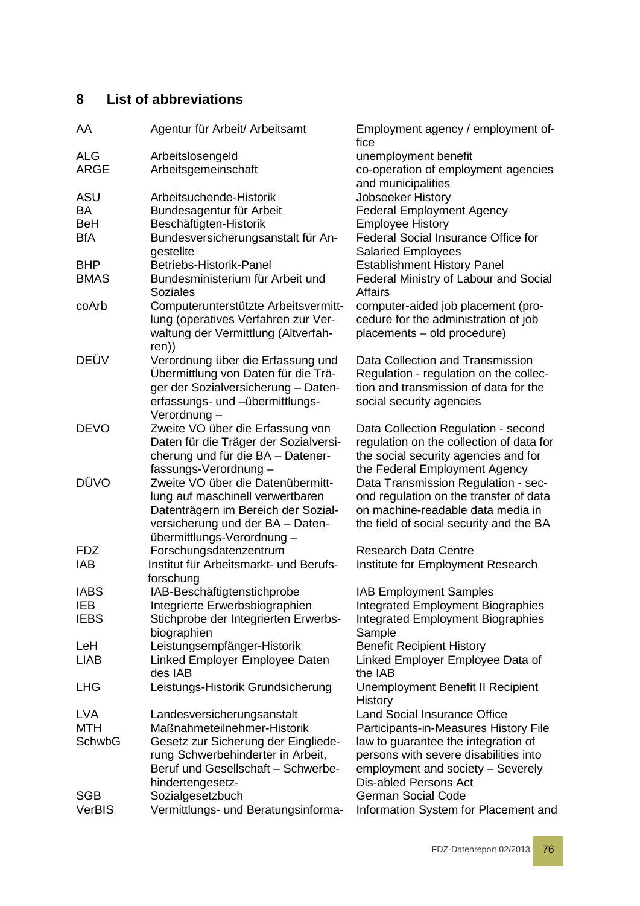## 8 List of abbreviations

| | | |
|---|---|---|
| AA | Agentur für Arbeit/ Arbeitsamt | Employment agency / employment office |
| ALG | Arbeitslosengeld | unemployment benefit |
| ARGE | Arbeitsgemeinschaft | co-operation of employment agencies and municipalities |
| ASU | Arbeitsuchende-Historik | Jobseeker History |
| BA | Bundesagentur für Arbeit | Federal Employment Agency |
| BeH | Beschäftigten-Historik | Employee History |
| BfA | Bundesversicherungsanstalt für Angestellte | Federal Social Insurance Office for Salaried Employees |
| BHP | Betriebs-Historik-Panel | Establishment History Panel |
| BMAS | Bundesministerium für Arbeit und Soziales | Federal Ministry of Labour and Social Affairs |
| coArb | Computerunterstützte Arbeitsvermittlung (operatives Verfahren zur Verwaltung der Vermittlung (Altverfahren)) | computer-aided job placement (procedure for the administration of job placements – old procedure) |
| DEÜV | Verordnung über die Erfassung und Übermittlung von Daten für die Träger der Sozialversicherung – Datenerfassungs- und –übermittlungs-Verordnung – | Data Collection and Transmission Regulation - regulation on the collection and transmission of data for the social security agencies |
| DEVO | Zweite VO über die Erfassung von Daten für die Träger der Sozialversicherung und für die BA – Datenerfassungs-Verordnung – | Data Collection Regulation - second regulation on the collection of data for the social security agencies and for the Federal Employment Agency |
| DÜVO | Zweite VO über die Datenübermittlung auf maschinell verwertbaren Datenträgern im Bereich der Sozialversicherung und der BA – Datenübermittlungs-Verordnung – | Data Transmission Regulation - second regulation on the transfer of data on machine-readable data media in the field of social security and the BA |
| FDZ | Forschungsdatenzentrum | Research Data Centre |
| IAB | Institut für Arbeitsmarkt- und Berufsforschung | Institute for Employment Research |
| IABS | IAB-Beschäftigtenstichprobe | IAB Employment Samples |
| IEB | Integrierte Erwerbsbiographien | Integrated Employment Biographies |
| IEBS | Stichprobe der Integrierten Erwerbsbiographien | Integrated Employment Biographies Sample |
| LeH | Leistungsempfänger-Historik | Benefit Recipient History |
| LIAB | Linked Employer Employee Daten des IAB | Linked Employer Employee Data of the IAB |
| LHG | Leistungs-Historik Grundsicherung | Unemployment Benefit II Recipient History |
| LVA | Landesversicherungsanstalt | Land Social Insurance Office |
| MTH | Maßnahmeteilnehmer-Historik | Participants-in-Measures History File |
| SchwbG | Gesetz zur Sicherung der Eingliederung Schwerbehinderter in Arbeit, Beruf und Gesellschaft – Schwerbehindertengesetz- | law to guarantee the integration of persons with severe disabilities into employment and society – Severely Dis-abled Persons Act |
| SGB | Sozialgesetzbuch | German Social Code |
| VerBIS | Vermittlungs- und Beratungsinforma- | Information System for Placement and |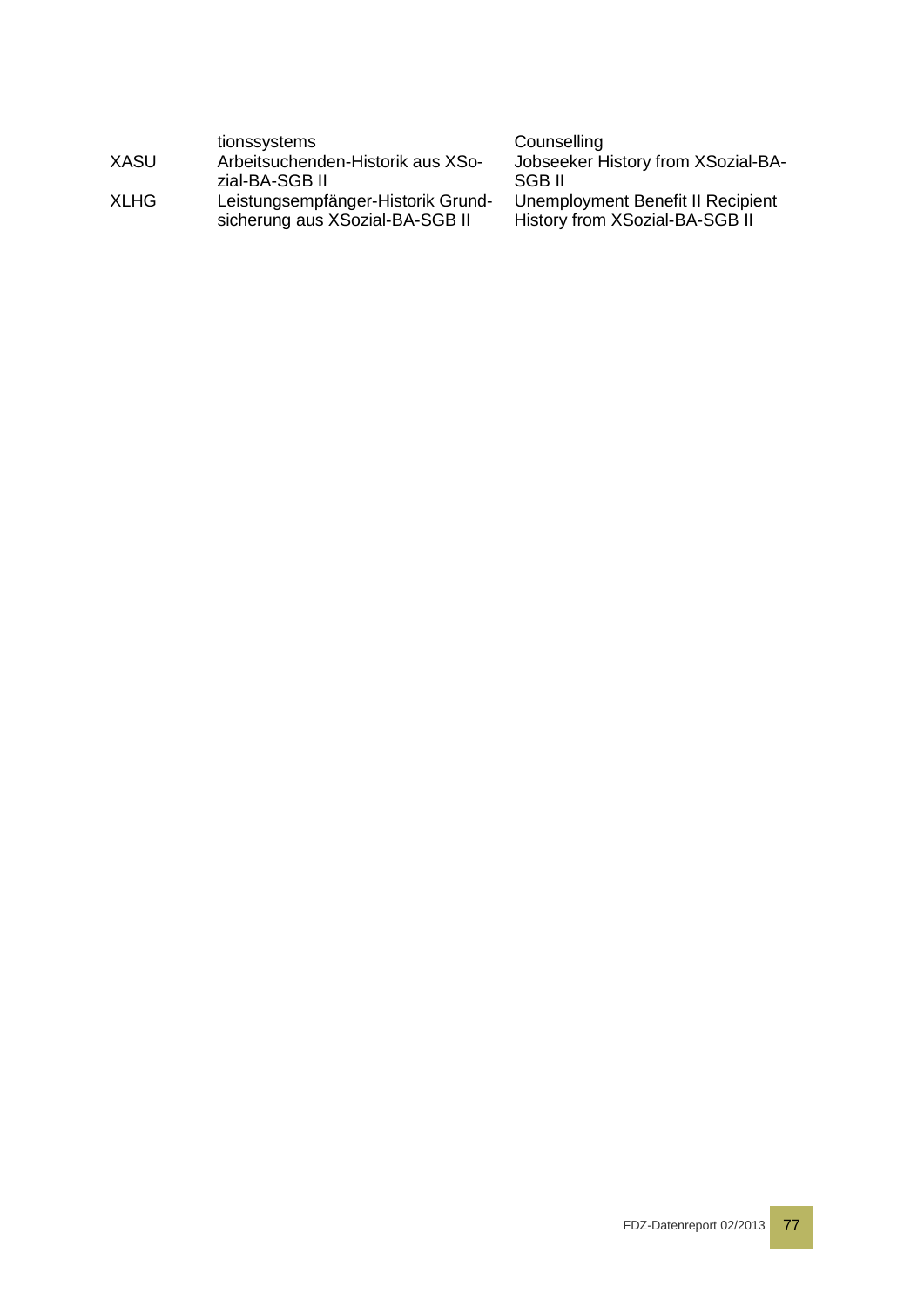| | | |
|---|---|---|
| | tionssystems | Counselling |
| XASU | Arbeitsuchenden-Historik aus XSozial-BA-SGB II | Jobseeker History from XSozial-BA-SGB II |
| XLHG | Leistungsempfänger-Historik Grundsicherung aus XSozial-BA-SGB II | Unemployment Benefit II Recipient History from XSozial-BA-SGB II |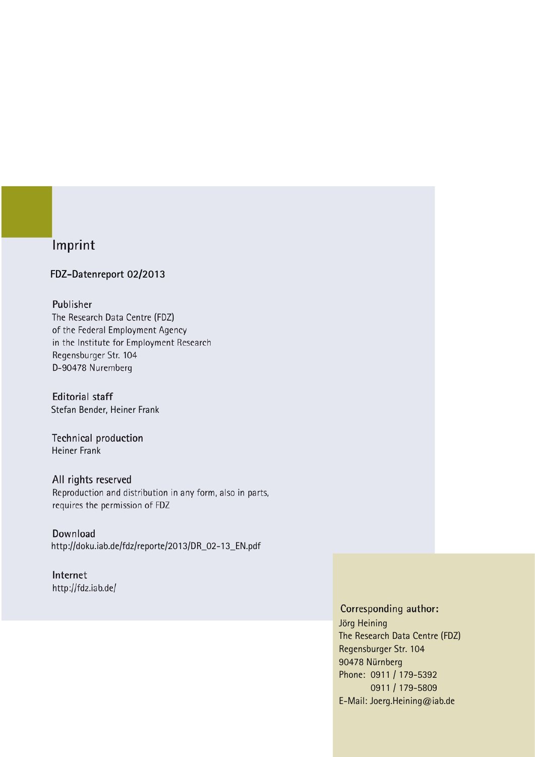# Imprint

**FDZ-Datenreport 02/2013**

**Publisher**
The Research Data Centre (FDZ)
of the Federal Employment Agency
in the Institute for Employment Research
Regensburger Str. 104
D-90478 Nuremberg

**Editorial staff**
Stefan Bender, Heiner Frank

**Technical production**
Heiner Frank

**All rights reserved**
Reproduction and distribution in any form, also in parts, requires the permission of FDZ

**Download**
http://doku.iab.de/fdz/reporte/2013/DR_02-13_EN.pdf

**Internet**
http://fdz.iab.de/

**Corresponding author:**
Jörg Heining
The Research Data Centre (FDZ)
Regensburger Str. 104
90478 Nürnberg
Phone: 0911 / 179-5392
0911 / 179-5809
E-Mail: Joerg.Heining@iab.de